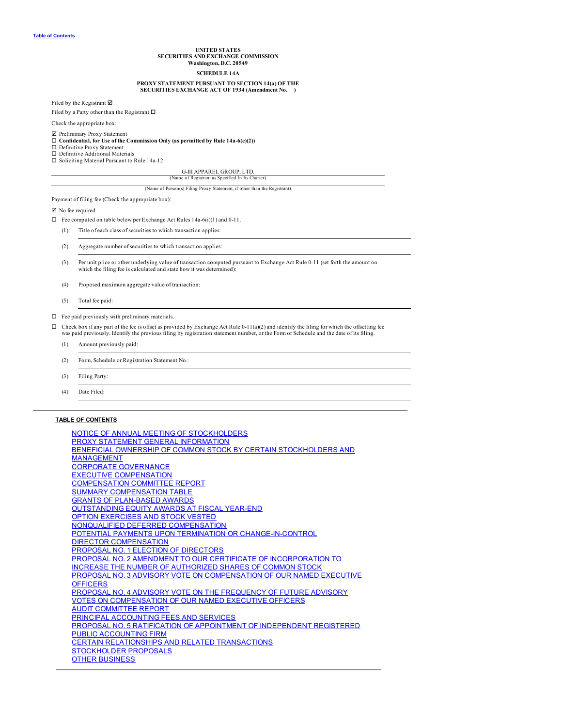Table of Contents

**UNITED STATES**
**SECURITIES AND EXCHANGE COMMISSION**
**Washington, D.C. 20549**

**SCHEDULE 14A**

**PROXY STATEMENT PURSUANT TO SECTION 14(a) OF THE SECURITIES EXCHANGE ACT OF 1934 (Amendment No. )**

Filed by the Registrant ☑

Filed by a Party other than the Registrant ☐

Check the appropriate box:

☑ Preliminary Proxy Statement
☐ **Confidential, for Use of the Commission Only (as permitted by Rule 14a-6(e)(2))**
☐ Definitive Proxy Statement
☐ Definitive Additional Materials
☐ Soliciting Material Pursuant to Rule 14a-12

G-III APPAREL GROUP, LTD.
(Name of Registrant as Specified In Its Charter)

(Name of Person(s) Filing Proxy Statement, if other than the Registrant)

Payment of filing fee (Check the appropriate box):

☑ No fee required.

☐ Fee computed on table below per Exchange Act Rules 14a-6(i)(1) and 0-11.

(1) Title of each class of securities to which transaction applies:

(2) Aggregate number of securities to which transaction applies:

(3) Per unit price or other underlying value of transaction computed pursuant to Exchange Act Rule 0-11 (set forth the amount on which the filing fee is calculated and state how it was determined):

(4) Proposed maximum aggregate value of transaction:

(5) Total fee paid:

☐ Fee paid previously with preliminary materials.

☐ Check box if any part of the fee is offset as provided by Exchange Act Rule 0-11(a)(2) and identify the filing for which the offsetting fee was paid previously. Identify the previous filing by registration statement number, or the Form or Schedule and the date of its filing.

(1) Amount previously paid:

(2) Form, Schedule or Registration Statement No.:

(3) Filing Party:

(4) Date Filed:

---

**TABLE OF CONTENTS**

- NOTICE OF ANNUAL MEETING OF STOCKHOLDERS
- PROXY STATEMENT GENERAL INFORMATION
- BENEFICIAL OWNERSHIP OF COMMON STOCK BY CERTAIN STOCKHOLDERS AND MANAGEMENT
- CORPORATE GOVERNANCE
- EXECUTIVE COMPENSATION
- COMPENSATION COMMITTEE REPORT
- SUMMARY COMPENSATION TABLE
- GRANTS OF PLAN-BASED AWARDS
- OUTSTANDING EQUITY AWARDS AT FISCAL YEAR-END
- OPTION EXERCISES AND STOCK VESTED
- NONQUALIFIED DEFERRED COMPENSATION
- POTENTIAL PAYMENTS UPON TERMINATION OR CHANGE-IN-CONTROL
- DIRECTOR COMPENSATION
- PROPOSAL NO. 1 ELECTION OF DIRECTORS
- PROPOSAL NO. 2 AMENDMENT TO OUR CERTIFICATE OF INCORPORATION TO INCREASE THE NUMBER OF AUTHORIZED SHARES OF COMMON STOCK
- PROPOSAL NO. 3 ADVISORY VOTE ON COMPENSATION OF OUR NAMED EXECUTIVE OFFICERS
- PROPOSAL NO. 4 ADVISORY VOTE ON THE FREQUENCY OF FUTURE ADVISORY VOTES ON COMPENSATION OF OUR NAMED EXECUTIVE OFFICERS
- AUDIT COMMITTEE REPORT
- PRINCIPAL ACCOUNTING FEES AND SERVICES
- PROPOSAL NO. 5 RATIFICATION OF APPOINTMENT OF INDEPENDENT REGISTERED PUBLIC ACCOUNTING FIRM
- CERTAIN RELATIONSHIPS AND RELATED TRANSACTIONS
- STOCKHOLDER PROPOSALS
- OTHER BUSINESS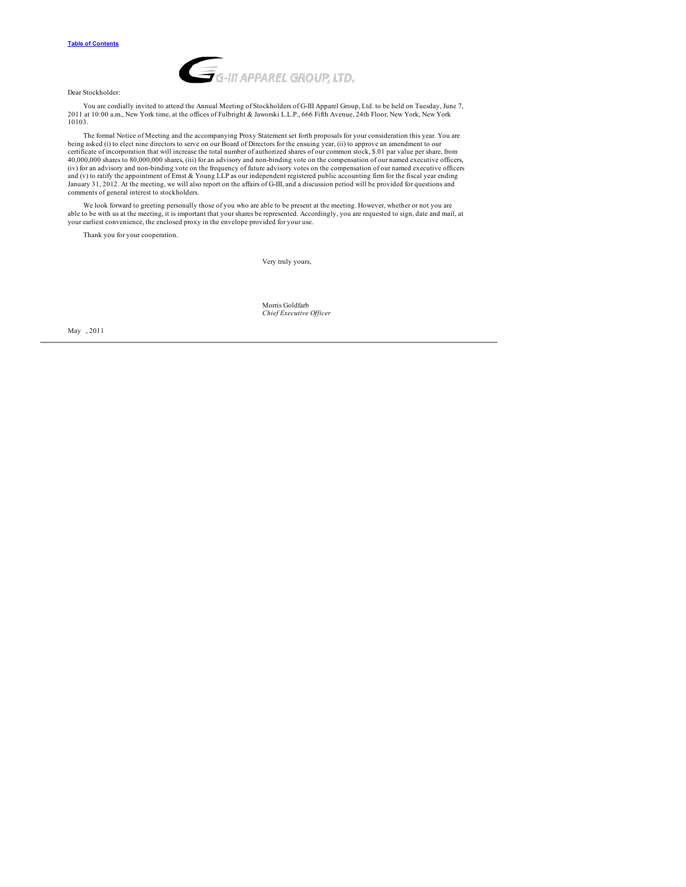Dear Stockholder:

You are cordially invited to attend the Annual Meeting of Stockholders of G-III Apparel Group, Ltd. to be held on Tuesday, June 7, 2011 at 10:00 a.m., New York time, at the offices of Fulbright & Jaworski L.L.P., 666 Fifth Avenue, 24th Floor, New York, New York 10103.

The formal Notice of Meeting and the accompanying Proxy Statement set forth proposals for your consideration this year. You are being asked (i) to elect nine directors to serve on our Board of Directors for the ensuing year, (ii) to approve an amendment to our certificate of incorporation that will increase the total number of authorized shares of our common stock, $.01 par value per share, from 40,000,000 shares to 80,000,000 shares, (iii) for an advisory and non-binding vote on the compensation of our named executive officers, (iv) for an advisory and non-binding vote on the frequency of future advisory votes on the compensation of our named executive officers and (v) to ratify the appointment of Ernst & Young LLP as our independent registered public accounting firm for the fiscal year ending January 31, 2012. At the meeting, we will also report on the affairs of G-III, and a discussion period will be provided for questions and comments of general interest to stockholders.

We look forward to greeting personally those of you who are able to be present at the meeting. However, whether or not you are able to be with us at the meeting, it is important that your shares be represented. Accordingly, you are requested to sign, date and mail, at your earliest convenience, the enclosed proxy in the envelope provided for your use.

Thank you for your cooperation.

Very truly yours,

Morris Goldfarb
*Chief Executive Officer*

May , 2011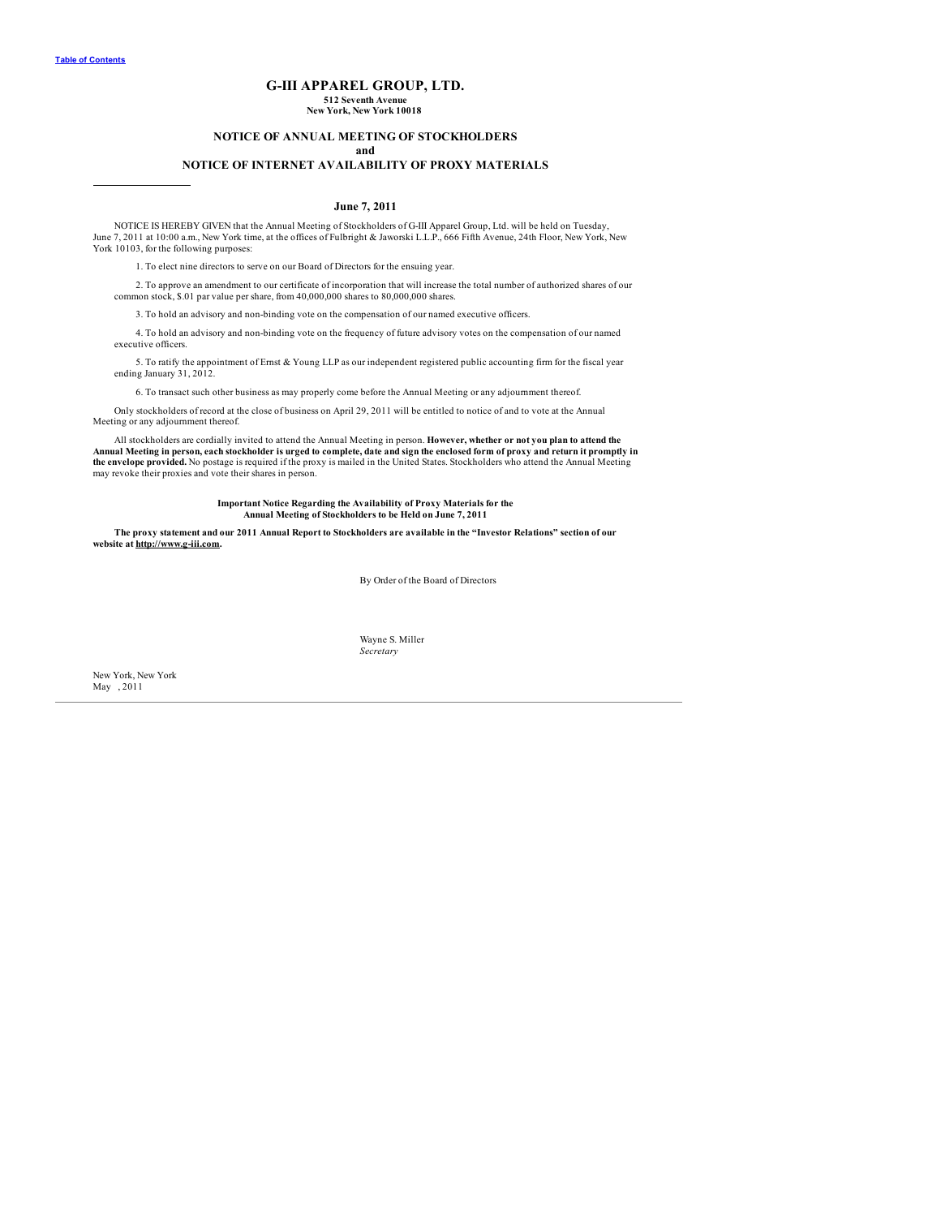# G-III APPAREL GROUP, LTD.

**512 Seventh Avenue**
**New York, New York 10018**

## NOTICE OF ANNUAL MEETING OF STOCKHOLDERS
## and
## NOTICE OF INTERNET AVAILABILITY OF PROXY MATERIALS

**June 7, 2011**

NOTICE IS HEREBY GIVEN that the Annual Meeting of Stockholders of G-III Apparel Group, Ltd. will be held on Tuesday, June 7, 2011 at 10:00 a.m., New York time, at the offices of Fulbright & Jaworski L.L.P., 666 Fifth Avenue, 24th Floor, New York, New York 10103, for the following purposes:

1. To elect nine directors to serve on our Board of Directors for the ensuing year.

2. To approve an amendment to our certificate of incorporation that will increase the total number of authorized shares of our common stock, $.01 par value per share, from 40,000,000 shares to 80,000,000 shares.

3. To hold an advisory and non-binding vote on the compensation of our named executive officers.

4. To hold an advisory and non-binding vote on the frequency of future advisory votes on the compensation of our named executive officers.

5. To ratify the appointment of Ernst & Young LLP as our independent registered public accounting firm for the fiscal year ending January 31, 2012.

6. To transact such other business as may properly come before the Annual Meeting or any adjournment thereof.

Only stockholders of record at the close of business on April 29, 2011 will be entitled to notice of and to vote at the Annual Meeting or any adjournment thereof.

All stockholders are cordially invited to attend the Annual Meeting in person. **However, whether or not you plan to attend the Annual Meeting in person, each stockholder is urged to complete, date and sign the enclosed form of proxy and return it promptly in the envelope provided.** No postage is required if the proxy is mailed in the United States. Stockholders who attend the Annual Meeting may revoke their proxies and vote their shares in person.

**Important Notice Regarding the Availability of Proxy Materials for the Annual Meeting of Stockholders to be Held on June 7, 2011**

**The proxy statement and our 2011 Annual Report to Stockholders are available in the "Investor Relations" section of our website at http://www.g-iii.com.**

By Order of the Board of Directors

Wayne S. Miller
*Secretary*

New York, New York
May , 2011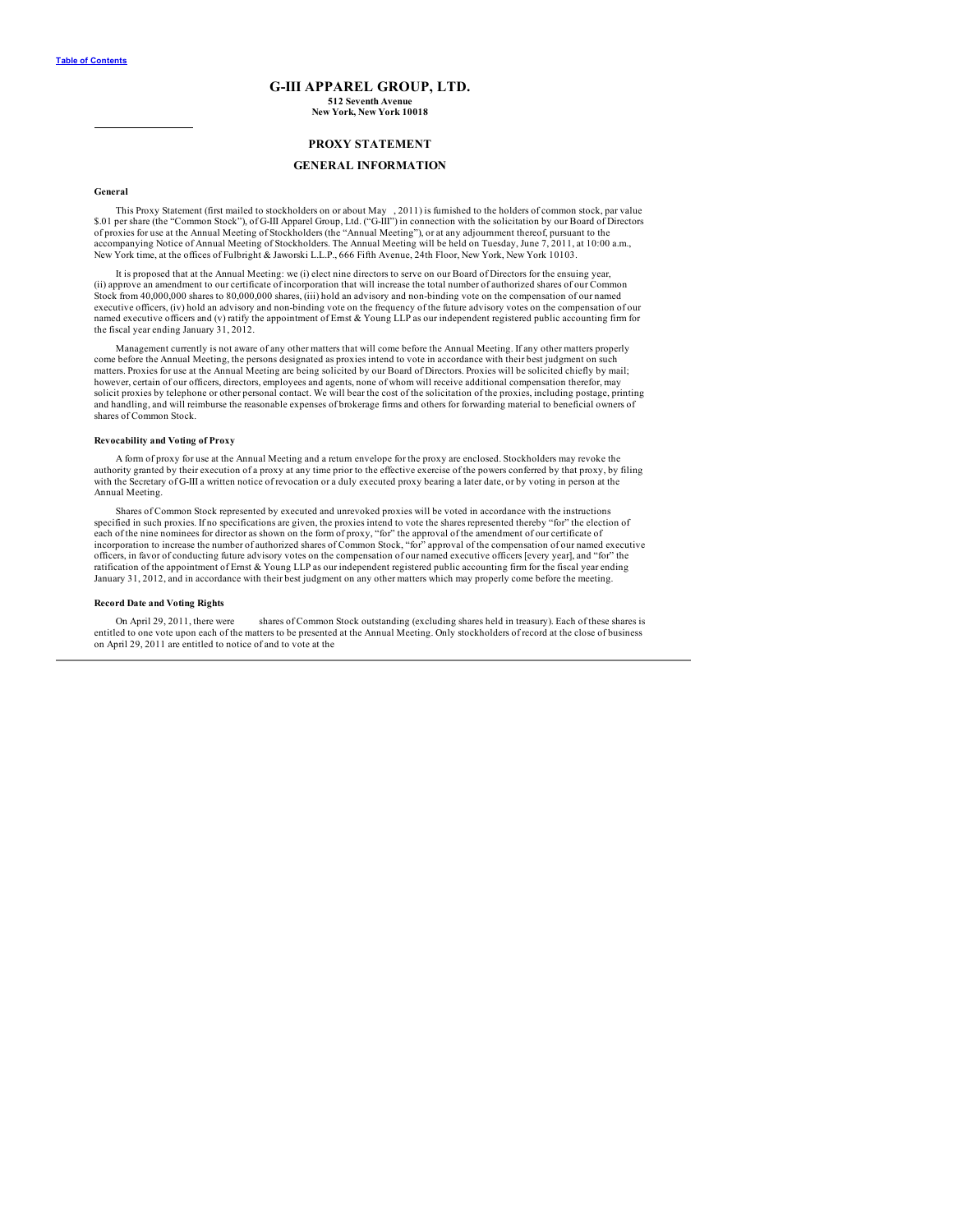# G-III APPAREL GROUP, LTD.

**512 Seventh Avenue**
**New York, New York 10018**

## PROXY STATEMENT

## GENERAL INFORMATION

**General**

This Proxy Statement (first mailed to stockholders on or about May , 2011) is furnished to the holders of common stock, par value $.01 per share (the "Common Stock"), of G-III Apparel Group, Ltd. ("G-III") in connection with the solicitation by our Board of Directors of proxies for use at the Annual Meeting of Stockholders (the "Annual Meeting"), or at any adjournment thereof, pursuant to the accompanying Notice of Annual Meeting of Stockholders. The Annual Meeting will be held on Tuesday, June 7, 2011, at 10:00 a.m., New York time, at the offices of Fulbright & Jaworski L.L.P., 666 Fifth Avenue, 24th Floor, New York, New York 10103.

It is proposed that at the Annual Meeting: we (i) elect nine directors to serve on our Board of Directors for the ensuing year, (ii) approve an amendment to our certificate of incorporation that will increase the total number of authorized shares of our Common Stock from 40,000,000 shares to 80,000,000 shares, (iii) hold an advisory and non-binding vote on the compensation of our named executive officers, (iv) hold an advisory and non-binding vote on the frequency of the future advisory votes on the compensation of our named executive officers and (v) ratify the appointment of Ernst & Young LLP as our independent registered public accounting firm for the fiscal year ending January 31, 2012.

Management currently is not aware of any other matters that will come before the Annual Meeting. If any other matters properly come before the Annual Meeting, the persons designated as proxies intend to vote in accordance with their best judgment on such matters. Proxies for use at the Annual Meeting are being solicited by our Board of Directors. Proxies will be solicited chiefly by mail; however, certain of our officers, directors, employees and agents, none of whom will receive additional compensation therefor, may solicit proxies by telephone or other personal contact. We will bear the cost of the solicitation of the proxies, including postage, printing and handling, and will reimburse the reasonable expenses of brokerage firms and others for forwarding material to beneficial owners of shares of Common Stock.

**Revocability and Voting of Proxy**

A form of proxy for use at the Annual Meeting and a return envelope for the proxy are enclosed. Stockholders may revoke the authority granted by their execution of a proxy at any time prior to the effective exercise of the powers conferred by that proxy, by filing with the Secretary of G-III a written notice of revocation or a duly executed proxy bearing a later date, or by voting in person at the Annual Meeting.

Shares of Common Stock represented by executed and unrevoked proxies will be voted in accordance with the instructions specified in such proxies. If no specifications are given, the proxies intend to vote the shares represented thereby "for" the election of each of the nine nominees for director as shown on the form of proxy, "for" the approval of the amendment of our certificate of incorporation to increase the number of authorized shares of Common Stock, "for" approval of the compensation of our named executive officers, in favor of conducting future advisory votes on the compensation of our named executive officers [every year], and "for" the ratification of the appointment of Ernst & Young LLP as our independent registered public accounting firm for the fiscal year ending January 31, 2012, and in accordance with their best judgment on any other matters which may properly come before the meeting.

**Record Date and Voting Rights**

On April 29, 2011, there were shares of Common Stock outstanding (excluding shares held in treasury). Each of these shares is entitled to one vote upon each of the matters to be presented at the Annual Meeting. Only stockholders of record at the close of business on April 29, 2011 are entitled to notice of and to vote at the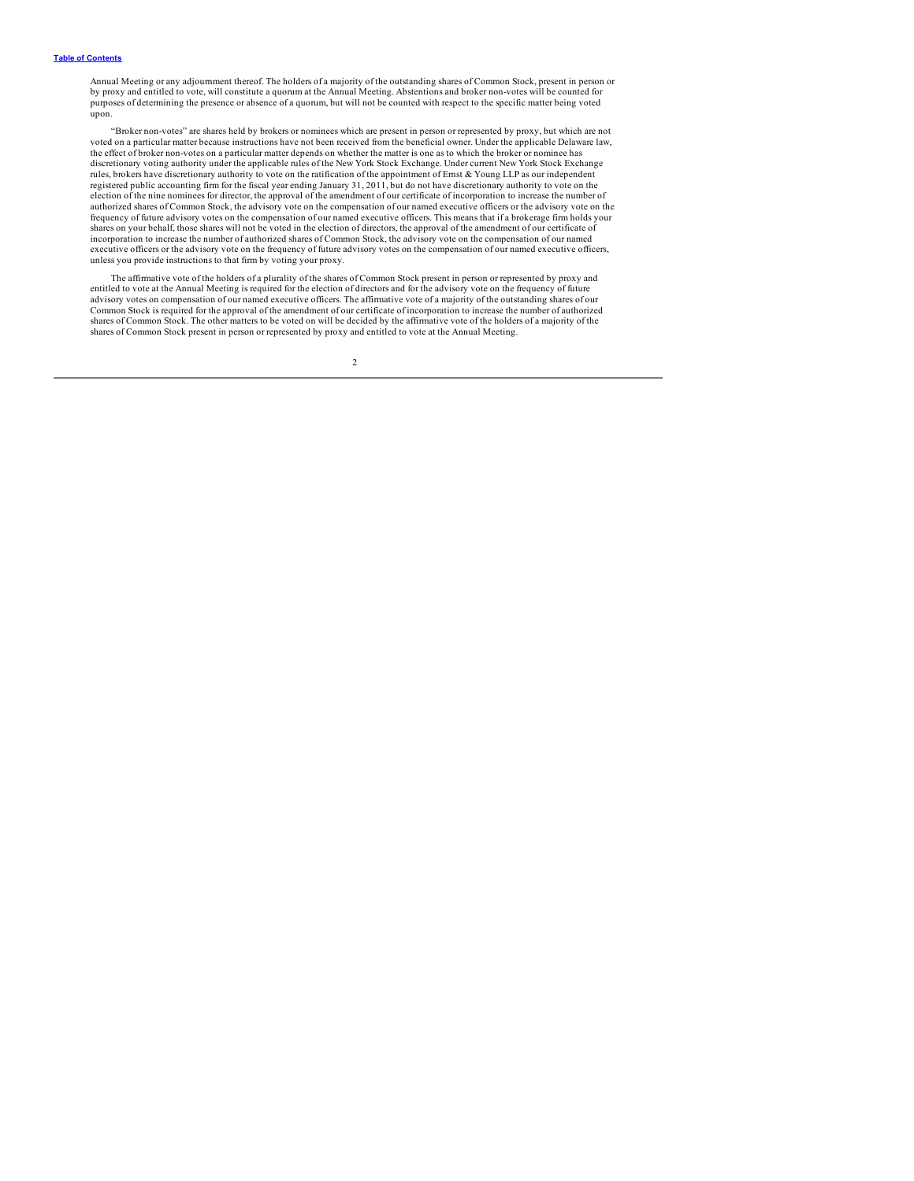Annual Meeting or any adjournment thereof. The holders of a majority of the outstanding shares of Common Stock, present in person or by proxy and entitled to vote, will constitute a quorum at the Annual Meeting. Abstentions and broker non-votes will be counted for purposes of determining the presence or absence of a quorum, but will not be counted with respect to the specific matter being voted upon.

"Broker non-votes" are shares held by brokers or nominees which are present in person or represented by proxy, but which are not voted on a particular matter because instructions have not been received from the beneficial owner. Under the applicable Delaware law, the effect of broker non-votes on a particular matter depends on whether the matter is one as to which the broker or nominee has discretionary voting authority under the applicable rules of the New York Stock Exchange. Under current New York Stock Exchange rules, brokers have discretionary authority to vote on the ratification of the appointment of Ernst & Young LLP as our independent registered public accounting firm for the fiscal year ending January 31, 2011, but do not have discretionary authority to vote on the election of the nine nominees for director, the approval of the amendment of our certificate of incorporation to increase the number of authorized shares of Common Stock, the advisory vote on the compensation of our named executive officers or the advisory vote on the frequency of future advisory votes on the compensation of our named executive officers. This means that if a brokerage firm holds your shares on your behalf, those shares will not be voted in the election of directors, the approval of the amendment of our certificate of incorporation to increase the number of authorized shares of Common Stock, the advisory vote on the compensation of our named executive officers or the advisory vote on the frequency of future advisory votes on the compensation of our named executive officers, unless you provide instructions to that firm by voting your proxy.

The affirmative vote of the holders of a plurality of the shares of Common Stock present in person or represented by proxy and entitled to vote at the Annual Meeting is required for the election of directors and for the advisory vote on the frequency of future advisory votes on compensation of our named executive officers. The affirmative vote of a majority of the outstanding shares of our Common Stock is required for the approval of the amendment of our certificate of incorporation to increase the number of authorized shares of Common Stock. The other matters to be voted on will be decided by the affirmative vote of the holders of a majority of the shares of Common Stock present in person or represented by proxy and entitled to vote at the Annual Meeting.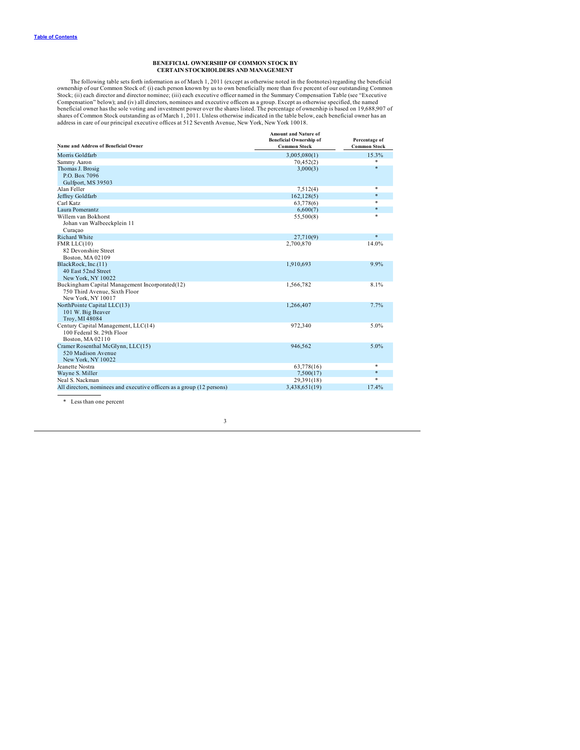[Table of Contents](#)

## BENEFICIAL OWNERSHIP OF COMMON STOCK BY CERTAIN STOCKHOLDERS AND MANAGEMENT

The following table sets forth information as of March 1, 2011 (except as otherwise noted in the footnotes) regarding the beneficial ownership of our Common Stock of: (i) each person known by us to own beneficially more than five percent of our outstanding Common Stock; (ii) each director and director nominee; (iii) each executive officer named in the Summary Compensation Table (see "Executive Compensation" below); and (iv) all directors, nominees and executive officers as a group. Except as otherwise specified, the named beneficial owner has the sole voting and investment power over the shares listed. The percentage of ownership is based on 19,688,907 of shares of Common Stock outstanding as of March 1, 2011. Unless otherwise indicated in the table below, each beneficial owner has an address in care of our principal executive offices at 512 Seventh Avenue, New York, New York 10018.

| Name and Address of Beneficial Owner | Amount and Nature of Beneficial Ownership of Common Stock | Percentage of Common Stock |
|---|---|---|
| Morris Goldfarb | 3,005,080(1) | 15.3% |
| Sammy Aaron | 70,452(2) | * |
| Thomas J. Brosig<br>P.O. Box 7096<br>Gulfport, MS 39503 | 3,000(3) | * |
| Alan Feller | 7,512(4) | * |
| Jeffrey Goldfarb | 162,128(5) | * |
| Carl Katz | 63,778(6) | * |
| Laura Pomerantz | 6,600(7) | * |
| Willem van Bokhorst<br>Johan van Walbeeckplein 11<br>Curaçao | 55,500(8) | * |
| Richard White | 27,710(9) | * |
| FMR LLC(10)<br>82 Devonshire Street<br>Boston, MA 02109 | 2,700,870 | 14.0% |
| BlackRock, Inc.(11)<br>40 East 52nd Street<br>New York, NY 10022 | 1,910,693 | 9.9% |
| Buckingham Capital Management Incorporated(12)<br>750 Third Avenue, Sixth Floor<br>New York, NY 10017 | 1,566,782 | 8.1% |
| NorthPointe Capital LLC(13)<br>101 W. Big Beaver<br>Troy, MI 48084 | 1,266,407 | 7.7% |
| Century Capital Management, LLC(14)<br>100 Federal St. 29th Floor<br>Boston, MA 02110 | 972,340 | 5.0% |
| Cramer Rosenthal McGlynn, LLC(15)<br>520 Madison Avenue<br>New York, NY 10022 | 946,562 | 5.0% |
| Jeanette Nostra | 63,778(16) | * |
| Wayne S. Miller | 7,500(17) | * |
| Neal S. Nackman | 29,391(18) | * |
| All directors, nominees and executive officers as a group (12 persons) | 3,438,651(19) | 17.4% |

\* Less than one percent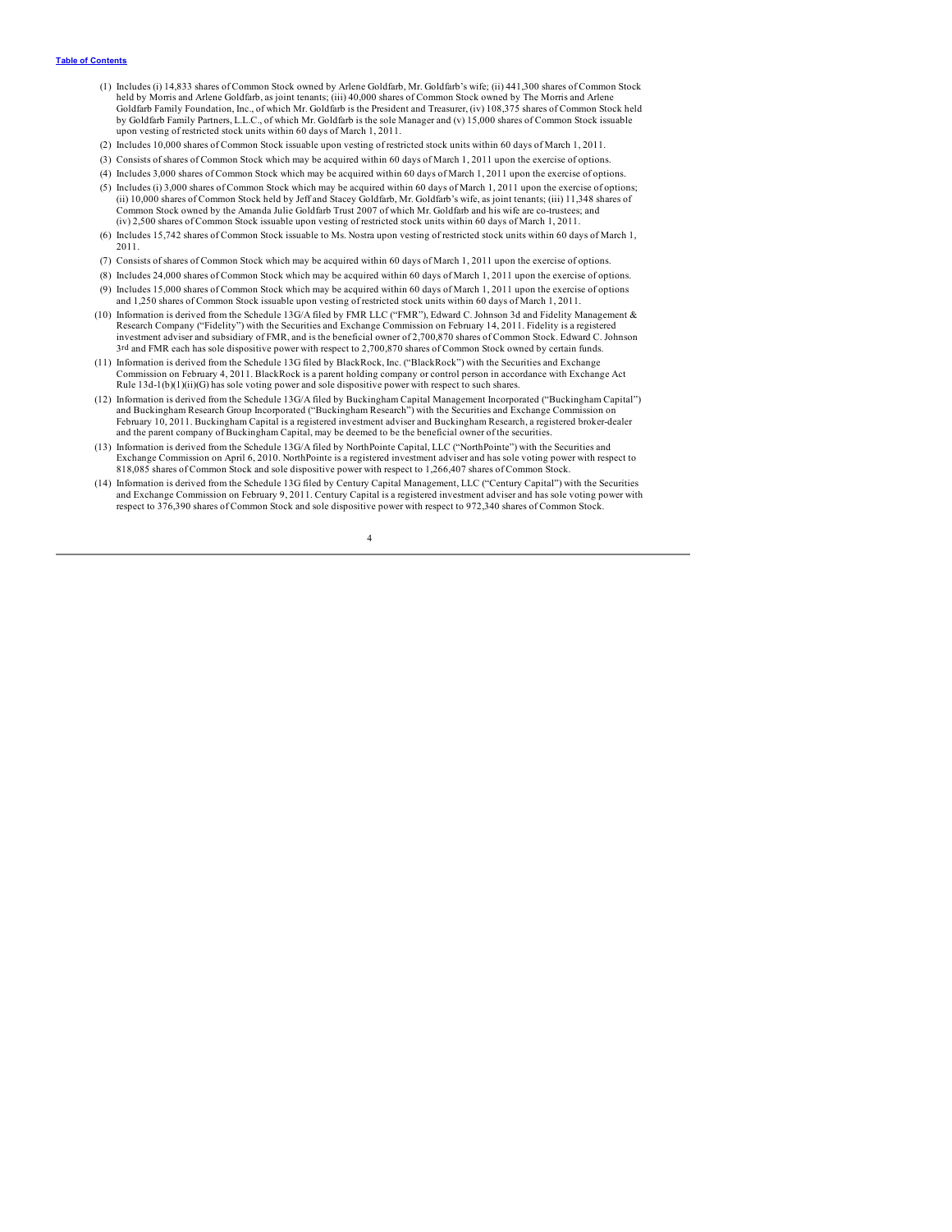(1) Includes (i) 14,833 shares of Common Stock owned by Arlene Goldfarb, Mr. Goldfarb's wife; (ii) 441,300 shares of Common Stock held by Morris and Arlene Goldfarb, as joint tenants; (iii) 40,000 shares of Common Stock owned by The Morris and Arlene Goldfarb Family Foundation, Inc., of which Mr. Goldfarb is the President and Treasurer, (iv) 108,375 shares of Common Stock held by Goldfarb Family Partners, L.L.C., of which Mr. Goldfarb is the sole Manager and (v) 15,000 shares of Common Stock issuable upon vesting of restricted stock units within 60 days of March 1, 2011.

(2) Includes 10,000 shares of Common Stock issuable upon vesting of restricted stock units within 60 days of March 1, 2011.

(3) Consists of shares of Common Stock which may be acquired within 60 days of March 1, 2011 upon the exercise of options.

(4) Includes 3,000 shares of Common Stock which may be acquired within 60 days of March 1, 2011 upon the exercise of options.

(5) Includes (i) 3,000 shares of Common Stock which may be acquired within 60 days of March 1, 2011 upon the exercise of options; (ii) 10,000 shares of Common Stock held by Jeff and Stacey Goldfarb, Mr. Goldfarb's wife, as joint tenants; (iii) 11,348 shares of Common Stock owned by the Amanda Julie Goldfarb Trust 2007 of which Mr. Goldfarb and his wife are co-trustees; and (iv) 2,500 shares of Common Stock issuable upon vesting of restricted stock units within 60 days of March 1, 2011.

(6) Includes 15,742 shares of Common Stock issuable to Ms. Nostra upon vesting of restricted stock units within 60 days of March 1, 2011.

(7) Consists of shares of Common Stock which may be acquired within 60 days of March 1, 2011 upon the exercise of options.

(8) Includes 24,000 shares of Common Stock which may be acquired within 60 days of March 1, 2011 upon the exercise of options.

(9) Includes 15,000 shares of Common Stock which may be acquired within 60 days of March 1, 2011 upon the exercise of options and 1,250 shares of Common Stock issuable upon vesting of restricted stock units within 60 days of March 1, 2011.

(10) Information is derived from the Schedule 13G/A filed by FMR LLC ("FMR"), Edward C. Johnson 3d and Fidelity Management & Research Company ("Fidelity") with the Securities and Exchange Commission on February 14, 2011. Fidelity is a registered investment adviser and subsidiary of FMR, and is the beneficial owner of 2,700,870 shares of Common Stock. Edward C. Johnson 3rd and FMR each has sole dispositive power with respect to 2,700,870 shares of Common Stock owned by certain funds.

(11) Information is derived from the Schedule 13G filed by BlackRock, Inc. ("BlackRock") with the Securities and Exchange Commission on February 4, 2011. BlackRock is a parent holding company or control person in accordance with Exchange Act Rule 13d-1(b)(1)(ii)(G) has sole voting power and sole dispositive power with respect to such shares.

(12) Information is derived from the Schedule 13G/A filed by Buckingham Capital Management Incorporated ("Buckingham Capital") and Buckingham Research Group Incorporated ("Buckingham Research") with the Securities and Exchange Commission on February 10, 2011. Buckingham Capital is a registered investment adviser and Buckingham Research, a registered broker-dealer and the parent company of Buckingham Capital, may be deemed to be the beneficial owner of the securities.

(13) Information is derived from the Schedule 13G/A filed by NorthPointe Capital, LLC ("NorthPointe") with the Securities and Exchange Commission on April 6, 2010. NorthPointe is a registered investment adviser and has sole voting power with respect to 818,085 shares of Common Stock and sole dispositive power with respect to 1,266,407 shares of Common Stock.

(14) Information is derived from the Schedule 13G filed by Century Capital Management, LLC ("Century Capital") with the Securities and Exchange Commission on February 9, 2011. Century Capital is a registered investment adviser and has sole voting power with respect to 376,390 shares of Common Stock and sole dispositive power with respect to 972,340 shares of Common Stock.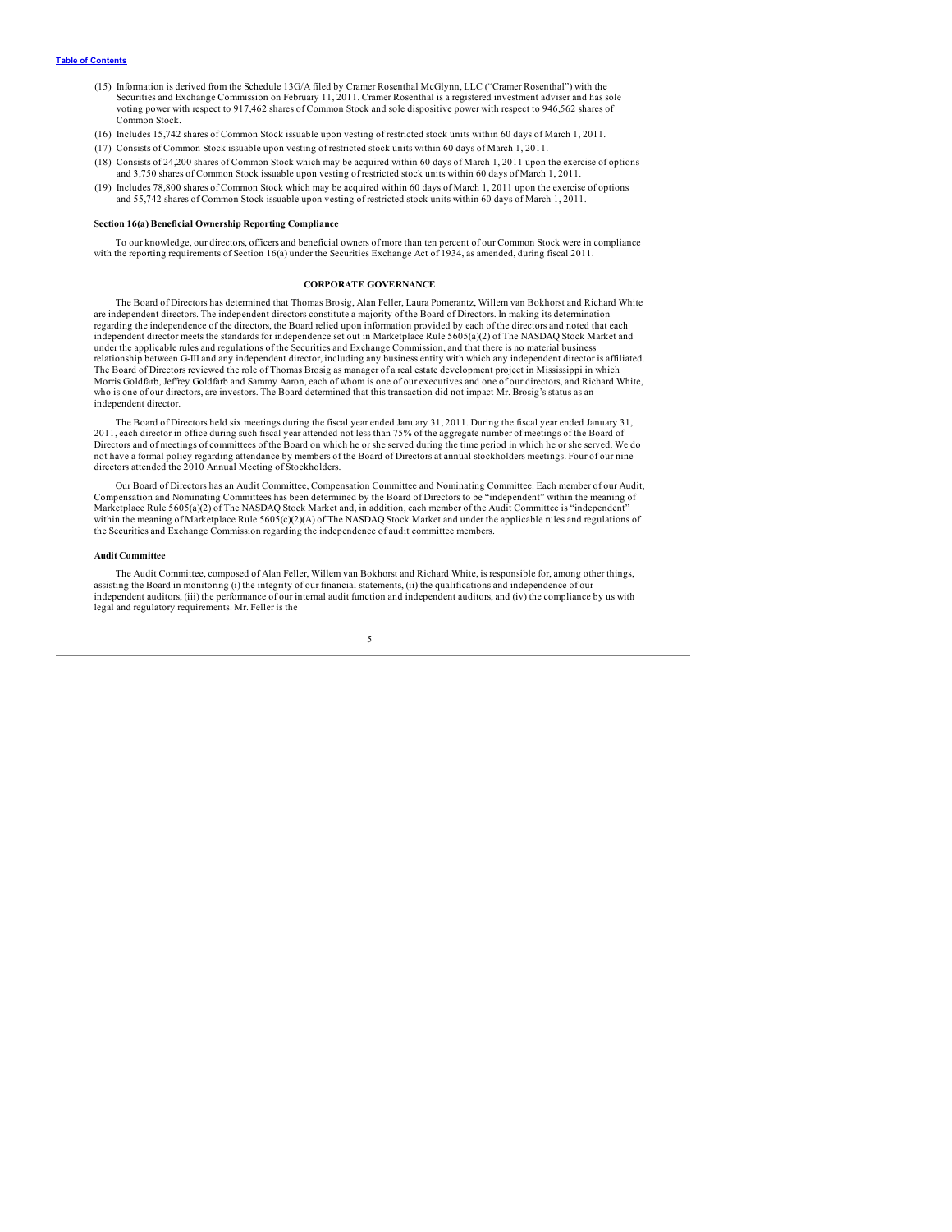(15) Information is derived from the Schedule 13G/A filed by Cramer Rosenthal McGlynn, LLC ("Cramer Rosenthal") with the Securities and Exchange Commission on February 11, 2011. Cramer Rosenthal is a registered investment adviser and has sole voting power with respect to 917,462 shares of Common Stock and sole dispositive power with respect to 946,562 shares of Common Stock.

(16) Includes 15,742 shares of Common Stock issuable upon vesting of restricted stock units within 60 days of March 1, 2011.

(17) Consists of Common Stock issuable upon vesting of restricted stock units within 60 days of March 1, 2011.

(18) Consists of 24,200 shares of Common Stock which may be acquired within 60 days of March 1, 2011 upon the exercise of options and 3,750 shares of Common Stock issuable upon vesting of restricted stock units within 60 days of March 1, 2011.

(19) Includes 78,800 shares of Common Stock which may be acquired within 60 days of March 1, 2011 upon the exercise of options and 55,742 shares of Common Stock issuable upon vesting of restricted stock units within 60 days of March 1, 2011.

#### Section 16(a) Beneficial Ownership Reporting Compliance

To our knowledge, our directors, officers and beneficial owners of more than ten percent of our Common Stock were in compliance with the reporting requirements of Section 16(a) under the Securities Exchange Act of 1934, as amended, during fiscal 2011.

## CORPORATE GOVERNANCE

The Board of Directors has determined that Thomas Brosig, Alan Feller, Laura Pomerantz, Willem van Bokhorst and Richard White are independent directors. The independent directors constitute a majority of the Board of Directors. In making its determination regarding the independence of the directors, the Board relied upon information provided by each of the directors and noted that each independent director meets the standards for independence set out in Marketplace Rule 5605(a)(2) of The NASDAQ Stock Market and under the applicable rules and regulations of the Securities and Exchange Commission, and that there is no material business relationship between G-III and any independent director, including any business entity with which any independent director is affiliated. The Board of Directors reviewed the role of Thomas Brosig as manager of a real estate development project in Mississippi in which Morris Goldfarb, Jeffrey Goldfarb and Sammy Aaron, each of whom is one of our executives and one of our directors, and Richard White, who is one of our directors, are investors. The Board determined that this transaction did not impact Mr. Brosig's status as an independent director.

The Board of Directors held six meetings during the fiscal year ended January 31, 2011. During the fiscal year ended January 31, 2011, each director in office during such fiscal year attended not less than 75% of the aggregate number of meetings of the Board of Directors and of meetings of committees of the Board on which he or she served during the time period in which he or she served. We do not have a formal policy regarding attendance by members of the Board of Directors at annual stockholders meetings. Four of our nine directors attended the 2010 Annual Meeting of Stockholders.

Our Board of Directors has an Audit Committee, Compensation Committee and Nominating Committee. Each member of our Audit, Compensation and Nominating Committees has been determined by the Board of Directors to be "independent" within the meaning of Marketplace Rule 5605(a)(2) of The NASDAQ Stock Market and, in addition, each member of the Audit Committee is "independent" within the meaning of Marketplace Rule 5605(c)(2)(A) of The NASDAQ Stock Market and under the applicable rules and regulations of the Securities and Exchange Commission regarding the independence of audit committee members.

#### Audit Committee

The Audit Committee, composed of Alan Feller, Willem van Bokhorst and Richard White, is responsible for, among other things, assisting the Board in monitoring (i) the integrity of our financial statements, (ii) the qualifications and independence of our independent auditors, (iii) the performance of our internal audit function and independent auditors, and (iv) the compliance by us with legal and regulatory requirements. Mr. Feller is the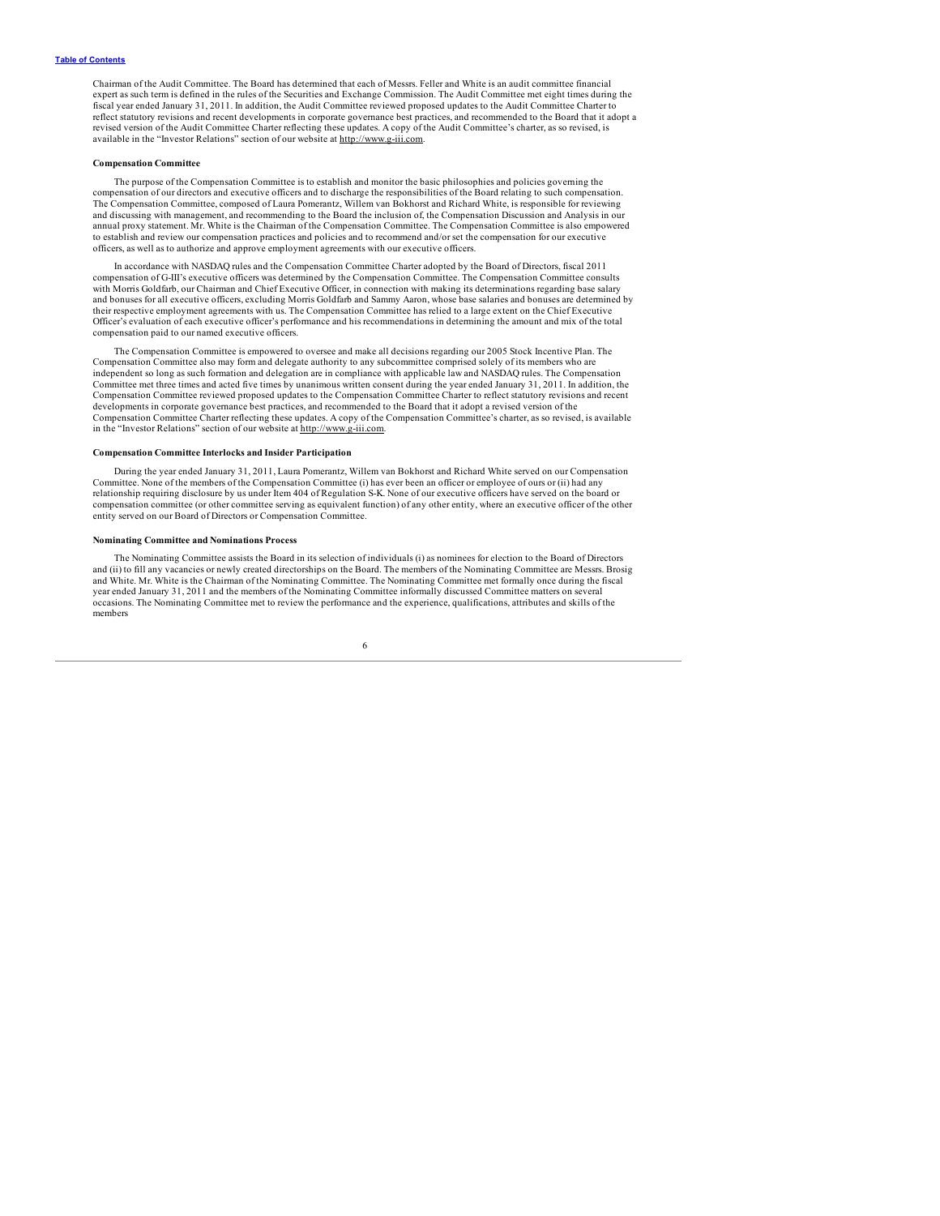Chairman of the Audit Committee. The Board has determined that each of Messrs. Feller and White is an audit committee financial expert as such term is defined in the rules of the Securities and Exchange Commission. The Audit Committee met eight times during the fiscal year ended January 31, 2011. In addition, the Audit Committee reviewed proposed updates to the Audit Committee Charter to reflect statutory revisions and recent developments in corporate governance best practices, and recommended to the Board that it adopt a revised version of the Audit Committee Charter reflecting these updates. A copy of the Audit Committee's charter, as so revised, is available in the "Investor Relations" section of our website at http://www.g-iii.com.

**Compensation Committee**

The purpose of the Compensation Committee is to establish and monitor the basic philosophies and policies governing the compensation of our directors and executive officers and to discharge the responsibilities of the Board relating to such compensation. The Compensation Committee, composed of Laura Pomerantz, Willem van Bokhorst and Richard White, is responsible for reviewing and discussing with management, and recommending to the Board the inclusion of, the Compensation Discussion and Analysis in our annual proxy statement. Mr. White is the Chairman of the Compensation Committee. The Compensation Committee is also empowered to establish and review our compensation practices and policies and to recommend and/or set the compensation for our executive officers, as well as to authorize and approve employment agreements with our executive officers.

In accordance with NASDAQ rules and the Compensation Committee Charter adopted by the Board of Directors, fiscal 2011 compensation of G-III's executive officers was determined by the Compensation Committee. The Compensation Committee consults with Morris Goldfarb, our Chairman and Chief Executive Officer, in connection with making its determinations regarding base salary and bonuses for all executive officers, excluding Morris Goldfarb and Sammy Aaron, whose base salaries and bonuses are determined by their respective employment agreements with us. The Compensation Committee has relied to a large extent on the Chief Executive Officer's evaluation of each executive officer's performance and his recommendations in determining the amount and mix of the total compensation paid to our named executive officers.

The Compensation Committee is empowered to oversee and make all decisions regarding our 2005 Stock Incentive Plan. The Compensation Committee also may form and delegate authority to any subcommittee comprised solely of its members who are independent so long as such formation and delegation are in compliance with applicable law and NASDAQ rules. The Compensation Committee met three times and acted five times by unanimous written consent during the year ended January 31, 2011. In addition, the Compensation Committee reviewed proposed updates to the Compensation Committee Charter to reflect statutory revisions and recent developments in corporate governance best practices, and recommended to the Board that it adopt a revised version of the Compensation Committee Charter reflecting these updates. A copy of the Compensation Committee's charter, as so revised, is available in the "Investor Relations" section of our website at http://www.g-iii.com.

**Compensation Committee Interlocks and Insider Participation**

During the year ended January 31, 2011, Laura Pomerantz, Willem van Bokhorst and Richard White served on our Compensation Committee. None of the members of the Compensation Committee (i) has ever been an officer or employee of ours or (ii) had any relationship requiring disclosure by us under Item 404 of Regulation S-K. None of our executive officers have served on the board or compensation committee (or other committee serving as equivalent function) of any other entity, where an executive officer of the other entity served on our Board of Directors or Compensation Committee.

**Nominating Committee and Nominations Process**

The Nominating Committee assists the Board in its selection of individuals (i) as nominees for election to the Board of Directors and (ii) to fill any vacancies or newly created directorships on the Board. The members of the Nominating Committee are Messrs. Brosig and White. Mr. White is the Chairman of the Nominating Committee. The Nominating Committee met formally once during the fiscal year ended January 31, 2011 and the members of the Nominating Committee informally discussed Committee matters on several occasions. The Nominating Committee met to review the performance and the experience, qualifications, attributes and skills of the members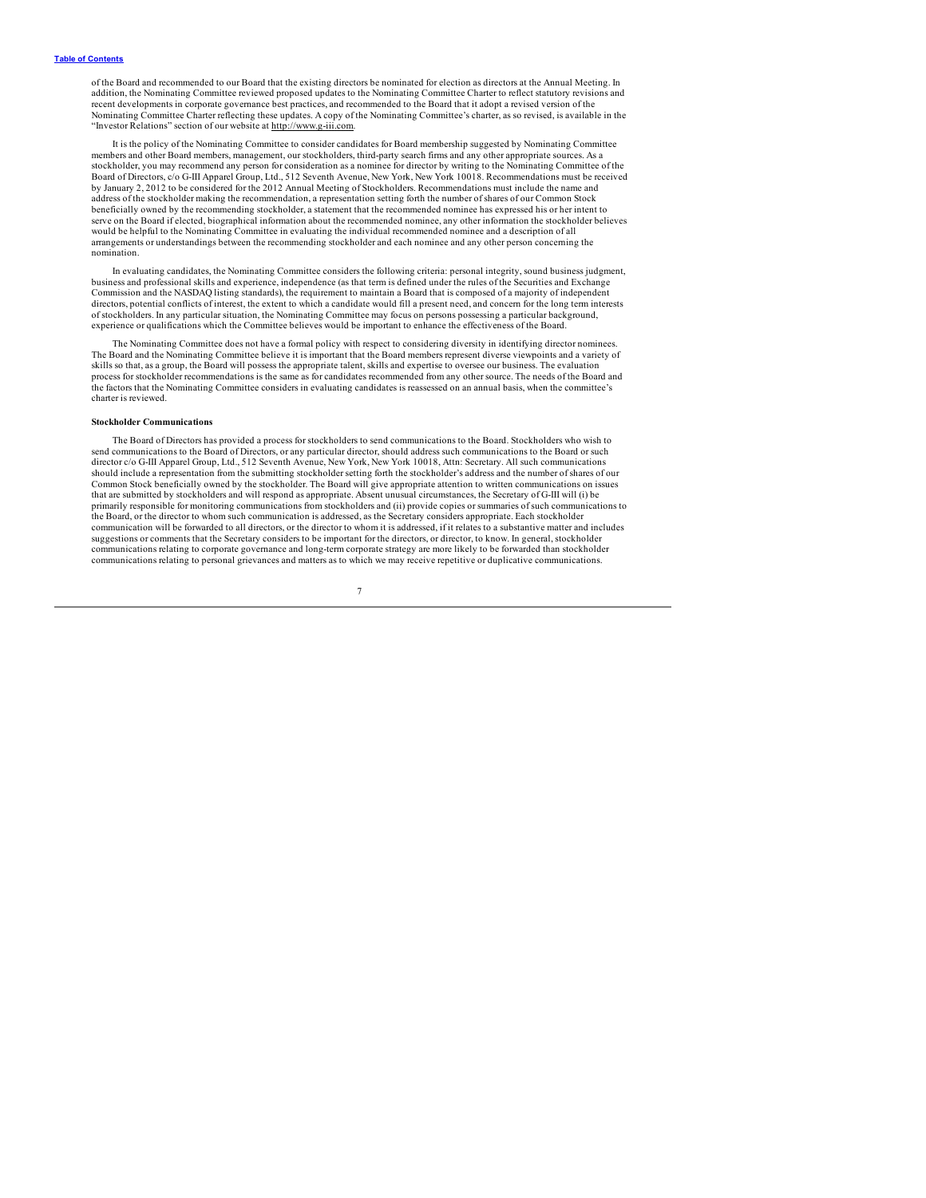of the Board and recommended to our Board that the existing directors be nominated for election as directors at the Annual Meeting. In addition, the Nominating Committee reviewed proposed updates to the Nominating Committee Charter to reflect statutory revisions and recent developments in corporate governance best practices, and recommended to the Board that it adopt a revised version of the Nominating Committee Charter reflecting these updates. A copy of the Nominating Committee's charter, as so revised, is available in the "Investor Relations" section of our website at http://www.g-iii.com.

It is the policy of the Nominating Committee to consider candidates for Board membership suggested by Nominating Committee members and other Board members, management, our stockholders, third-party search firms and any other appropriate sources. As a stockholder, you may recommend any person for consideration as a nominee for director by writing to the Nominating Committee of the Board of Directors, c/o G-III Apparel Group, Ltd., 512 Seventh Avenue, New York, New York 10018. Recommendations must be received by January 2, 2012 to be considered for the 2012 Annual Meeting of Stockholders. Recommendations must include the name and address of the stockholder making the recommendation, a representation setting forth the number of shares of our Common Stock beneficially owned by the recommending stockholder, a statement that the recommended nominee has expressed his or her intent to serve on the Board if elected, biographical information about the recommended nominee, any other information the stockholder believes would be helpful to the Nominating Committee in evaluating the individual recommended nominee and a description of all arrangements or understandings between the recommending stockholder and each nominee and any other person concerning the nomination.

In evaluating candidates, the Nominating Committee considers the following criteria: personal integrity, sound business judgment, business and professional skills and experience, independence (as that term is defined under the rules of the Securities and Exchange Commission and the NASDAQ listing standards), the requirement to maintain a Board that is composed of a majority of independent directors, potential conflicts of interest, the extent to which a candidate would fill a present need, and concern for the long term interests of stockholders. In any particular situation, the Nominating Committee may focus on persons possessing a particular background, experience or qualifications which the Committee believes would be important to enhance the effectiveness of the Board.

The Nominating Committee does not have a formal policy with respect to considering diversity in identifying director nominees. The Board and the Nominating Committee believe it is important that the Board members represent diverse viewpoints and a variety of skills so that, as a group, the Board will possess the appropriate talent, skills and expertise to oversee our business. The evaluation process for stockholder recommendations is the same as for candidates recommended from any other source. The needs of the Board and the factors that the Nominating Committee considers in evaluating candidates is reassessed on an annual basis, when the committee's charter is reviewed.

**Stockholder Communications**

The Board of Directors has provided a process for stockholders to send communications to the Board. Stockholders who wish to send communications to the Board of Directors, or any particular director, should address such communications to the Board or such director c/o G-III Apparel Group, Ltd., 512 Seventh Avenue, New York, New York 10018, Attn: Secretary. All such communications should include a representation from the submitting stockholder setting forth the stockholder's address and the number of shares of our Common Stock beneficially owned by the stockholder. The Board will give appropriate attention to written communications on issues that are submitted by stockholders and will respond as appropriate. Absent unusual circumstances, the Secretary of G-III will (i) be primarily responsible for monitoring communications from stockholders and (ii) provide copies or summaries of such communications to the Board, or the director to whom such communication is addressed, as the Secretary considers appropriate. Each stockholder communication will be forwarded to all directors, or the director to whom it is addressed, if it relates to a substantive matter and includes suggestions or comments that the Secretary considers to be important for the directors, or director, to know. In general, stockholder communications relating to corporate governance and long-term corporate strategy are more likely to be forwarded than stockholder communications relating to personal grievances and matters as to which we may receive repetitive or duplicative communications.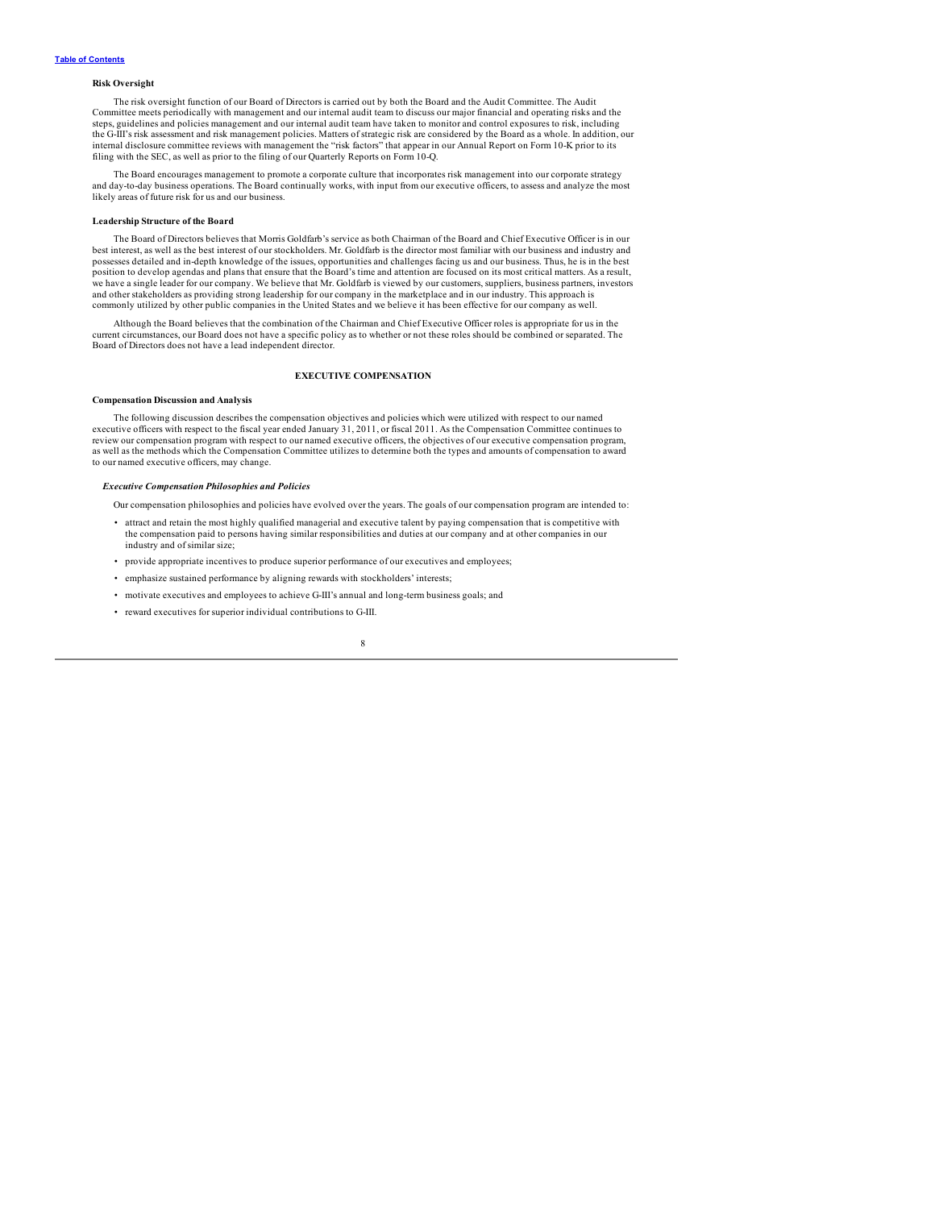**Risk Oversight**

The risk oversight function of our Board of Directors is carried out by both the Board and the Audit Committee. The Audit Committee meets periodically with management and our internal audit team to discuss our major financial and operating risks and the steps, guidelines and policies management and our internal audit team have taken to monitor and control exposures to risk, including the G-III's risk assessment and risk management policies. Matters of strategic risk are considered by the Board as a whole. In addition, our internal disclosure committee reviews with management the "risk factors" that appear in our Annual Report on Form 10-K prior to its filing with the SEC, as well as prior to the filing of our Quarterly Reports on Form 10-Q.

The Board encourages management to promote a corporate culture that incorporates risk management into our corporate strategy and day-to-day business operations. The Board continually works, with input from our executive officers, to assess and analyze the most likely areas of future risk for us and our business.

**Leadership Structure of the Board**

The Board of Directors believes that Morris Goldfarb's service as both Chairman of the Board and Chief Executive Officer is in our best interest, as well as the best interest of our stockholders. Mr. Goldfarb is the director most familiar with our business and industry and possesses detailed and in-depth knowledge of the issues, opportunities and challenges facing us and our business. Thus, he is in the best position to develop agendas and plans that ensure that the Board's time and attention are focused on its most critical matters. As a result, we have a single leader for our company. We believe that Mr. Goldfarb is viewed by our customers, suppliers, business partners, investors and other stakeholders as providing strong leadership for our company in the marketplace and in our industry. This approach is commonly utilized by other public companies in the United States and we believe it has been effective for our company as well.

Although the Board believes that the combination of the Chairman and Chief Executive Officer roles is appropriate for us in the current circumstances, our Board does not have a specific policy as to whether or not these roles should be combined or separated. The Board of Directors does not have a lead independent director.

## EXECUTIVE COMPENSATION

**Compensation Discussion and Analysis**

The following discussion describes the compensation objectives and policies which were utilized with respect to our named executive officers with respect to the fiscal year ended January 31, 2011, or fiscal 2011. As the Compensation Committee continues to review our compensation program with respect to our named executive officers, the objectives of our executive compensation program, as well as the methods which the Compensation Committee utilizes to determine both the types and amounts of compensation to award to our named executive officers, may change.

***Executive Compensation Philosophies and Policies***

Our compensation philosophies and policies have evolved over the years. The goals of our compensation program are intended to:

- attract and retain the most highly qualified managerial and executive talent by paying compensation that is competitive with the compensation paid to persons having similar responsibilities and duties at our company and at other companies in our industry and of similar size;
- provide appropriate incentives to produce superior performance of our executives and employees;
- emphasize sustained performance by aligning rewards with stockholders' interests;
- motivate executives and employees to achieve G-III's annual and long-term business goals; and
- reward executives for superior individual contributions to G-III.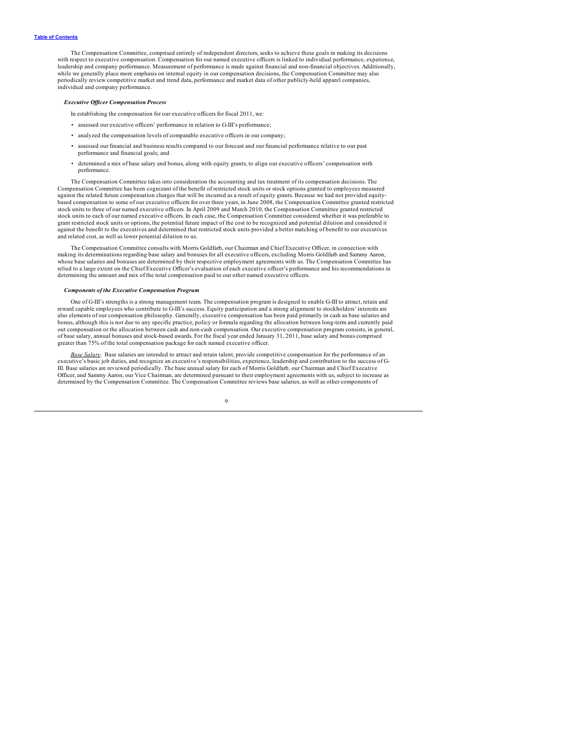The Compensation Committee, comprised entirely of independent directors, seeks to achieve these goals in making its decisions with respect to executive compensation. Compensation for our named executive officers is linked to individual performance, experience, leadership and company performance. Measurement of performance is made against financial and non-financial objectives. Additionally, while we generally place more emphasis on internal equity in our compensation decisions, the Compensation Committee may also periodically review competitive market and trend data, performance and market data of other publicly-held apparel companies, individual and company performance.

***Executive Officer Compensation Process***

In establishing the compensation for our executive officers for fiscal 2011, we:

- assessed our executive officers' performance in relation to G-III's performance;
- analyzed the compensation levels of comparable executive officers in our company;
- assessed our financial and business results compared to our forecast and our financial performance relative to our past performance and financial goals; and
- determined a mix of base salary and bonus, along with equity grants, to align our executive officers' compensation with performance.

The Compensation Committee takes into consideration the accounting and tax treatment of its compensation decisions. The Compensation Committee has been cognizant of the benefit of restricted stock units or stock options granted to employees measured against the related future compensation charges that will be incurred as a result of equity grants. Because we had not provided equity-based compensation to some of our executive officers for over three years, in June 2008, the Compensation Committee granted restricted stock units to three of our named executive officers. In April 2009 and March 2010, the Compensation Committee granted restricted stock units to each of our named executive officers. In each case, the Compensation Committee considered whether it was preferable to grant restricted stock units or options, the potential future impact of the cost to be recognized and potential dilution and considered it against the benefit to the executives and determined that restricted stock units provided a better matching of benefit to our executives and related cost, as well as lower potential dilution to us.

The Compensation Committee consults with Morris Goldfarb, our Chairman and Chief Executive Officer, in connection with making its determinations regarding base salary and bonuses for all executive officers, excluding Morris Goldfarb and Sammy Aaron, whose base salaries and bonuses are determined by their respective employment agreements with us. The Compensation Committee has relied to a large extent on the Chief Executive Officer's evaluation of each executive officer's performance and his recommendations in determining the amount and mix of the total compensation paid to our other named executive officers.

***Components of the Executive Compensation Program***

One of G-III's strengths is a strong management team. The compensation program is designed to enable G-III to attract, retain and reward capable employees who contribute to G-III's success. Equity participation and a strong alignment to stockholders' interests are also elements of our compensation philosophy. Generally, executive compensation has been paid primarily in cash as base salaries and bonus, although this is not due to any specific practice, policy or formula regarding the allocation between long-term and currently paid out compensation or the allocation between cash and non-cash compensation. Our executive compensation program consists, in general, of base salary, annual bonuses and stock-based awards. For the fiscal year ended January 31, 2011, base salary and bonus comprised greater than 75% of the total compensation package for each named executive officer.

*Base Salary.* Base salaries are intended to attract and retain talent, provide competitive compensation for the performance of an executive's basic job duties, and recognize an executive's responsibilities, experience, leadership and contribution to the success of G-III. Base salaries are reviewed periodically. The base annual salary for each of Morris Goldfarb, our Chairman and Chief Executive Officer, and Sammy Aaron, our Vice Chairman, are determined pursuant to their employment agreements with us, subject to increase as determined by the Compensation Committee. The Compensation Committee reviews base salaries, as well as other components of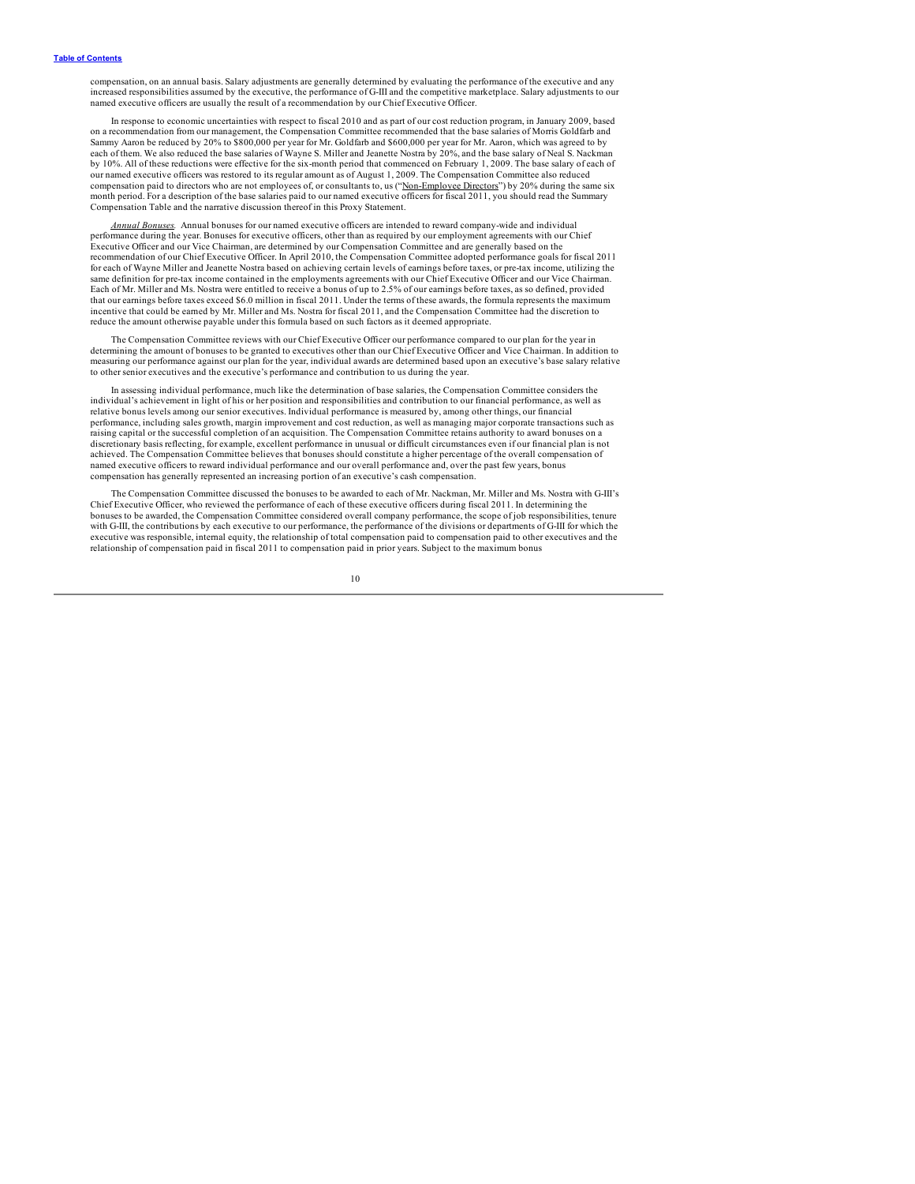compensation, on an annual basis. Salary adjustments are generally determined by evaluating the performance of the executive and any increased responsibilities assumed by the executive, the performance of G-III and the competitive marketplace. Salary adjustments to our named executive officers are usually the result of a recommendation by our Chief Executive Officer.

In response to economic uncertainties with respect to fiscal 2010 and as part of our cost reduction program, in January 2009, based on a recommendation from our management, the Compensation Committee recommended that the base salaries of Morris Goldfarb and Sammy Aaron be reduced by 20% to $800,000 per year for Mr. Goldfarb and $600,000 per year for Mr. Aaron, which was agreed to by each of them. We also reduced the base salaries of Wayne S. Miller and Jeanette Nostra by 20%, and the base salary of Neal S. Nackman by 10%. All of these reductions were effective for the six-month period that commenced on February 1, 2009. The base salary of each of our named executive officers was restored to its regular amount as of August 1, 2009. The Compensation Committee also reduced compensation paid to directors who are not employees of, or consultants to, us ("Non-Employee Directors") by 20% during the same six month period. For a description of the base salaries paid to our named executive officers for fiscal 2011, you should read the Summary Compensation Table and the narrative discussion thereof in this Proxy Statement.

*Annual Bonuses.* Annual bonuses for our named executive officers are intended to reward company-wide and individual performance during the year. Bonuses for executive officers, other than as required by our employment agreements with our Chief Executive Officer and our Vice Chairman, are determined by our Compensation Committee and are generally based on the recommendation of our Chief Executive Officer. In April 2010, the Compensation Committee adopted performance goals for fiscal 2011 for each of Wayne Miller and Jeanette Nostra based on achieving certain levels of earnings before taxes, or pre-tax income, utilizing the same definition for pre-tax income contained in the employments agreements with our Chief Executive Officer and our Vice Chairman. Each of Mr. Miller and Ms. Nostra were entitled to receive a bonus of up to 2.5% of our earnings before taxes, as so defined, provided that our earnings before taxes exceed $6.0 million in fiscal 2011. Under the terms of these awards, the formula represents the maximum incentive that could be earned by Mr. Miller and Ms. Nostra for fiscal 2011, and the Compensation Committee had the discretion to reduce the amount otherwise payable under this formula based on such factors as it deemed appropriate.

The Compensation Committee reviews with our Chief Executive Officer our performance compared to our plan for the year in determining the amount of bonuses to be granted to executives other than our Chief Executive Officer and Vice Chairman. In addition to measuring our performance against our plan for the year, individual awards are determined based upon an executive's base salary relative to other senior executives and the executive's performance and contribution to us during the year.

In assessing individual performance, much like the determination of base salaries, the Compensation Committee considers the individual's achievement in light of his or her position and responsibilities and contribution to our financial performance, as well as relative bonus levels among our senior executives. Individual performance is measured by, among other things, our financial performance, including sales growth, margin improvement and cost reduction, as well as managing major corporate transactions such as raising capital or the successful completion of an acquisition. The Compensation Committee retains authority to award bonuses on a discretionary basis reflecting, for example, excellent performance in unusual or difficult circumstances even if our financial plan is not achieved. The Compensation Committee believes that bonuses should constitute a higher percentage of the overall compensation of named executive officers to reward individual performance and our overall performance and, over the past few years, bonus compensation has generally represented an increasing portion of an executive's cash compensation.

The Compensation Committee discussed the bonuses to be awarded to each of Mr. Nackman, Mr. Miller and Ms. Nostra with G-III's Chief Executive Officer, who reviewed the performance of each of these executive officers during fiscal 2011. In determining the bonuses to be awarded, the Compensation Committee considered overall company performance, the scope of job responsibilities, tenure with G-III, the contributions by each executive to our performance, the performance of the divisions or departments of G-III for which the executive was responsible, internal equity, the relationship of total compensation paid to compensation paid to other executives and the relationship of compensation paid in fiscal 2011 to compensation paid in prior years. Subject to the maximum bonus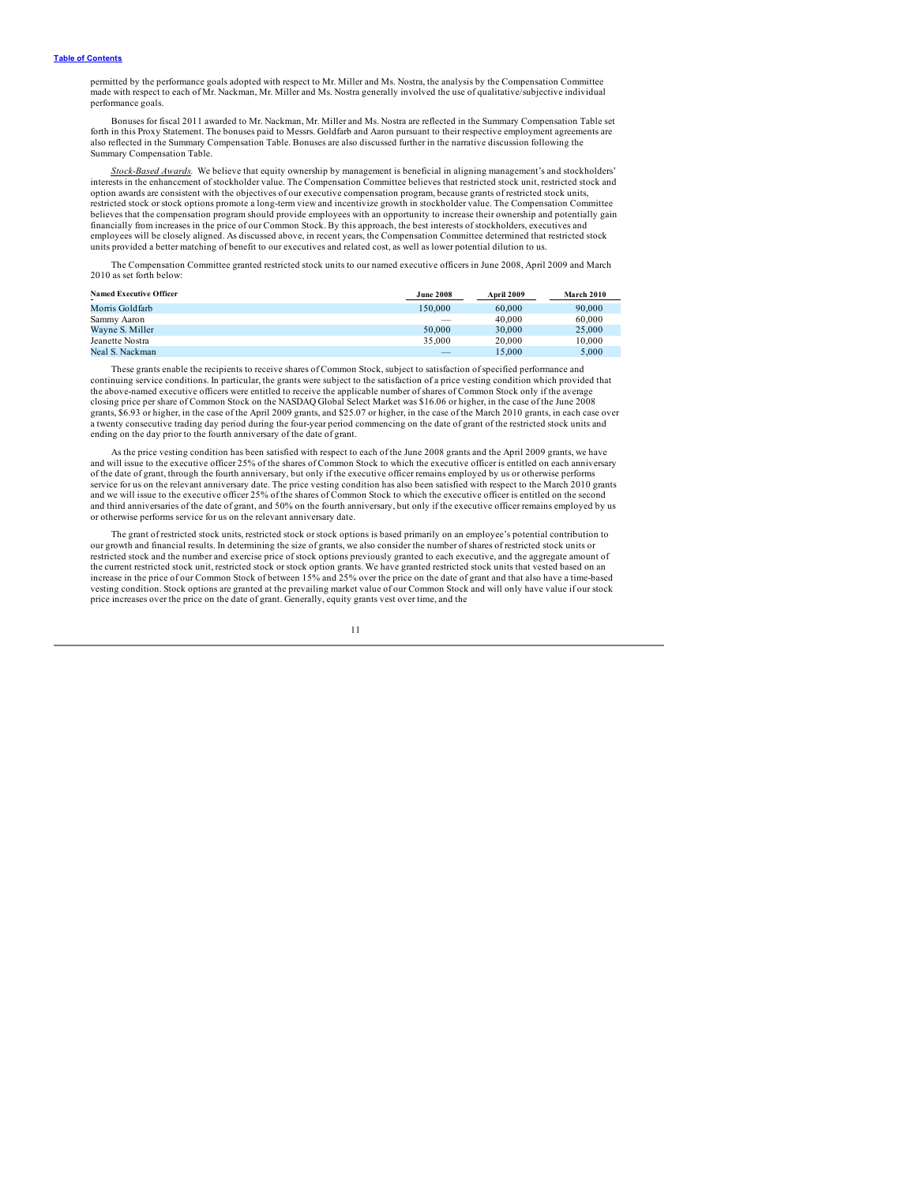permitted by the performance goals adopted with respect to Mr. Miller and Ms. Nostra, the analysis by the Compensation Committee made with respect to each of Mr. Nackman, Mr. Miller and Ms. Nostra generally involved the use of qualitative/subjective individual performance goals.

Bonuses for fiscal 2011 awarded to Mr. Nackman, Mr. Miller and Ms. Nostra are reflected in the Summary Compensation Table set forth in this Proxy Statement. The bonuses paid to Messrs. Goldfarb and Aaron pursuant to their respective employment agreements are also reflected in the Summary Compensation Table. Bonuses are also discussed further in the narrative discussion following the Summary Compensation Table.

*Stock-Based Awards.* We believe that equity ownership by management is beneficial in aligning management's and stockholders' interests in the enhancement of stockholder value. The Compensation Committee believes that restricted stock unit, restricted stock and option awards are consistent with the objectives of our executive compensation program, because grants of restricted stock units, restricted stock or stock options promote a long-term view and incentivize growth in stockholder value. The Compensation Committee believes that the compensation program should provide employees with an opportunity to increase their ownership and potentially gain financially from increases in the price of our Common Stock. By this approach, the best interests of stockholders, executives and employees will be closely aligned. As discussed above, in recent years, the Compensation Committee determined that restricted stock units provided a better matching of benefit to our executives and related cost, as well as lower potential dilution to us.

The Compensation Committee granted restricted stock units to our named executive officers in June 2008, April 2009 and March 2010 as set forth below:

| Named Executive Officer | June 2008 | April 2009 | March 2010 |
|---|---|---|---|
| Morris Goldfarb | 150,000 | 60,000 | 90,000 |
| Sammy Aaron | — | 40,000 | 60,000 |
| Wayne S. Miller | 50,000 | 30,000 | 25,000 |
| Jeanette Nostra | 35,000 | 20,000 | 10,000 |
| Neal S. Nackman | — | 15,000 | 5,000 |

These grants enable the recipients to receive shares of Common Stock, subject to satisfaction of specified performance and continuing service conditions. In particular, the grants were subject to the satisfaction of a price vesting condition which provided that the above-named executive officers were entitled to receive the applicable number of shares of Common Stock only if the average closing price per share of Common Stock on the NASDAQ Global Select Market was $16.06 or higher, in the case of the June 2008 grants, $6.93 or higher, in the case of the April 2009 grants, and $25.07 or higher, in the case of the March 2010 grants, in each case over a twenty consecutive trading day period during the four-year period commencing on the date of grant of the restricted stock units and ending on the day prior to the fourth anniversary of the date of grant.

As the price vesting condition has been satisfied with respect to each of the June 2008 grants and the April 2009 grants, we have and will issue to the executive officer 25% of the shares of Common Stock to which the executive officer is entitled on each anniversary of the date of grant, through the fourth anniversary, but only if the executive officer remains employed by us or otherwise performs service for us on the relevant anniversary date. The price vesting condition has also been satisfied with respect to the March 2010 grants and we will issue to the executive officer 25% of the shares of Common Stock to which the executive officer is entitled on the second and third anniversaries of the date of grant, and 50% on the fourth anniversary, but only if the executive officer remains employed by us or otherwise performs service for us on the relevant anniversary date.

The grant of restricted stock units, restricted stock or stock options is based primarily on an employee's potential contribution to our growth and financial results. In determining the size of grants, we also consider the number of shares of restricted stock units or restricted stock and the number and exercise price of stock options previously granted to each executive, and the aggregate amount of the current restricted stock unit, restricted stock or stock option grants. We have granted restricted stock units that vested based on an increase in the price of our Common Stock of between 15% and 25% over the price on the date of grant and that also have a time-based vesting condition. Stock options are granted at the prevailing market value of our Common Stock and will only have value if our stock price increases over the price on the date of grant. Generally, equity grants vest over time, and the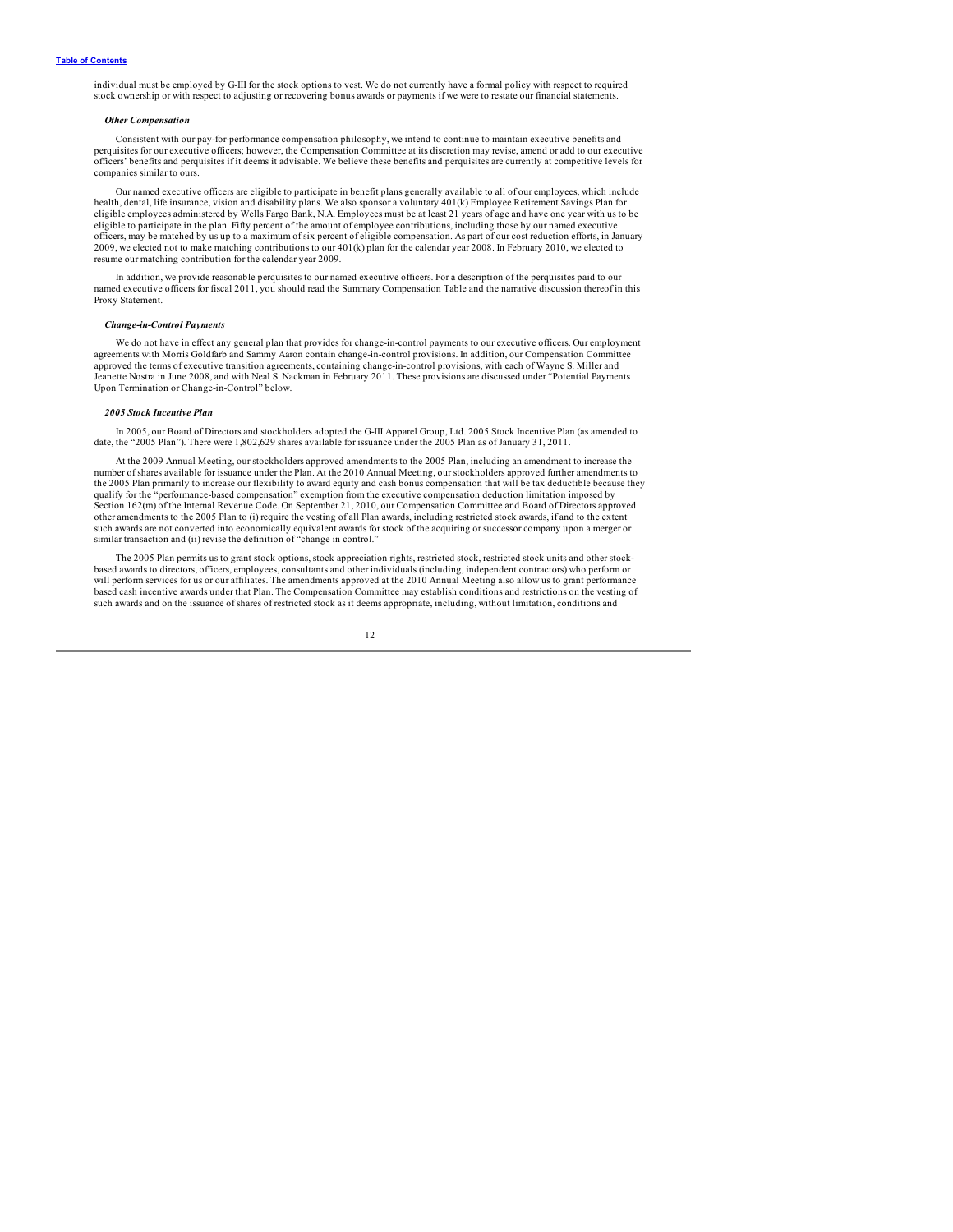individual must be employed by G-III for the stock options to vest. We do not currently have a formal policy with respect to required stock ownership or with respect to adjusting or recovering bonus awards or payments if we were to restate our financial statements.

***Other Compensation***

Consistent with our pay-for-performance compensation philosophy, we intend to continue to maintain executive benefits and perquisites for our executive officers; however, the Compensation Committee at its discretion may revise, amend or add to our executive officers' benefits and perquisites if it deems it advisable. We believe these benefits and perquisites are currently at competitive levels for companies similar to ours.

Our named executive officers are eligible to participate in benefit plans generally available to all of our employees, which include health, dental, life insurance, vision and disability plans. We also sponsor a voluntary 401(k) Employee Retirement Savings Plan for eligible employees administered by Wells Fargo Bank, N.A. Employees must be at least 21 years of age and have one year with us to be eligible to participate in the plan. Fifty percent of the amount of employee contributions, including those by our named executive officers, may be matched by us up to a maximum of six percent of eligible compensation. As part of our cost reduction efforts, in January 2009, we elected not to make matching contributions to our 401(k) plan for the calendar year 2008. In February 2010, we elected to resume our matching contribution for the calendar year 2009.

In addition, we provide reasonable perquisites to our named executive officers. For a description of the perquisites paid to our named executive officers for fiscal 2011, you should read the Summary Compensation Table and the narrative discussion thereof in this Proxy Statement.

***Change-in-Control Payments***

We do not have in effect any general plan that provides for change-in-control payments to our executive officers. Our employment agreements with Morris Goldfarb and Sammy Aaron contain change-in-control provisions. In addition, our Compensation Committee approved the terms of executive transition agreements, containing change-in-control provisions, with each of Wayne S. Miller and Jeanette Nostra in June 2008, and with Neal S. Nackman in February 2011. These provisions are discussed under "Potential Payments Upon Termination or Change-in-Control" below.

***2005 Stock Incentive Plan***

In 2005, our Board of Directors and stockholders adopted the G-III Apparel Group, Ltd. 2005 Stock Incentive Plan (as amended to date, the "2005 Plan"). There were 1,802,629 shares available for issuance under the 2005 Plan as of January 31, 2011.

At the 2009 Annual Meeting, our stockholders approved amendments to the 2005 Plan, including an amendment to increase the number of shares available for issuance under the Plan. At the 2010 Annual Meeting, our stockholders approved further amendments to the 2005 Plan primarily to increase our flexibility to award equity and cash bonus compensation that will be tax deductible because they qualify for the "performance-based compensation" exemption from the executive compensation deduction limitation imposed by Section 162(m) of the Internal Revenue Code. On September 21, 2010, our Compensation Committee and Board of Directors approved other amendments to the 2005 Plan to (i) require the vesting of all Plan awards, including restricted stock awards, if and to the extent such awards are not converted into economically equivalent awards for stock of the acquiring or successor company upon a merger or similar transaction and (ii) revise the definition of "change in control."

The 2005 Plan permits us to grant stock options, stock appreciation rights, restricted stock, restricted stock units and other stock-based awards to directors, officers, employees, consultants and other individuals (including, independent contractors) who perform or will perform services for us or our affiliates. The amendments approved at the 2010 Annual Meeting also allow us to grant performance based cash incentive awards under that Plan. The Compensation Committee may establish conditions and restrictions on the vesting of such awards and on the issuance of shares of restricted stock as it deems appropriate, including, without limitation, conditions and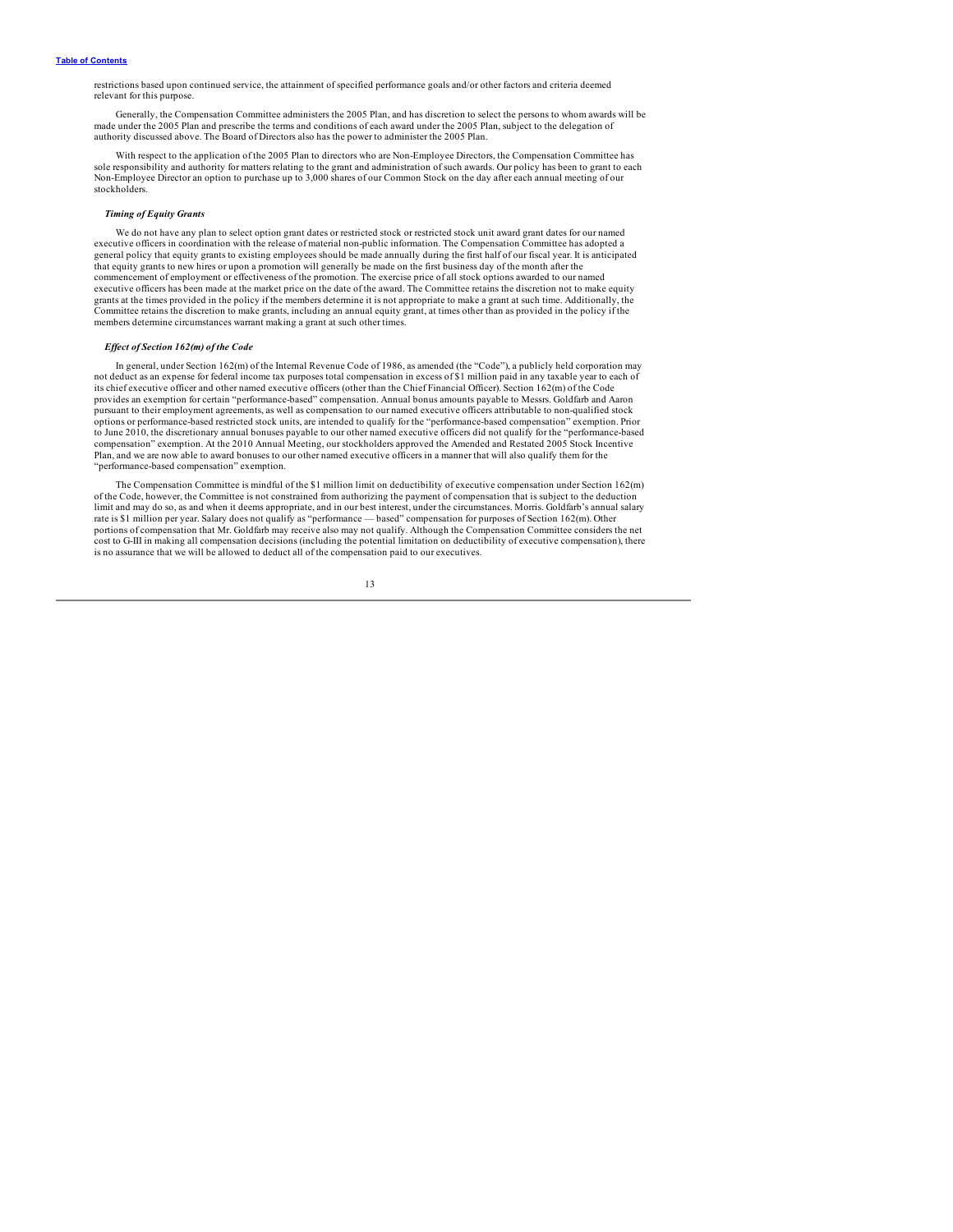restrictions based upon continued service, the attainment of specified performance goals and/or other factors and criteria deemed relevant for this purpose.

Generally, the Compensation Committee administers the 2005 Plan, and has discretion to select the persons to whom awards will be made under the 2005 Plan and prescribe the terms and conditions of each award under the 2005 Plan, subject to the delegation of authority discussed above. The Board of Directors also has the power to administer the 2005 Plan.

With respect to the application of the 2005 Plan to directors who are Non-Employee Directors, the Compensation Committee has sole responsibility and authority for matters relating to the grant and administration of such awards. Our policy has been to grant to each Non-Employee Director an option to purchase up to 3,000 shares of our Common Stock on the day after each annual meeting of our stockholders.

### *Timing of Equity Grants*

We do not have any plan to select option grant dates or restricted stock or restricted stock unit award grant dates for our named executive officers in coordination with the release of material non-public information. The Compensation Committee has adopted a general policy that equity grants to existing employees should be made annually during the first half of our fiscal year. It is anticipated that equity grants to new hires or upon a promotion will generally be made on the first business day of the month after the commencement of employment or effectiveness of the promotion. The exercise price of all stock options awarded to our named executive officers has been made at the market price on the date of the award. The Committee retains the discretion not to make equity grants at the times provided in the policy if the members determine it is not appropriate to make a grant at such time. Additionally, the Committee retains the discretion to make grants, including an annual equity grant, at times other than as provided in the policy if the members determine circumstances warrant making a grant at such other times.

### *Effect of Section 162(m) of the Code*

In general, under Section 162(m) of the Internal Revenue Code of 1986, as amended (the "Code"), a publicly held corporation may not deduct as an expense for federal income tax purposes total compensation in excess of $1 million paid in any taxable year to each of its chief executive officer and other named executive officers (other than the Chief Financial Officer). Section 162(m) of the Code provides an exemption for certain "performance-based" compensation. Annual bonus amounts payable to Messrs. Goldfarb and Aaron pursuant to their employment agreements, as well as compensation to our named executive officers attributable to non-qualified stock options or performance-based restricted stock units, are intended to qualify for the "performance-based compensation" exemption. Prior to June 2010, the discretionary annual bonuses payable to our other named executive officers did not qualify for the "performance-based compensation" exemption. At the 2010 Annual Meeting, our stockholders approved the Amended and Restated 2005 Stock Incentive Plan, and we are now able to award bonuses to our other named executive officers in a manner that will also qualify them for the "performance-based compensation" exemption.

The Compensation Committee is mindful of the $1 million limit on deductibility of executive compensation under Section 162(m) of the Code, however, the Committee is not constrained from authorizing the payment of compensation that is subject to the deduction limit and may do so, as and when it deems appropriate, and in our best interest, under the circumstances. Morris. Goldfarb's annual salary rate is $1 million per year. Salary does not qualify as "performance — based" compensation for purposes of Section 162(m). Other portions of compensation that Mr. Goldfarb may receive also may not qualify. Although the Compensation Committee considers the net cost to G-III in making all compensation decisions (including the potential limitation on deductibility of executive compensation), there is no assurance that we will be allowed to deduct all of the compensation paid to our executives.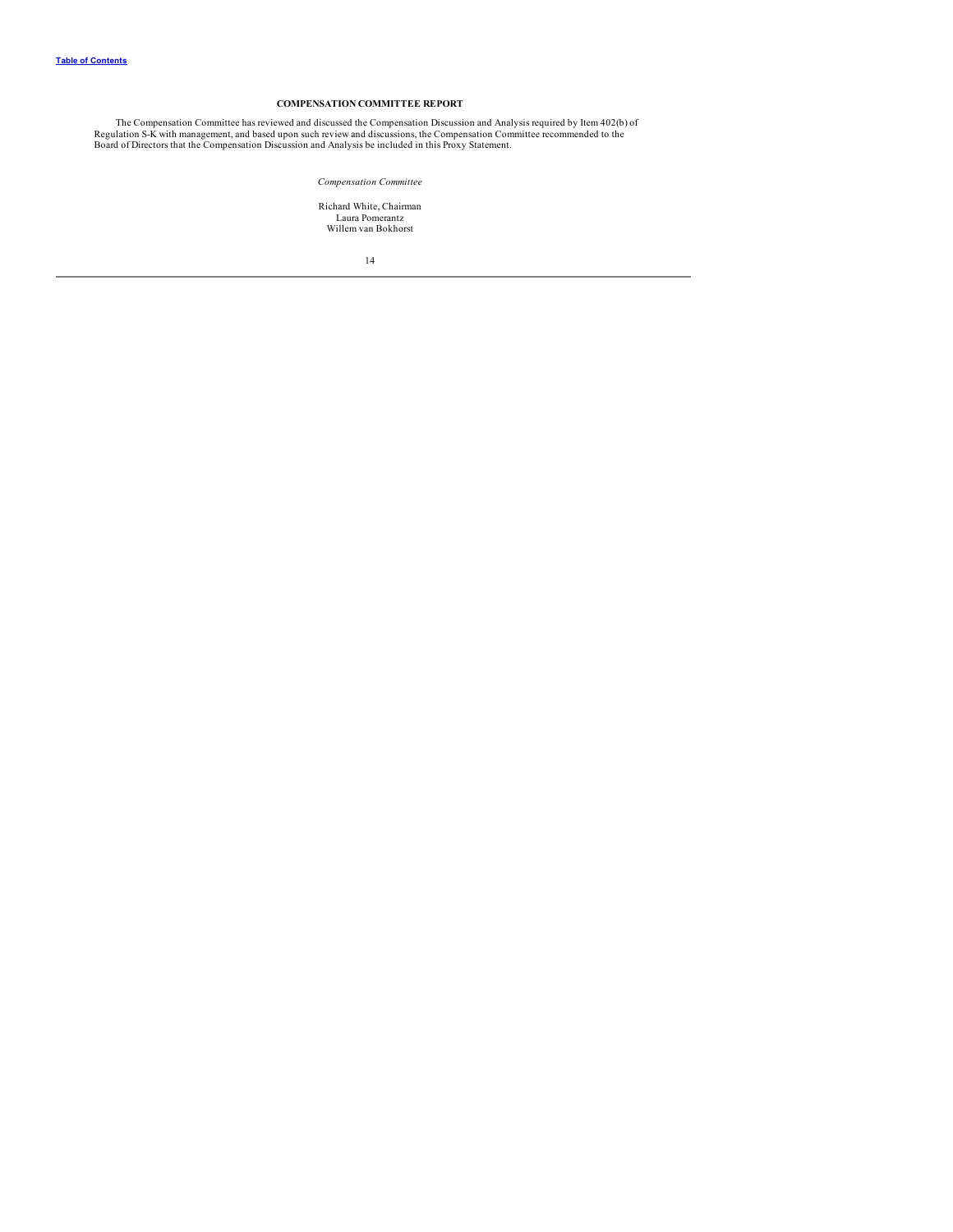## COMPENSATION COMMITTEE REPORT

The Compensation Committee has reviewed and discussed the Compensation Discussion and Analysis required by Item 402(b) of Regulation S-K with management, and based upon such review and discussions, the Compensation Committee recommended to the Board of Directors that the Compensation Discussion and Analysis be included in this Proxy Statement.

*Compensation Committee*

Richard White, Chairman
Laura Pomerantz
Willem van Bokhorst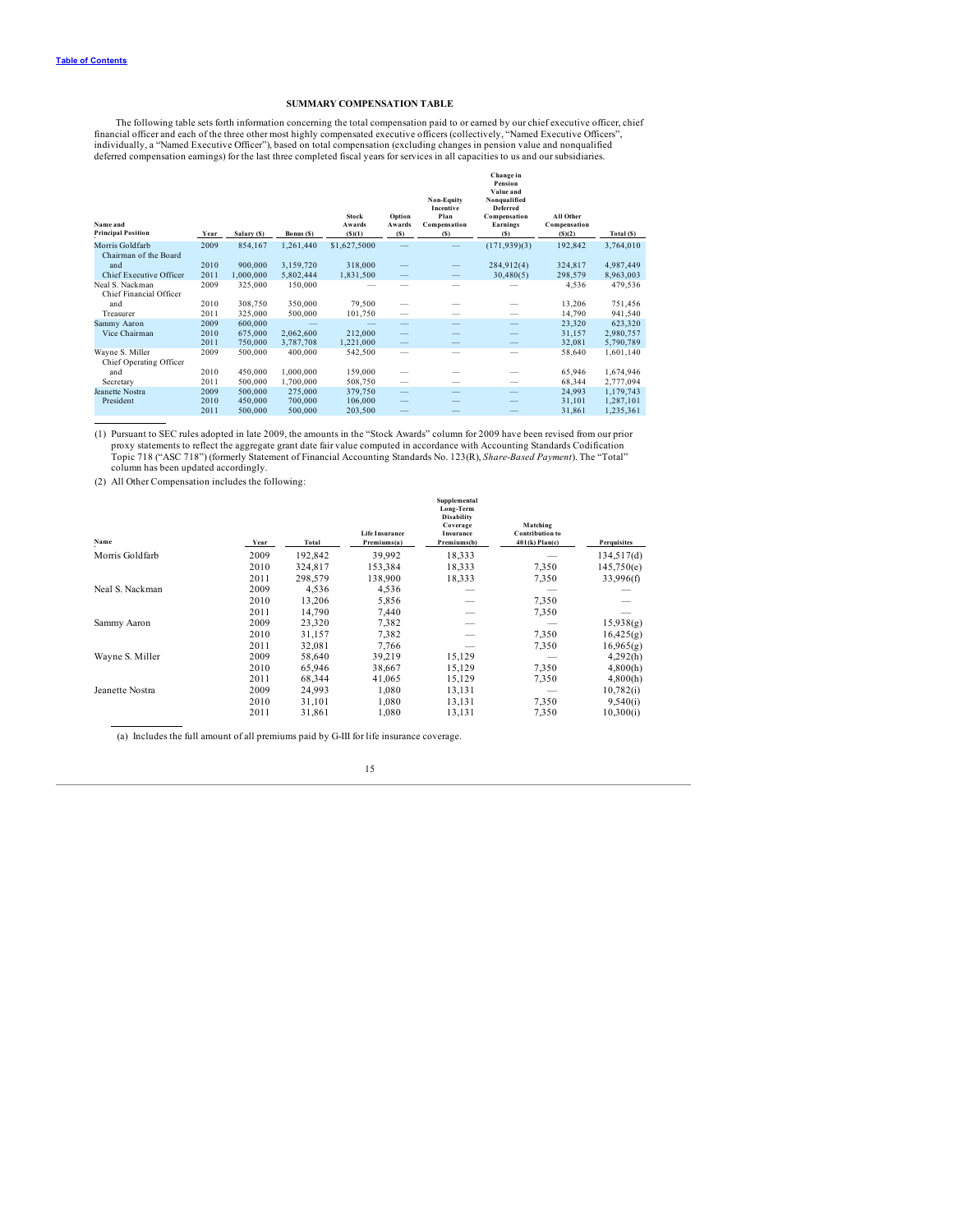[Table of Contents](#)

## SUMMARY COMPENSATION TABLE

The following table sets forth information concerning the total compensation paid to or earned by our chief executive officer, chief financial officer and each of the three other most highly compensated executive officers (collectively, "Named Executive Officers", individually, a "Named Executive Officer"), based on total compensation (excluding changes in pension value and nonqualified deferred compensation earnings) for the last three completed fiscal years for services in all capacities to us and our subsidiaries.

| Name and Principal Position | Year | Salary ($) | Bonus ($) | Stock Awards ($)(1) | Option Awards ($) | Non-Equity Incentive Plan Compensation ($) | Change in Pension Value and Nonqualified Deferred Compensation Earnings ($) | All Other Compensation ($)(2) | Total ($) |
|---|---|---|---|---|---|---|---|---|---|
| Morris Goldfarb Chairman of the Board | 2009 | 854,167 | 1,261,440 | $1,627,5000 | — | — | (171,939)(3) | 192,842 | 3,764,010 |
| and | 2010 | 900,000 | 3,159,720 | 318,000 | — | — | 284,912(4) | 324,817 | 4,987,449 |
| Chief Executive Officer | 2011 | 1,000,000 | 5,802,444 | 1,831,500 | — | — | 30,480(5) | 298,579 | 8,963,003 |
| Neal S. Nackman Chief Financial Officer | 2009 | 325,000 | 150,000 | — | — | — | — | 4,536 | 479,536 |
| and | 2010 | 308,750 | 350,000 | 79,500 | — | — | — | 13,206 | 751,456 |
| Treasurer | 2011 | 325,000 | 500,000 | 101,750 | — | — | — | 14,790 | 941,540 |
| Sammy Aaron | 2009 | 600,000 | — | — | — | — | — | 23,320 | 623,320 |
| Vice Chairman | 2010 | 675,000 | 2,062,600 | 212,000 | — | — | — | 31,157 | 2,980,757 |
| | 2011 | 750,000 | 3,787,708 | 1,221,000 | — | — | — | 32,081 | 5,790,789 |
| Wayne S. Miller Chief Operating Officer | 2009 | 500,000 | 400,000 | 542,500 | — | — | — | 58,640 | 1,601,140 |
| and | 2010 | 450,000 | 1,000,000 | 159,000 | — | — | — | 65,946 | 1,674,946 |
| Secretary | 2011 | 500,000 | 1,700,000 | 508,750 | — | — | — | 68,344 | 2,777,094 |
| Jeanette Nostra | 2009 | 500,000 | 275,000 | 379,750 | — | — | — | 24,993 | 1,179,743 |
| President | 2010 | 450,000 | 700,000 | 106,000 | — | — | — | 31,101 | 1,287,101 |
| | 2011 | 500,000 | 500,000 | 203,500 | — | — | — | 31,861 | 1,235,361 |

(1) Pursuant to SEC rules adopted in late 2009, the amounts in the "Stock Awards" column for 2009 have been revised from our prior proxy statements to reflect the aggregate grant date fair value computed in accordance with Accounting Standards Codification Topic 718 ("ASC 718") (formerly Statement of Financial Accounting Standards No. 123(R), *Share-Based Payment*). The "Total" column has been updated accordingly.

(2) All Other Compensation includes the following:

| Name | Year | Total | Life Insurance Premiums(a) | Supplemental Long-Term Disability Coverage Insurance Premiums(b) | Matching Contribution to 401(k) Plan(c) | Perquisites |
|---|---|---|---|---|---|---|
| Morris Goldfarb | 2009 | 192,842 | 39,992 | 18,333 | — | 134,517(d) |
| | 2010 | 324,817 | 153,384 | 18,333 | 7,350 | 145,750(e) |
| | 2011 | 298,579 | 138,900 | 18,333 | 7,350 | 33,996(f) |
| Neal S. Nackman | 2009 | 4,536 | 4,536 | — | — | — |
| | 2010 | 13,206 | 5,856 | — | 7,350 | — |
| | 2011 | 14,790 | 7,440 | — | 7,350 | — |
| Sammy Aaron | 2009 | 23,320 | 7,382 | — | — | 15,938(g) |
| | 2010 | 31,157 | 7,382 | — | 7,350 | 16,425(g) |
| | 2011 | 32,081 | 7,766 | — | 7,350 | 16,965(g) |
| Wayne S. Miller | 2009 | 58,640 | 39,219 | 15,129 | — | 4,292(h) |
| | 2010 | 65,946 | 38,667 | 15,129 | 7,350 | 4,800(h) |
| | 2011 | 68,344 | 41,065 | 15,129 | 7,350 | 4,800(h) |
| Jeanette Nostra | 2009 | 24,993 | 1,080 | 13,131 | — | 10,782(i) |
| | 2010 | 31,101 | 1,080 | 13,131 | 7,350 | 9,540(i) |
| | 2011 | 31,861 | 1,080 | 13,131 | 7,350 | 10,300(i) |

(a) Includes the full amount of all premiums paid by G-III for life insurance coverage.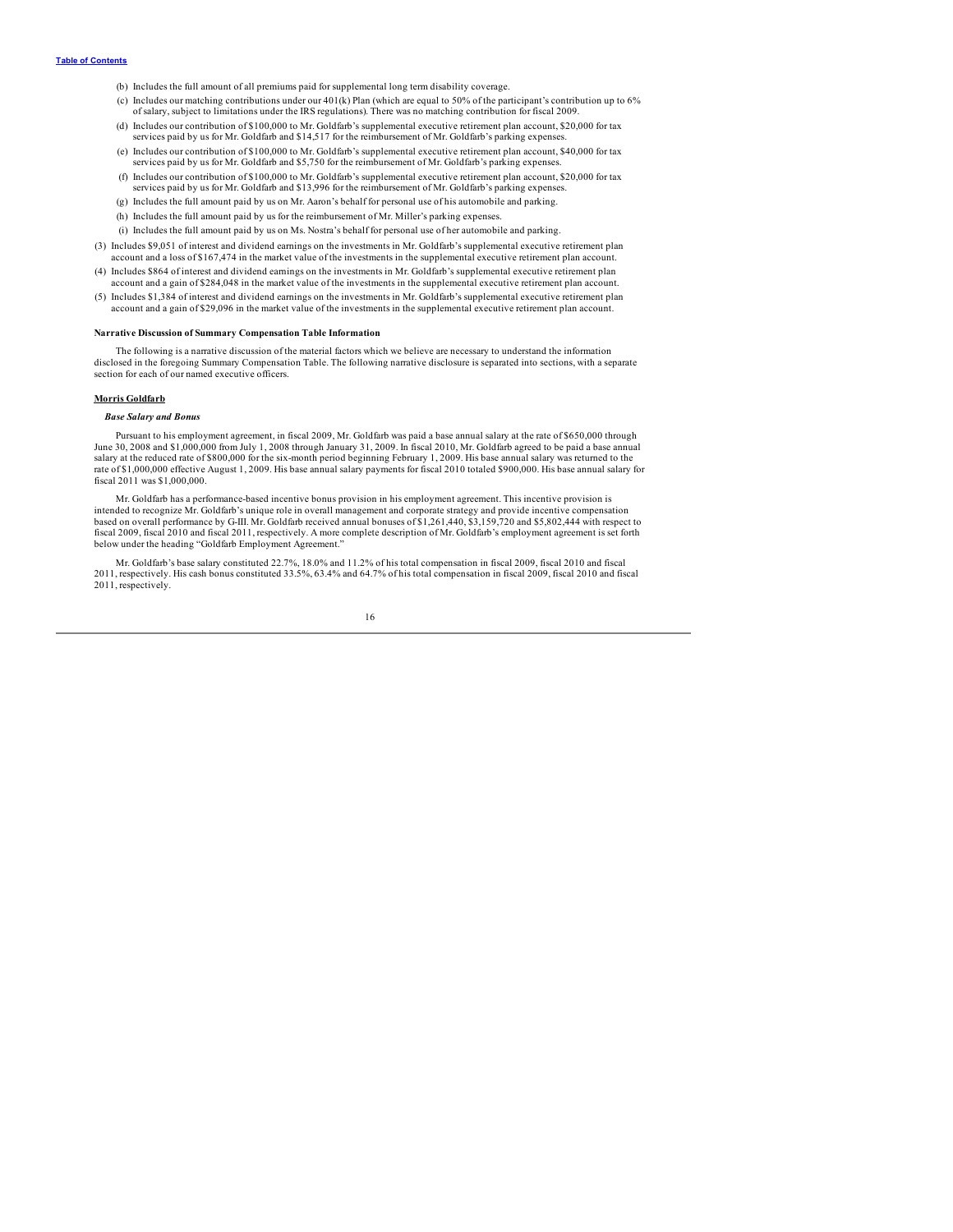(b) Includes the full amount of all premiums paid for supplemental long term disability coverage.

(c) Includes our matching contributions under our 401(k) Plan (which are equal to 50% of the participant's contribution up to 6% of salary, subject to limitations under the IRS regulations). There was no matching contribution for fiscal 2009.

(d) Includes our contribution of $100,000 to Mr. Goldfarb's supplemental executive retirement plan account, $20,000 for tax services paid by us for Mr. Goldfarb and $14,517 for the reimbursement of Mr. Goldfarb's parking expenses.

(e) Includes our contribution of $100,000 to Mr. Goldfarb's supplemental executive retirement plan account, $40,000 for tax services paid by us for Mr. Goldfarb and $5,750 for the reimbursement of Mr. Goldfarb's parking expenses.

(f) Includes our contribution of $100,000 to Mr. Goldfarb's supplemental executive retirement plan account, $20,000 for tax services paid by us for Mr. Goldfarb and $13,996 for the reimbursement of Mr. Goldfarb's parking expenses.

(g) Includes the full amount paid by us on Mr. Aaron's behalf for personal use of his automobile and parking.

(h) Includes the full amount paid by us for the reimbursement of Mr. Miller's parking expenses.

(i) Includes the full amount paid by us on Ms. Nostra's behalf for personal use of her automobile and parking.

(3) Includes $9,051 of interest and dividend earnings on the investments in Mr. Goldfarb's supplemental executive retirement plan account and a loss of $167,474 in the market value of the investments in the supplemental executive retirement plan account.

(4) Includes $864 of interest and dividend earnings on the investments in Mr. Goldfarb's supplemental executive retirement plan account and a gain of $284,048 in the market value of the investments in the supplemental executive retirement plan account.

(5) Includes $1,384 of interest and dividend earnings on the investments in Mr. Goldfarb's supplemental executive retirement plan account and a gain of $29,096 in the market value of the investments in the supplemental executive retirement plan account.

**Narrative Discussion of Summary Compensation Table Information**

The following is a narrative discussion of the material factors which we believe are necessary to understand the information disclosed in the foregoing Summary Compensation Table. The following narrative disclosure is separated into sections, with a separate section for each of our named executive officers.

**Morris Goldfarb**

***Base Salary and Bonus***

Pursuant to his employment agreement, in fiscal 2009, Mr. Goldfarb was paid a base annual salary at the rate of $650,000 through June 30, 2008 and $1,000,000 from July 1, 2008 through January 31, 2009. In fiscal 2010, Mr. Goldfarb agreed to be paid a base annual salary at the reduced rate of $800,000 for the six-month period beginning February 1, 2009. His base annual salary was returned to the rate of $1,000,000 effective August 1, 2009. His base annual salary payments for fiscal 2010 totaled $900,000. His base annual salary for fiscal 2011 was $1,000,000.

Mr. Goldfarb has a performance-based incentive bonus provision in his employment agreement. This incentive provision is intended to recognize Mr. Goldfarb's unique role in overall management and corporate strategy and provide incentive compensation based on overall performance by G-III. Mr. Goldfarb received annual bonuses of $1,261,440, $3,159,720 and $5,802,444 with respect to fiscal 2009, fiscal 2010 and fiscal 2011, respectively. A more complete description of Mr. Goldfarb's employment agreement is set forth below under the heading "Goldfarb Employment Agreement."

Mr. Goldfarb's base salary constituted 22.7%, 18.0% and 11.2% of his total compensation in fiscal 2009, fiscal 2010 and fiscal 2011, respectively. His cash bonus constituted 33.5%, 63.4% and 64.7% of his total compensation in fiscal 2009, fiscal 2010 and fiscal 2011, respectively.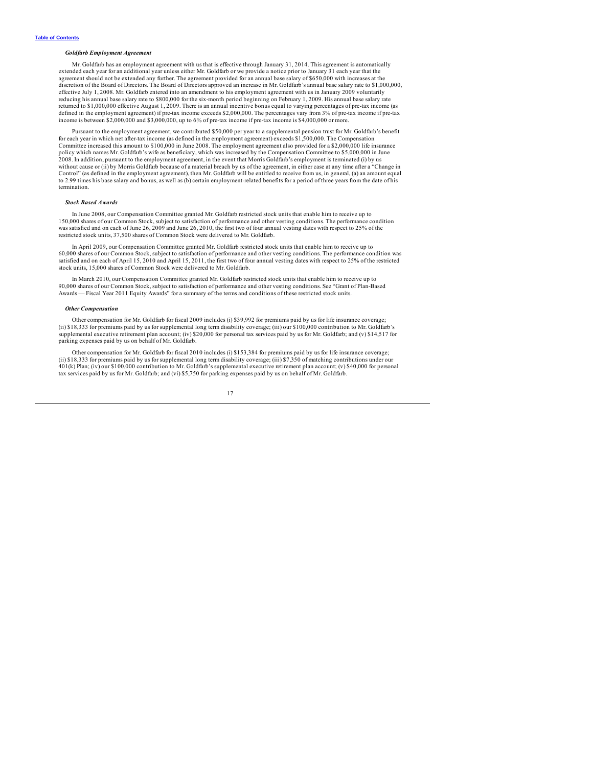*Goldfarb Employment Agreement*

Mr. Goldfarb has an employment agreement with us that is effective through January 31, 2014. This agreement is automatically extended each year for an additional year unless either Mr. Goldfarb or we provide a notice prior to January 31 each year that the agreement should not be extended any further. The agreement provided for an annual base salary of $650,000 with increases at the discretion of the Board of Directors. The Board of Directors approved an increase in Mr. Goldfarb's annual base salary rate to $1,000,000, effective July 1, 2008. Mr. Goldfarb entered into an amendment to his employment agreement with us in January 2009 voluntarily reducing his annual base salary rate to $800,000 for the six-month period beginning on February 1, 2009. His annual base salary rate returned to $1,000,000 effective August 1, 2009. There is an annual incentive bonus equal to varying percentages of pre-tax income (as defined in the employment agreement) if pre-tax income exceeds $2,000,000. The percentages vary from 3% of pre-tax income if pre-tax income is between $2,000,000 and $3,000,000, up to 6% of pre-tax income if pre-tax income is $4,000,000 or more.

Pursuant to the employment agreement, we contributed $50,000 per year to a supplemental pension trust for Mr. Goldfarb's benefit for each year in which net after-tax income (as defined in the employment agreement) exceeds $1,500,000. The Compensation Committee increased this amount to $100,000 in June 2008. The employment agreement also provided for a $2,000,000 life insurance policy which names Mr. Goldfarb's wife as beneficiary, which was increased by the Compensation Committee to $5,000,000 in June 2008. In addition, pursuant to the employment agreement, in the event that Morris Goldfarb's employment is terminated (i) by us without cause or (ii) by Morris Goldfarb because of a material breach by us of the agreement, in either case at any time after a "Change in Control" (as defined in the employment agreement), then Mr. Goldfarb will be entitled to receive from us, in general, (a) an amount equal to 2.99 times his base salary and bonus, as well as (b) certain employment-related benefits for a period of three years from the date of his termination.

*Stock Based Awards*

In June 2008, our Compensation Committee granted Mr. Goldfarb restricted stock units that enable him to receive up to 150,000 shares of our Common Stock, subject to satisfaction of performance and other vesting conditions. The performance condition was satisfied and on each of June 26, 2009 and June 26, 2010, the first two of four annual vesting dates with respect to 25% of the restricted stock units, 37,500 shares of Common Stock were delivered to Mr. Goldfarb.

In April 2009, our Compensation Committee granted Mr. Goldfarb restricted stock units that enable him to receive up to 60,000 shares of our Common Stock, subject to satisfaction of performance and other vesting conditions. The performance condition was satisfied and on each of April 15, 2010 and April 15, 2011, the first two of four annual vesting dates with respect to 25% of the restricted stock units, 15,000 shares of Common Stock were delivered to Mr. Goldfarb.

In March 2010, our Compensation Committee granted Mr. Goldfarb restricted stock units that enable him to receive up to 90,000 shares of our Common Stock, subject to satisfaction of performance and other vesting conditions. See "Grant of Plan-Based Awards — Fiscal Year 2011 Equity Awards" for a summary of the terms and conditions of these restricted stock units.

*Other Compensation*

Other compensation for Mr. Goldfarb for fiscal 2009 includes (i) $39,992 for premiums paid by us for life insurance coverage; (ii) $18,333 for premiums paid by us for supplemental long term disability coverage; (iii) our $100,000 contribution to Mr. Goldfarb's supplemental executive retirement plan account; (iv) $20,000 for personal tax services paid by us for Mr. Goldfarb; and (v) $14,517 for parking expenses paid by us on behalf of Mr. Goldfarb.

Other compensation for Mr. Goldfarb for fiscal 2010 includes (i) $153,384 for premiums paid by us for life insurance coverage; (ii) $18,333 for premiums paid by us for supplemental long term disability coverage; (iii) $7,350 of matching contributions under our 401(k) Plan; (iv) our $100,000 contribution to Mr. Goldfarb's supplemental executive retirement plan account; (v) $40,000 for personal tax services paid by us for Mr. Goldfarb; and (vi) $5,750 for parking expenses paid by us on behalf of Mr. Goldfarb.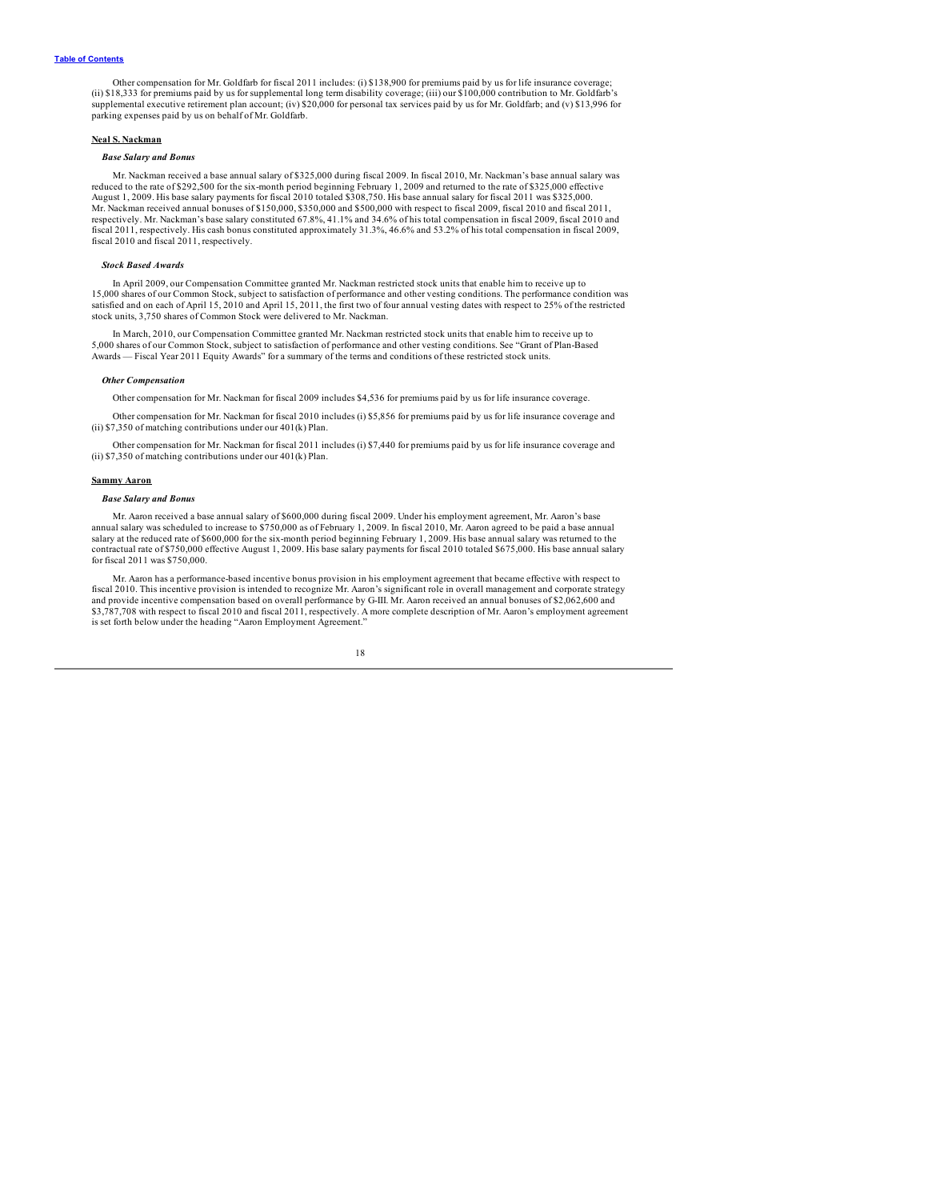Other compensation for Mr. Goldfarb for fiscal 2011 includes: (i) $138,900 for premiums paid by us for life insurance coverage; (ii) $18,333 for premiums paid by us for supplemental long term disability coverage; (iii) our $100,000 contribution to Mr. Goldfarb's supplemental executive retirement plan account; (iv) $20,000 for personal tax services paid by us for Mr. Goldfarb; and (v) $13,996 for parking expenses paid by us on behalf of Mr. Goldfarb.

**Neal S. Nackman**

***Base Salary and Bonus***

Mr. Nackman received a base annual salary of $325,000 during fiscal 2009. In fiscal 2010, Mr. Nackman's base annual salary was reduced to the rate of $292,500 for the six-month period beginning February 1, 2009 and returned to the rate of $325,000 effective August 1, 2009. His base salary payments for fiscal 2010 totaled $308,750. His base annual salary for fiscal 2011 was $325,000. Mr. Nackman received annual bonuses of $150,000, $350,000 and $500,000 with respect to fiscal 2009, fiscal 2010 and fiscal 2011, respectively. Mr. Nackman's base salary constituted 67.8%, 41.1% and 34.6% of his total compensation in fiscal 2009, fiscal 2010 and fiscal 2011, respectively. His cash bonus constituted approximately 31.3%, 46.6% and 53.2% of his total compensation in fiscal 2009, fiscal 2010 and fiscal 2011, respectively.

***Stock Based Awards***

In April 2009, our Compensation Committee granted Mr. Nackman restricted stock units that enable him to receive up to 15,000 shares of our Common Stock, subject to satisfaction of performance and other vesting conditions. The performance condition was satisfied and on each of April 15, 2010 and April 15, 2011, the first two of four annual vesting dates with respect to 25% of the restricted stock units, 3,750 shares of Common Stock were delivered to Mr. Nackman.

In March, 2010, our Compensation Committee granted Mr. Nackman restricted stock units that enable him to receive up to 5,000 shares of our Common Stock, subject to satisfaction of performance and other vesting conditions. See "Grant of Plan-Based Awards — Fiscal Year 2011 Equity Awards" for a summary of the terms and conditions of these restricted stock units.

***Other Compensation***

Other compensation for Mr. Nackman for fiscal 2009 includes $4,536 for premiums paid by us for life insurance coverage.

Other compensation for Mr. Nackman for fiscal 2010 includes (i) $5,856 for premiums paid by us for life insurance coverage and (ii) $7,350 of matching contributions under our 401(k) Plan.

Other compensation for Mr. Nackman for fiscal 2011 includes (i) $7,440 for premiums paid by us for life insurance coverage and (ii) $7,350 of matching contributions under our 401(k) Plan.

**Sammy Aaron**

***Base Salary and Bonus***

Mr. Aaron received a base annual salary of $600,000 during fiscal 2009. Under his employment agreement, Mr. Aaron's base annual salary was scheduled to increase to $750,000 as of February 1, 2009. In fiscal 2010, Mr. Aaron agreed to be paid a base annual salary at the reduced rate of $600,000 for the six-month period beginning February 1, 2009. His base annual salary was returned to the contractual rate of $750,000 effective August 1, 2009. His base salary payments for fiscal 2010 totaled $675,000. His base annual salary for fiscal 2011 was $750,000.

Mr. Aaron has a performance-based incentive bonus provision in his employment agreement that became effective with respect to fiscal 2010. This incentive provision is intended to recognize Mr. Aaron's significant role in overall management and corporate strategy and provide incentive compensation based on overall performance by G-III. Mr. Aaron received an annual bonuses of $2,062,600 and $3,787,708 with respect to fiscal 2010 and fiscal 2011, respectively. A more complete description of Mr. Aaron's employment agreement is set forth below under the heading "Aaron Employment Agreement."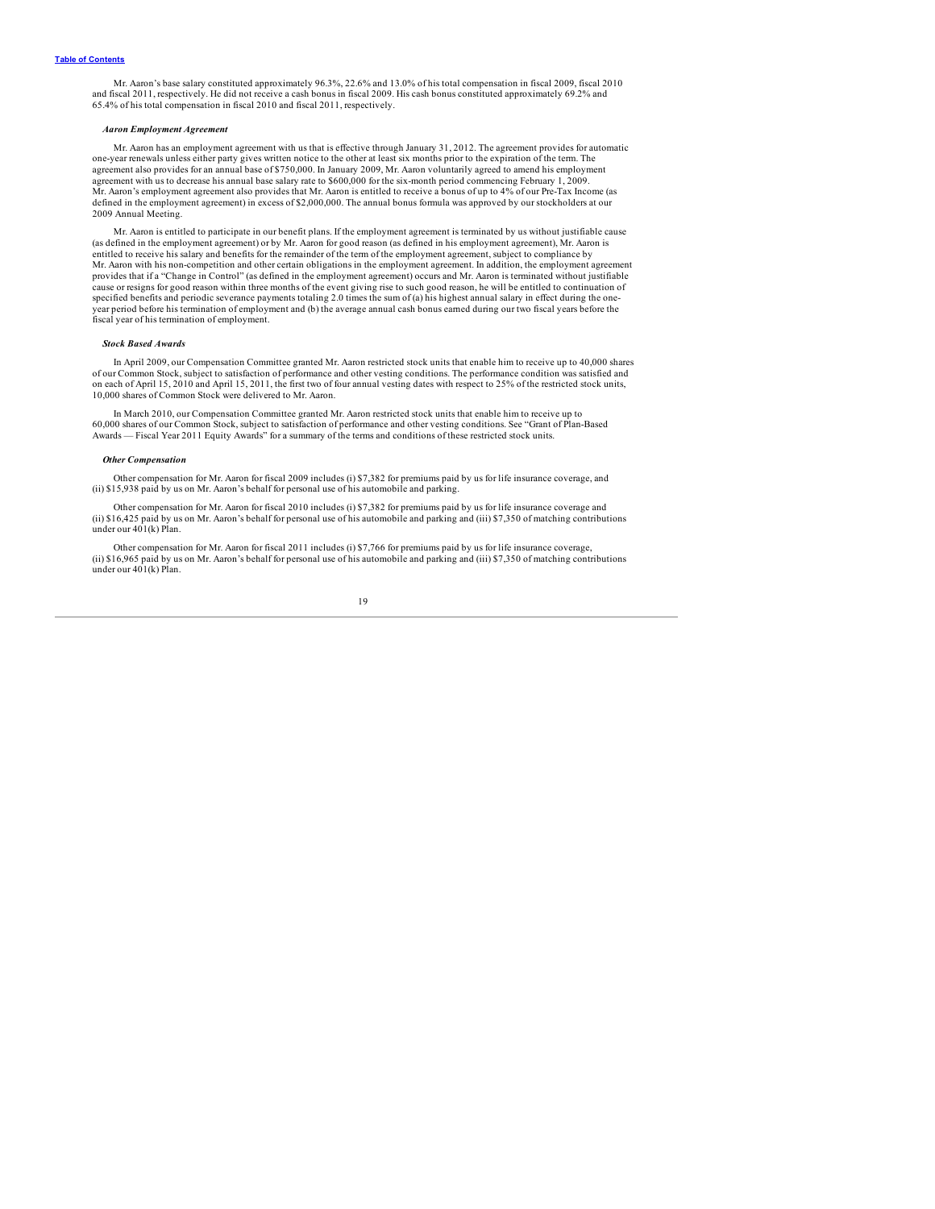Mr. Aaron's base salary constituted approximately 96.3%, 22.6% and 13.0% of his total compensation in fiscal 2009, fiscal 2010 and fiscal 2011, respectively. He did not receive a cash bonus in fiscal 2009. His cash bonus constituted approximately 69.2% and 65.4% of his total compensation in fiscal 2010 and fiscal 2011, respectively.

***Aaron Employment Agreement***

Mr. Aaron has an employment agreement with us that is effective through January 31, 2012. The agreement provides for automatic one-year renewals unless either party gives written notice to the other at least six months prior to the expiration of the term. The agreement also provides for an annual base of $750,000. In January 2009, Mr. Aaron voluntarily agreed to amend his employment agreement with us to decrease his annual base salary rate to $600,000 for the six-month period commencing February 1, 2009. Mr. Aaron's employment agreement also provides that Mr. Aaron is entitled to receive a bonus of up to 4% of our Pre-Tax Income (as defined in the employment agreement) in excess of $2,000,000. The annual bonus formula was approved by our stockholders at our 2009 Annual Meeting.

Mr. Aaron is entitled to participate in our benefit plans. If the employment agreement is terminated by us without justifiable cause (as defined in the employment agreement) or by Mr. Aaron for good reason (as defined in his employment agreement), Mr. Aaron is entitled to receive his salary and benefits for the remainder of the term of the employment agreement, subject to compliance by Mr. Aaron with his non-competition and other certain obligations in the employment agreement. In addition, the employment agreement provides that if a "Change in Control" (as defined in the employment agreement) occurs and Mr. Aaron is terminated without justifiable cause or resigns for good reason within three months of the event giving rise to such good reason, he will be entitled to continuation of specified benefits and periodic severance payments totaling 2.0 times the sum of (a) his highest annual salary in effect during the one-year period before his termination of employment and (b) the average annual cash bonus earned during our two fiscal years before the fiscal year of his termination of employment.

***Stock Based Awards***

In April 2009, our Compensation Committee granted Mr. Aaron restricted stock units that enable him to receive up to 40,000 shares of our Common Stock, subject to satisfaction of performance and other vesting conditions. The performance condition was satisfied and on each of April 15, 2010 and April 15, 2011, the first two of four annual vesting dates with respect to 25% of the restricted stock units, 10,000 shares of Common Stock were delivered to Mr. Aaron.

In March 2010, our Compensation Committee granted Mr. Aaron restricted stock units that enable him to receive up to 60,000 shares of our Common Stock, subject to satisfaction of performance and other vesting conditions. See "Grant of Plan-Based Awards — Fiscal Year 2011 Equity Awards" for a summary of the terms and conditions of these restricted stock units.

***Other Compensation***

Other compensation for Mr. Aaron for fiscal 2009 includes (i) $7,382 for premiums paid by us for life insurance coverage, and (ii) $15,938 paid by us on Mr. Aaron's behalf for personal use of his automobile and parking.

Other compensation for Mr. Aaron for fiscal 2010 includes (i) $7,382 for premiums paid by us for life insurance coverage and (ii) $16,425 paid by us on Mr. Aaron's behalf for personal use of his automobile and parking and (iii) $7,350 of matching contributions under our 401(k) Plan.

Other compensation for Mr. Aaron for fiscal 2011 includes (i) $7,766 for premiums paid by us for life insurance coverage, (ii) $16,965 paid by us on Mr. Aaron's behalf for personal use of his automobile and parking and (iii) $7,350 of matching contributions under our 401(k) Plan.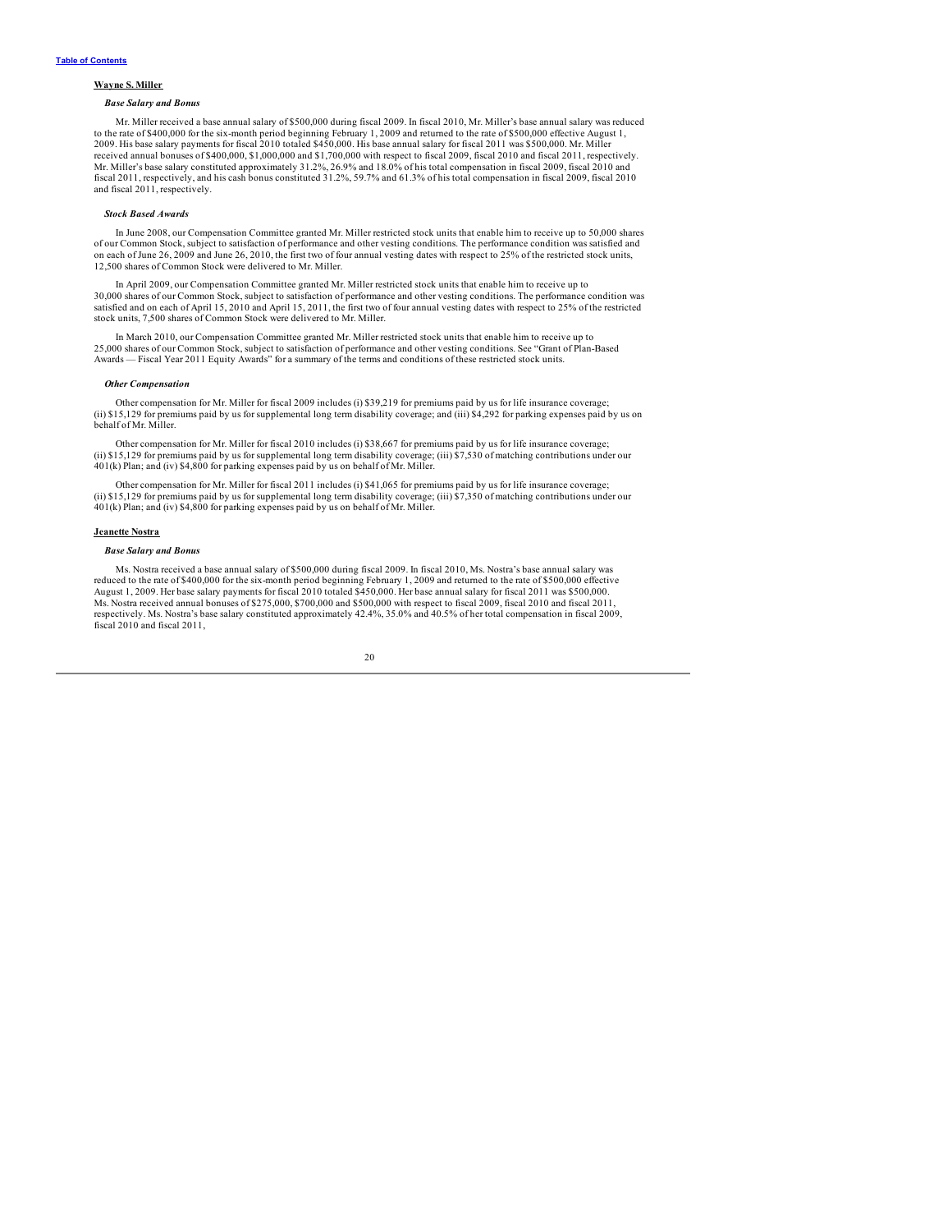**Wayne S. Miller**

***Base Salary and Bonus***

Mr. Miller received a base annual salary of $500,000 during fiscal 2009. In fiscal 2010, Mr. Miller's base annual salary was reduced to the rate of $400,000 for the six-month period beginning February 1, 2009 and returned to the rate of $500,000 effective August 1, 2009. His base salary payments for fiscal 2010 totaled $450,000. His base annual salary for fiscal 2011 was $500,000. Mr. Miller received annual bonuses of $400,000, $1,000,000 and $1,700,000 with respect to fiscal 2009, fiscal 2010 and fiscal 2011, respectively. Mr. Miller's base salary constituted approximately 31.2%, 26.9% and 18.0% of his total compensation in fiscal 2009, fiscal 2010 and fiscal 2011, respectively, and his cash bonus constituted 31.2%, 59.7% and 61.3% of his total compensation in fiscal 2009, fiscal 2010 and fiscal 2011, respectively.

***Stock Based Awards***

In June 2008, our Compensation Committee granted Mr. Miller restricted stock units that enable him to receive up to 50,000 shares of our Common Stock, subject to satisfaction of performance and other vesting conditions. The performance condition was satisfied and on each of June 26, 2009 and June 26, 2010, the first two of four annual vesting dates with respect to 25% of the restricted stock units, 12,500 shares of Common Stock were delivered to Mr. Miller.

In April 2009, our Compensation Committee granted Mr. Miller restricted stock units that enable him to receive up to 30,000 shares of our Common Stock, subject to satisfaction of performance and other vesting conditions. The performance condition was satisfied and on each of April 15, 2010 and April 15, 2011, the first two of four annual vesting dates with respect to 25% of the restricted stock units, 7,500 shares of Common Stock were delivered to Mr. Miller.

In March 2010, our Compensation Committee granted Mr. Miller restricted stock units that enable him to receive up to 25,000 shares of our Common Stock, subject to satisfaction of performance and other vesting conditions. See "Grant of Plan-Based Awards — Fiscal Year 2011 Equity Awards" for a summary of the terms and conditions of these restricted stock units.

***Other Compensation***

Other compensation for Mr. Miller for fiscal 2009 includes (i) $39,219 for premiums paid by us for life insurance coverage; (ii) $15,129 for premiums paid by us for supplemental long term disability coverage; and (iii) $4,292 for parking expenses paid by us on behalf of Mr. Miller.

Other compensation for Mr. Miller for fiscal 2010 includes (i) $38,667 for premiums paid by us for life insurance coverage; (ii) $15,129 for premiums paid by us for supplemental long term disability coverage; (iii) $7,530 of matching contributions under our 401(k) Plan; and (iv) $4,800 for parking expenses paid by us on behalf of Mr. Miller.

Other compensation for Mr. Miller for fiscal 2011 includes (i) $41,065 for premiums paid by us for life insurance coverage; (ii) $15,129 for premiums paid by us for supplemental long term disability coverage; (iii) $7,350 of matching contributions under our 401(k) Plan; and (iv) $4,800 for parking expenses paid by us on behalf of Mr. Miller.

**Jeanette Nostra**

***Base Salary and Bonus***

Ms. Nostra received a base annual salary of $500,000 during fiscal 2009. In fiscal 2010, Ms. Nostra's base annual salary was reduced to the rate of $400,000 for the six-month period beginning February 1, 2009 and returned to the rate of $500,000 effective August 1, 2009. Her base salary payments for fiscal 2010 totaled $450,000. Her base annual salary for fiscal 2011 was $500,000. Ms. Nostra received annual bonuses of $275,000, $700,000 and $500,000 with respect to fiscal 2009, fiscal 2010 and fiscal 2011, respectively. Ms. Nostra's base salary constituted approximately 42.4%, 35.0% and 40.5% of her total compensation in fiscal 2009, fiscal 2010 and fiscal 2011,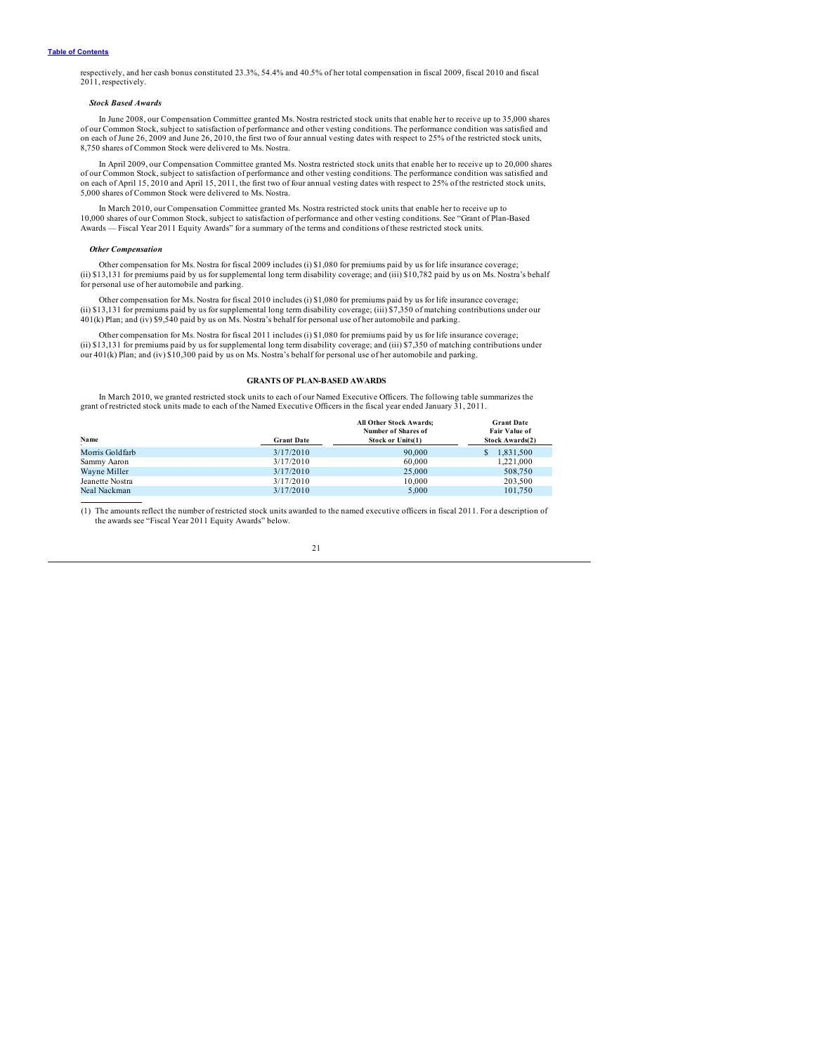respectively, and her cash bonus constituted 23.3%, 54.4% and 40.5% of her total compensation in fiscal 2009, fiscal 2010 and fiscal 2011, respectively.

***Stock Based Awards***

In June 2008, our Compensation Committee granted Ms. Nostra restricted stock units that enable her to receive up to 35,000 shares of our Common Stock, subject to satisfaction of performance and other vesting conditions. The performance condition was satisfied and on each of June 26, 2009 and June 26, 2010, the first two of four annual vesting dates with respect to 25% of the restricted stock units, 8,750 shares of Common Stock were delivered to Ms. Nostra.

In April 2009, our Compensation Committee granted Ms. Nostra restricted stock units that enable her to receive up to 20,000 shares of our Common Stock, subject to satisfaction of performance and other vesting conditions. The performance condition was satisfied and on each of April 15, 2010 and April 15, 2011, the first two of four annual vesting dates with respect to 25% of the restricted stock units, 5,000 shares of Common Stock were delivered to Ms. Nostra.

In March 2010, our Compensation Committee granted Ms. Nostra restricted stock units that enable her to receive up to 10,000 shares of our Common Stock, subject to satisfaction of performance and other vesting conditions. See "Grant of Plan-Based Awards — Fiscal Year 2011 Equity Awards" for a summary of the terms and conditions of these restricted stock units.

***Other Compensation***

Other compensation for Ms. Nostra for fiscal 2009 includes (i) $1,080 for premiums paid by us for life insurance coverage; (ii) $13,131 for premiums paid by us for supplemental long term disability coverage; and (iii) $10,782 paid by us on Ms. Nostra's behalf for personal use of her automobile and parking.

Other compensation for Ms. Nostra for fiscal 2010 includes (i) $1,080 for premiums paid by us for life insurance coverage; (ii) $13,131 for premiums paid by us for supplemental long term disability coverage; (iii) $7,350 of matching contributions under our 401(k) Plan; and (iv) $9,540 paid by us on Ms. Nostra's behalf for personal use of her automobile and parking.

Other compensation for Ms. Nostra for fiscal 2011 includes (i) $1,080 for premiums paid by us for life insurance coverage; (ii) $13,131 for premiums paid by us for supplemental long term disability coverage; and (iii) $7,350 of matching contributions under our 401(k) Plan; and (iv) $10,300 paid by us on Ms. Nostra's behalf for personal use of her automobile and parking.

## GRANTS OF PLAN-BASED AWARDS

In March 2010, we granted restricted stock units to each of our Named Executive Officers. The following table summarizes the grant of restricted stock units made to each of the Named Executive Officers in the fiscal year ended January 31, 2011.

| Name | Grant Date | All Other Stock Awards; Number of Shares of Stock or Units(1) | Grant Date Fair Value of Stock Awards(2) |
|---|---|---|---|
| Morris Goldfarb | 3/17/2010 | 90,000 | $ 1,831,500 |
| Sammy Aaron | 3/17/2010 | 60,000 | 1,221,000 |
| Wayne Miller | 3/17/2010 | 25,000 | 508,750 |
| Jeanette Nostra | 3/17/2010 | 10,000 | 203,500 |
| Neal Nackman | 3/17/2010 | 5,000 | 101,750 |

(1) The amounts reflect the number of restricted stock units awarded to the named executive officers in fiscal 2011. For a description of the awards see "Fiscal Year 2011 Equity Awards" below.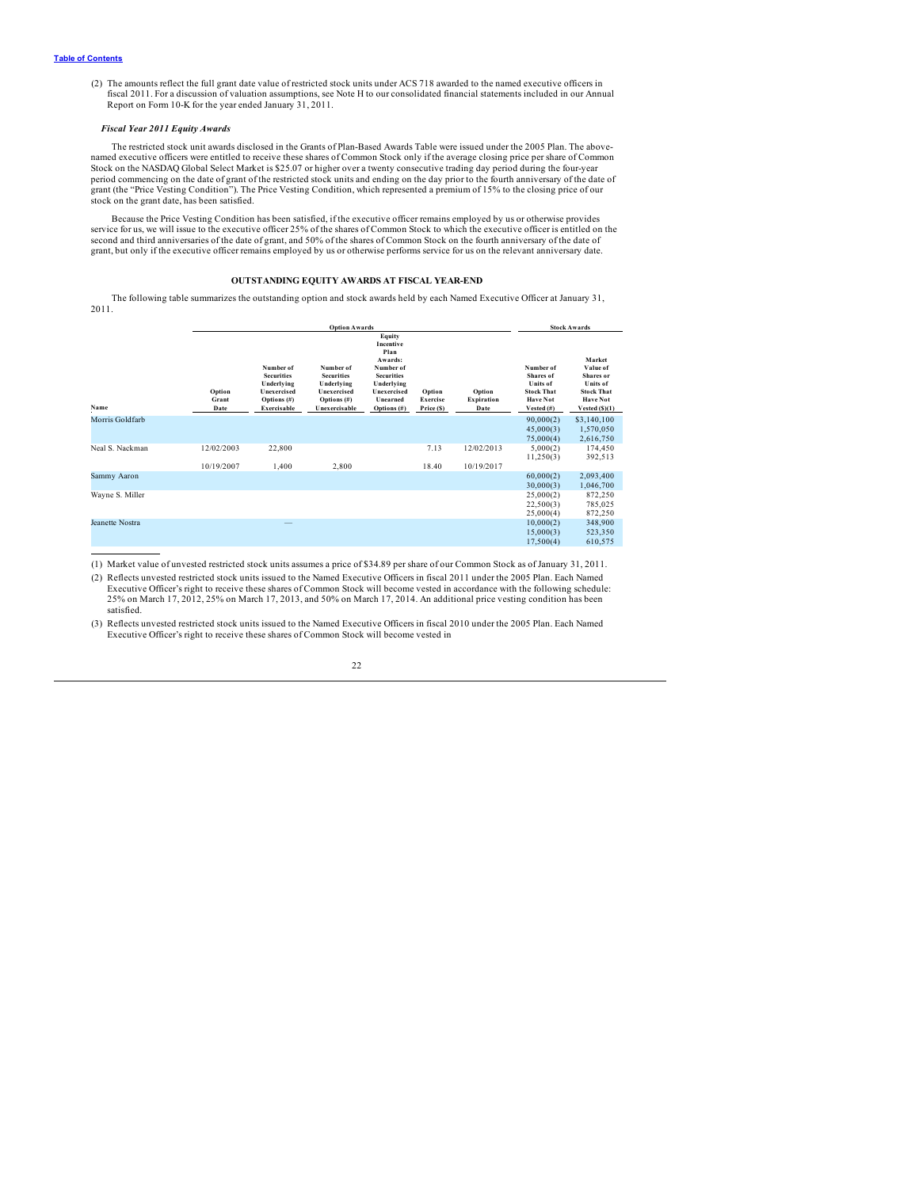(2) The amounts reflect the full grant date value of restricted stock units under ACS 718 awarded to the named executive officers in fiscal 2011. For a discussion of valuation assumptions, see Note H to our consolidated financial statements included in our Annual Report on Form 10-K for the year ended January 31, 2011.

### *Fiscal Year 2011 Equity Awards*

The restricted stock unit awards disclosed in the Grants of Plan-Based Awards Table were issued under the 2005 Plan. The above-named executive officers were entitled to receive these shares of Common Stock only if the average closing price per share of Common Stock on the NASDAQ Global Select Market is $25.07 or higher over a twenty consecutive trading day period during the four-year period commencing on the date of grant of the restricted stock units and ending on the day prior to the fourth anniversary of the date of grant (the "Price Vesting Condition"). The Price Vesting Condition, which represented a premium of 15% to the closing price of our stock on the grant date, has been satisfied.

Because the Price Vesting Condition has been satisfied, if the executive officer remains employed by us or otherwise provides service for us, we will issue to the executive officer 25% of the shares of Common Stock to which the executive officer is entitled on the second and third anniversaries of the date of grant, and 50% of the shares of Common Stock on the fourth anniversary of the date of grant, but only if the executive officer remains employed by us or otherwise performs service for us on the relevant anniversary date.

## OUTSTANDING EQUITY AWARDS AT FISCAL YEAR-END

The following table summarizes the outstanding option and stock awards held by each Named Executive Officer at January 31, 2011.

| | Option Awards | | | | | | Stock Awards | |
|---|---|---|---|---|---|---|---|---|
| Name | Option Grant Date | Number of Securities Underlying Unexercised Options (#) Exercisable | Number of Securities Underlying Unexercised Options (#) Unexercisable | Equity Incentive Plan Awards: Number of Securities Underlying Unexercised Unearned Options (#) | Option Exercise Price ($) | Option Expiration Date | Number of Shares of Units of Stock That Have Not Vested (#) | Market Value of Shares or Units of Stock That Have Not Vested ($)(1) |
| Morris Goldfarb | | | | | | | 90,000(2) | $3,140,100 |
| | | | | | | | 45,000(3) | 1,570,050 |
| | | | | | | | 75,000(4) | 2,616,750 |
| Neal S. Nackman | 12/02/2003 | 22,800 | | | 7.13 | 12/02/2013 | 5,000(2) | 174,450 |
| | | | | | | | 11,250(3) | 392,513 |
| | 10/19/2007 | 1,400 | 2,800 | | 18.40 | 10/19/2017 | | |
| Sammy Aaron | | | | | | | 60,000(2) | 2,093,400 |
| | | | | | | | 30,000(3) | 1,046,700 |
| Wayne S. Miller | | | | | | | 25,000(2) | 872,250 |
| | | | | | | | 22,500(3) | 785,025 |
| | | | | | | | 25,000(4) | 872,250 |
| Jeanette Nostra | | — | | | | | 10,000(2) | 348,900 |
| | | | | | | | 15,000(3) | 523,350 |
| | | | | | | | 17,500(4) | 610,575 |

(1) Market value of unvested restricted stock units assumes a price of $34.89 per share of our Common Stock as of January 31, 2011.

(2) Reflects unvested restricted stock units issued to the Named Executive Officers in fiscal 2011 under the 2005 Plan. Each Named Executive Officer's right to receive these shares of Common Stock will become vested in accordance with the following schedule: 25% on March 17, 2012, 25% on March 17, 2013, and 50% on March 17, 2014. An additional price vesting condition has been satisfied.

(3) Reflects unvested restricted stock units issued to the Named Executive Officers in fiscal 2010 under the 2005 Plan. Each Named Executive Officer's right to receive these shares of Common Stock will become vested in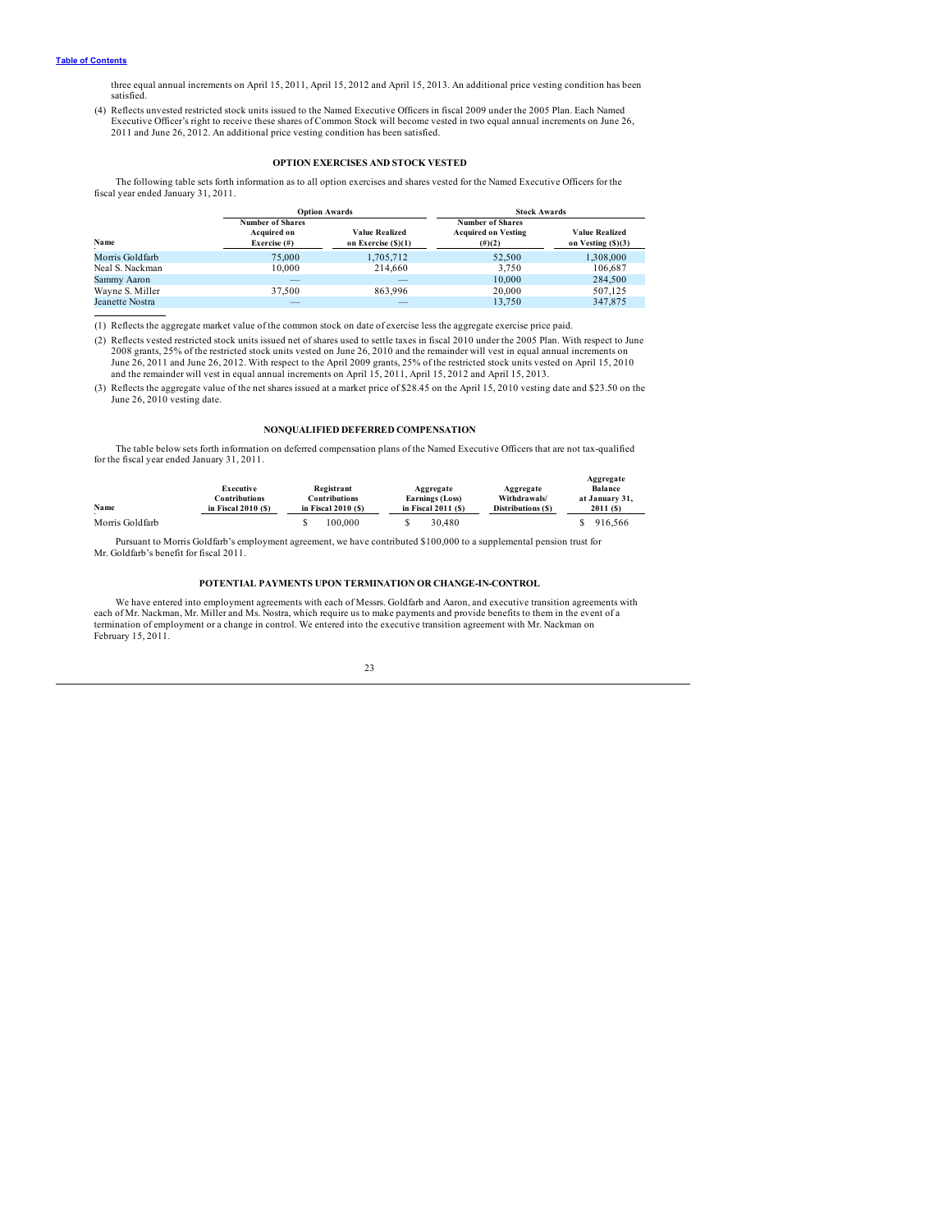three equal annual increments on April 15, 2011, April 15, 2012 and April 15, 2013. An additional price vesting condition has been satisfied.

(4) Reflects unvested restricted stock units issued to the Named Executive Officers in fiscal 2009 under the 2005 Plan. Each Named Executive Officer's right to receive these shares of Common Stock will become vested in two equal annual increments on June 26, 2011 and June 26, 2012. An additional price vesting condition has been satisfied.

## OPTION EXERCISES AND STOCK VESTED

The following table sets forth information as to all option exercises and shares vested for the Named Executive Officers for the fiscal year ended January 31, 2011.

| | Option Awards | | Stock Awards | |
|---|---|---|---|---|
| Name | Number of Shares Acquired on Exercise (#) | Value Realized on Exercise ($)(1) | Number of Shares Acquired on Vesting (#)(2) | Value Realized on Vesting ($)(3) |
| Morris Goldfarb | 75,000 | 1,705,712 | 52,500 | 1,308,000 |
| Neal S. Nackman | 10,000 | 214,660 | 3,750 | 106,687 |
| Sammy Aaron | — | — | 10,000 | 284,500 |
| Wayne S. Miller | 37,500 | 863,996 | 20,000 | 507,125 |
| Jeanette Nostra | — | — | 13,750 | 347,875 |

(1) Reflects the aggregate market value of the common stock on date of exercise less the aggregate exercise price paid.

(2) Reflects vested restricted stock units issued net of shares used to settle taxes in fiscal 2010 under the 2005 Plan. With respect to June 2008 grants, 25% of the restricted stock units vested on June 26, 2010 and the remainder will vest in equal annual increments on June 26, 2011 and June 26, 2012. With respect to the April 2009 grants, 25% of the restricted stock units vested on April 15, 2010 and the remainder will vest in equal annual increments on April 15, 2011, April 15, 2012 and April 15, 2013.

(3) Reflects the aggregate value of the net shares issued at a market price of $28.45 on the April 15, 2010 vesting date and $23.50 on the June 26, 2010 vesting date.

## NONQUALIFIED DEFERRED COMPENSATION

The table below sets forth information on deferred compensation plans of the Named Executive Officers that are not tax-qualified for the fiscal year ended January 31, 2011.

| Name | Executive Contributions in Fiscal 2010 ($) | Registrant Contributions in Fiscal 2010 ($) | Aggregate Earnings (Loss) in Fiscal 2011 ($) | Aggregate Withdrawals/ Distributions ($) | Aggregate Balance at January 31, 2011 ($) |
|---|---|---|---|---|---|
| Morris Goldfarb | | $ 100,000 | $ 30,480 | | $ 916,566 |

Pursuant to Morris Goldfarb's employment agreement, we have contributed $100,000 to a supplemental pension trust for Mr. Goldfarb's benefit for fiscal 2011.

## POTENTIAL PAYMENTS UPON TERMINATION OR CHANGE-IN-CONTROL

We have entered into employment agreements with each of Messrs. Goldfarb and Aaron, and executive transition agreements with each of Mr. Nackman, Mr. Miller and Ms. Nostra, which require us to make payments and provide benefits to them in the event of a termination of employment or a change in control. We entered into the executive transition agreement with Mr. Nackman on February 15, 2011.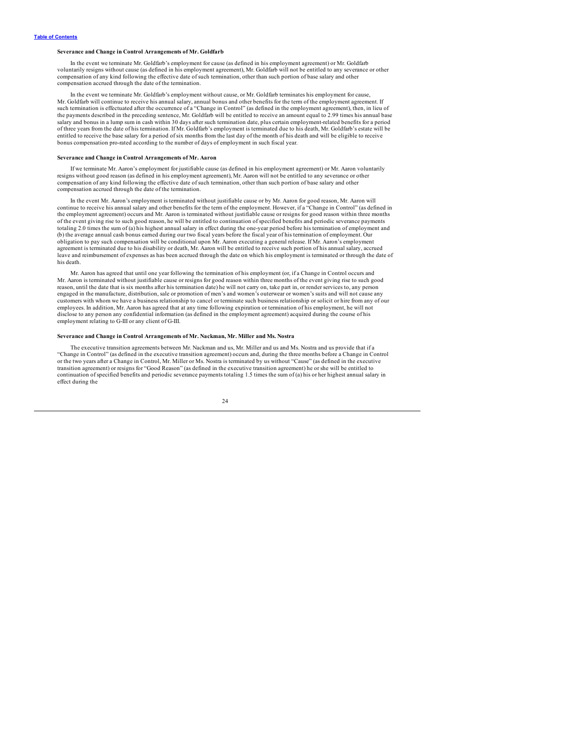### Severance and Change in Control Arrangements of Mr. Goldfarb

In the event we terminate Mr. Goldfarb's employment for cause (as defined in his employment agreement) or Mr. Goldfarb voluntarily resigns without cause (as defined in his employment agreement), Mr. Goldfarb will not be entitled to any severance or other compensation of any kind following the effective date of such termination, other than such portion of base salary and other compensation accrued through the date of the termination.

In the event we terminate Mr. Goldfarb's employment without cause, or Mr. Goldfarb terminates his employment for cause, Mr. Goldfarb will continue to receive his annual salary, annual bonus and other benefits for the term of the employment agreement. If such termination is effectuated after the occurrence of a "Change in Control" (as defined in the employment agreement), then, in lieu of the payments described in the preceding sentence, Mr. Goldfarb will be entitled to receive an amount equal to 2.99 times his annual base salary and bonus in a lump sum in cash within 30 days after such termination date, plus certain employment-related benefits for a period of three years from the date of his termination. If Mr. Goldfarb's employment is terminated due to his death, Mr. Goldfarb's estate will be entitled to receive the base salary for a period of six months from the last day of the month of his death and will be eligible to receive bonus compensation pro-rated according to the number of days of employment in such fiscal year.

### Severance and Change in Control Arrangements of Mr. Aaron

If we terminate Mr. Aaron's employment for justifiable cause (as defined in his employment agreement) or Mr. Aaron voluntarily resigns without good reason (as defined in his employment agreement), Mr. Aaron will not be entitled to any severance or other compensation of any kind following the effective date of such termination, other than such portion of base salary and other compensation accrued through the date of the termination.

In the event Mr. Aaron's employment is terminated without justifiable cause or by Mr. Aaron for good reason, Mr. Aaron will continue to receive his annual salary and other benefits for the term of the employment. However, if a "Change in Control" (as defined in the employment agreement) occurs and Mr. Aaron is terminated without justifiable cause or resigns for good reason within three months of the event giving rise to such good reason, he will be entitled to continuation of specified benefits and periodic severance payments totaling 2.0 times the sum of (a) his highest annual salary in effect during the one-year period before his termination of employment and (b) the average annual cash bonus earned during our two fiscal years before the fiscal year of his termination of employment. Our obligation to pay such compensation will be conditional upon Mr. Aaron executing a general release. If Mr. Aaron's employment agreement is terminated due to his disability or death, Mr. Aaron will be entitled to receive such portion of his annual salary, accrued leave and reimbursement of expenses as has been accrued through the date on which his employment is terminated or through the date of his death.

Mr. Aaron has agreed that until one year following the termination of his employment (or, if a Change in Control occurs and Mr. Aaron is terminated without justifiable cause or resigns for good reason within three months of the event giving rise to such good reason, until the date that is six months after his termination date) he will not carry on, take part in, or render services to, any person engaged in the manufacture, distribution, sale or promotion of men's and women's outerwear or women's suits and will not cause any customers with whom we have a business relationship to cancel or terminate such business relationship or solicit or hire from any of our employees. In addition, Mr. Aaron has agreed that at any time following expiration or termination of his employment, he will not disclose to any person any confidential information (as defined in the employment agreement) acquired during the course of his employment relating to G-III or any client of G-III.

### Severance and Change in Control Arrangements of Mr. Nackman, Mr. Miller and Ms. Nostra

The executive transition agreements between Mr. Nackman and us, Mr. Miller and us and Ms. Nostra and us provide that if a "Change in Control" (as defined in the executive transition agreement) occurs and, during the three months before a Change in Control or the two years after a Change in Control, Mr. Miller or Ms. Nostra is terminated by us without "Cause" (as defined in the executive transition agreement) or resigns for "Good Reason" (as defined in the executive transition agreement) he or she will be entitled to continuation of specified benefits and periodic severance payments totaling 1.5 times the sum of (a) his or her highest annual salary in effect during the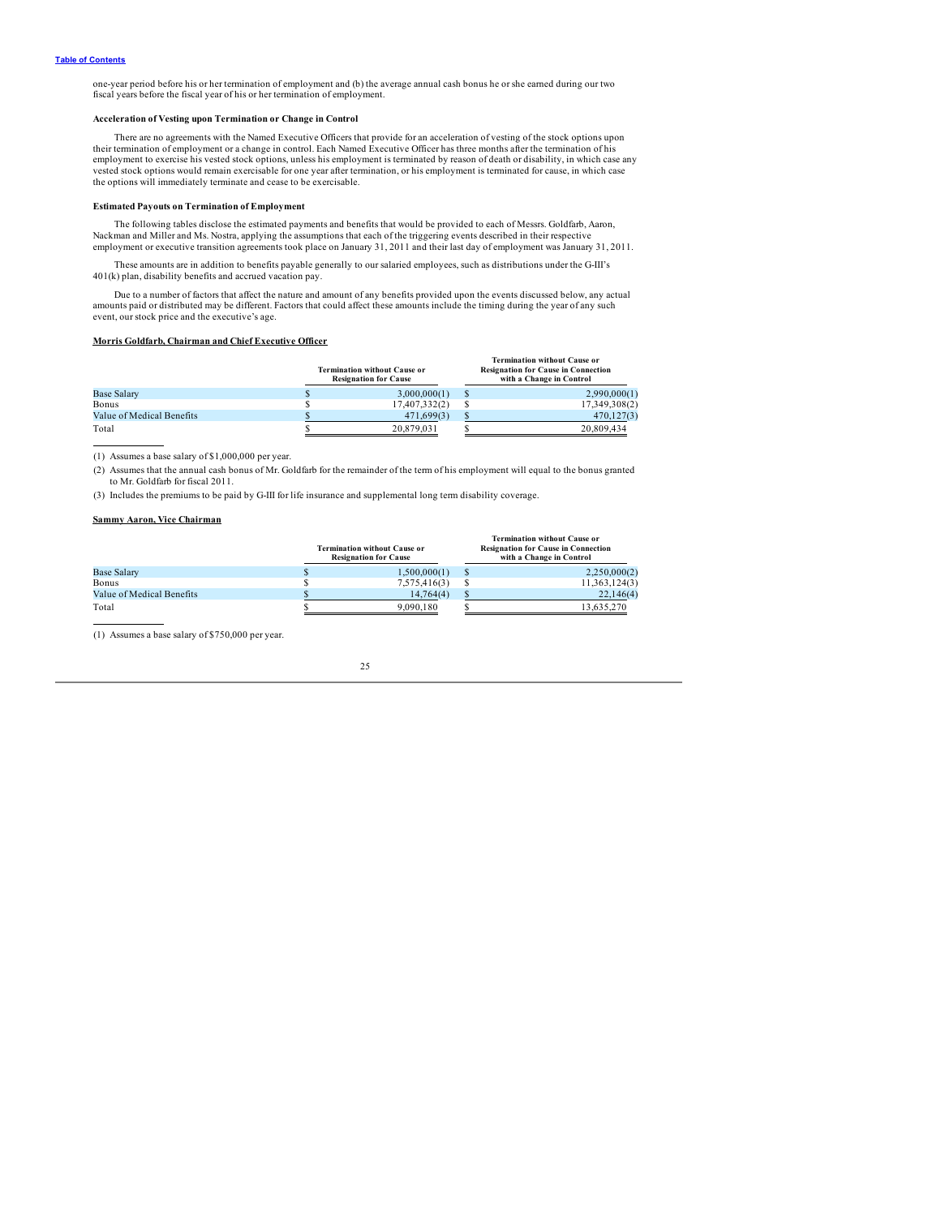one-year period before his or her termination of employment and (b) the average annual cash bonus he or she earned during our two fiscal years before the fiscal year of his or her termination of employment.

**Acceleration of Vesting upon Termination or Change in Control**

There are no agreements with the Named Executive Officers that provide for an acceleration of vesting of the stock options upon their termination of employment or a change in control. Each Named Executive Officer has three months after the termination of his employment to exercise his vested stock options, unless his employment is terminated by reason of death or disability, in which case any vested stock options would remain exercisable for one year after termination, or his employment is terminated for cause, in which case the options will immediately terminate and cease to be exercisable.

**Estimated Payouts on Termination of Employment**

The following tables disclose the estimated payments and benefits that would be provided to each of Messrs. Goldfarb, Aaron, Nackman and Miller and Ms. Nostra, applying the assumptions that each of the triggering events described in their respective employment or executive transition agreements took place on January 31, 2011 and their last day of employment was January 31, 2011.

These amounts are in addition to benefits payable generally to our salaried employees, such as distributions under the G-III's 401(k) plan, disability benefits and accrued vacation pay.

Due to a number of factors that affect the nature and amount of any benefits provided upon the events discussed below, any actual amounts paid or distributed may be different. Factors that could affect these amounts include the timing during the year of any such event, our stock price and the executive's age.

**Morris Goldfarb, Chairman and Chief Executive Officer**

| | Termination without Cause or Resignation for Cause | Termination without Cause or Resignation for Cause in Connection with a Change in Control |
|---|---|---|
| Base Salary | $ 3,000,000(1) | $ 2,990,000(1) |
| Bonus | $ 17,407,332(2) | $ 17,349,308(2) |
| Value of Medical Benefits | $ 471,699(3) | $ 470,127(3) |
| Total | $ 20,879,031 | $ 20,809,434 |

(1) Assumes a base salary of $1,000,000 per year.

(2) Assumes that the annual cash bonus of Mr. Goldfarb for the remainder of the term of his employment will equal to the bonus granted to Mr. Goldfarb for fiscal 2011.

(3) Includes the premiums to be paid by G-III for life insurance and supplemental long term disability coverage.

**Sammy Aaron, Vice Chairman**

| | Termination without Cause or Resignation for Cause | Termination without Cause or Resignation for Cause in Connection with a Change in Control |
|---|---|---|
| Base Salary | $ 1,500,000(1) | $ 2,250,000(2) |
| Bonus | $ 7,575,416(3) | $ 11,363,124(3) |
| Value of Medical Benefits | $ 14,764(4) | $ 22,146(4) |
| Total | $ 9,090,180 | $ 13,635,270 |

(1) Assumes a base salary of $750,000 per year.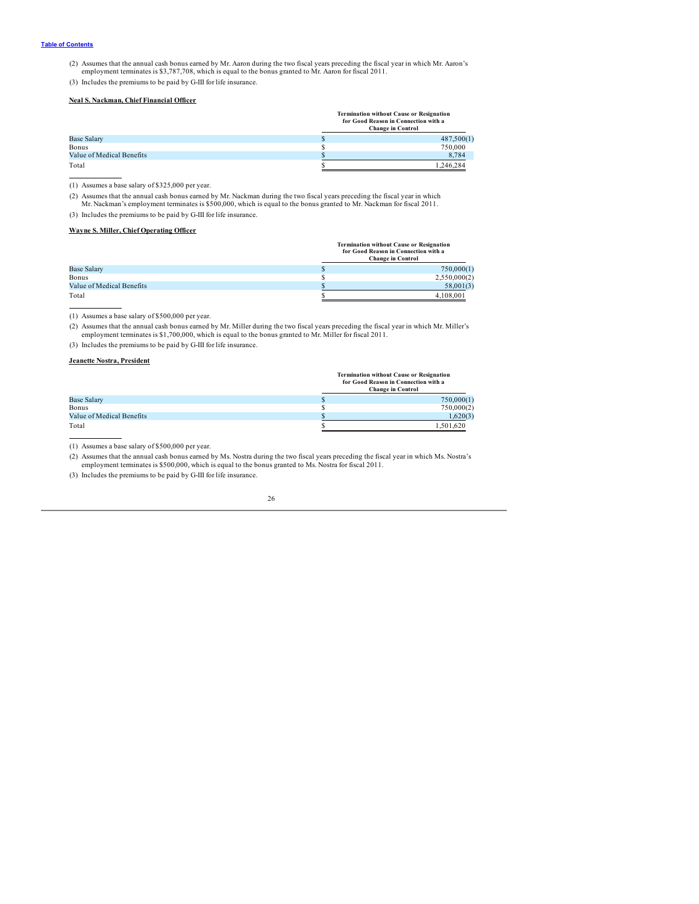(2) Assumes that the annual cash bonus earned by Mr. Aaron during the two fiscal years preceding the fiscal year in which Mr. Aaron's employment terminates is $3,787,708, which is equal to the bonus granted to Mr. Aaron for fiscal 2011.

(3) Includes the premiums to be paid by G-III for life insurance.

**Neal S. Nackman, Chief Financial Officer**

| | Termination without Cause or Resignation for Good Reason in Connection with a Change in Control |
|---|---|
| Base Salary | $ 487,500(1) |
| Bonus | $ 750,000 |
| Value of Medical Benefits | $ 8,784 |
| Total | $ 1,246,284 |

(1) Assumes a base salary of $325,000 per year.

(2) Assumes that the annual cash bonus earned by Mr. Nackman during the two fiscal years preceding the fiscal year in which Mr. Nackman's employment terminates is $500,000, which is equal to the bonus granted to Mr. Nackman for fiscal 2011.

(3) Includes the premiums to be paid by G-III for life insurance.

**Wayne S. Miller, Chief Operating Officer**

| | Termination without Cause or Resignation for Good Reason in Connection with a Change in Control |
|---|---|
| Base Salary | $ 750,000(1) |
| Bonus | $ 2,550,000(2) |
| Value of Medical Benefits | $ 58,001(3) |
| Total | $ 4,108,001 |

(1) Assumes a base salary of $500,000 per year.

(2) Assumes that the annual cash bonus earned by Mr. Miller during the two fiscal years preceding the fiscal year in which Mr. Miller's employment terminates is $1,700,000, which is equal to the bonus granted to Mr. Miller for fiscal 2011.

(3) Includes the premiums to be paid by G-III for life insurance.

**Jeanette Nostra, President**

| | Termination without Cause or Resignation for Good Reason in Connection with a Change in Control |
|---|---|
| Base Salary | $ 750,000(1) |
| Bonus | $ 750,000(2) |
| Value of Medical Benefits | $ 1,620(3) |
| Total | $ 1,501,620 |

(1) Assumes a base salary of $500,000 per year.

(2) Assumes that the annual cash bonus earned by Ms. Nostra during the two fiscal years preceding the fiscal year in which Ms. Nostra's employment terminates is $500,000, which is equal to the bonus granted to Ms. Nostra for fiscal 2011.

(3) Includes the premiums to be paid by G-III for life insurance.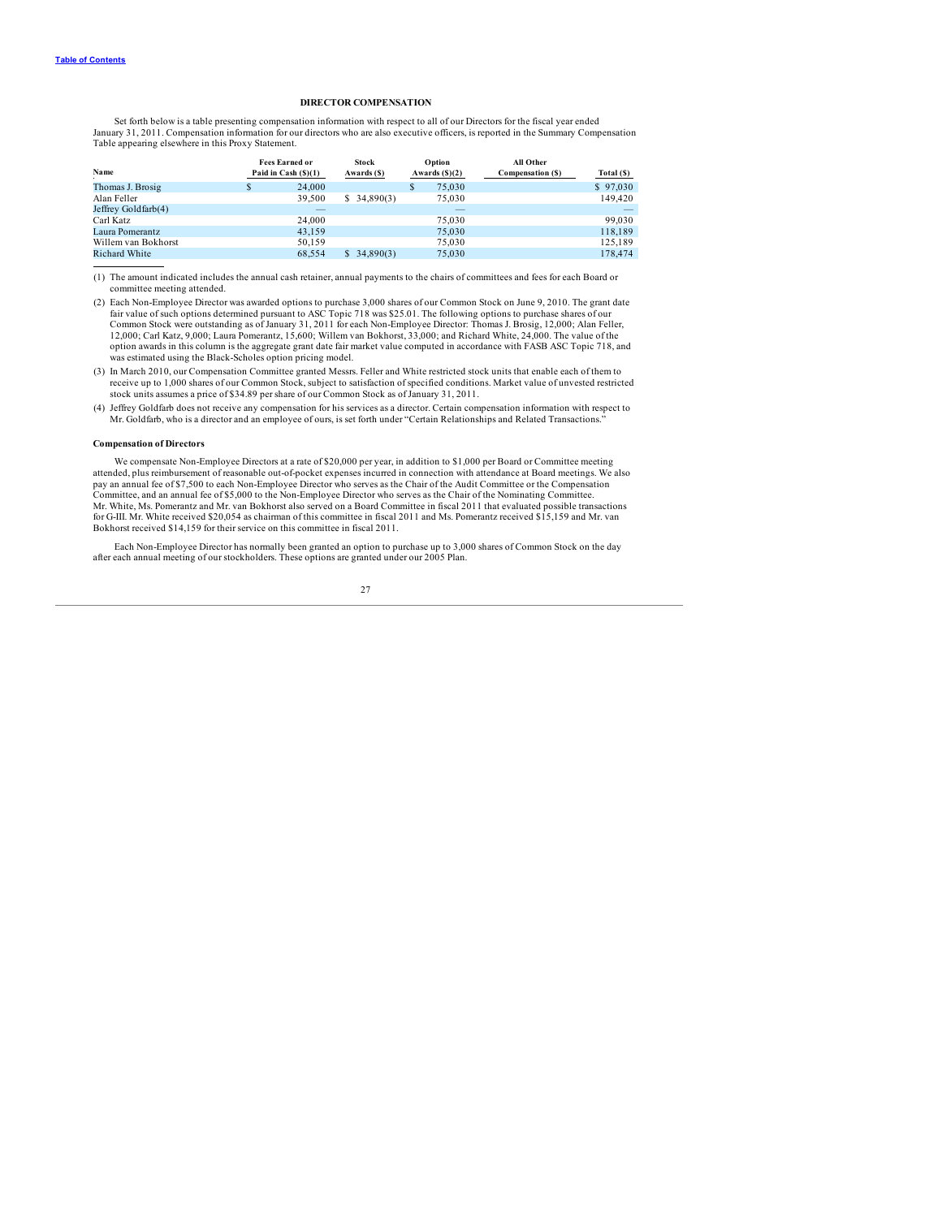[Table of Contents](#)

## DIRECTOR COMPENSATION

Set forth below is a table presenting compensation information with respect to all of our Directors for the fiscal year ended January 31, 2011. Compensation information for our directors who are also executive officers, is reported in the Summary Compensation Table appearing elsewhere in this Proxy Statement.

| Name | Fees Earned or Paid in Cash ($)(1) | Stock Awards ($) | Option Awards ($)(2) | All Other Compensation ($) | Total ($) |
|---|---|---|---|---|---|
| Thomas J. Brosig | $ 24,000 | | $ 75,030 | | $ 97,030 |
| Alan Feller | 39,500 | $ 34,890(3) | 75,030 | | 149,420 |
| Jeffrey Goldfarb(4) | — | | — | | — |
| Carl Katz | 24,000 | | 75,030 | | 99,030 |
| Laura Pomerantz | 43,159 | | 75,030 | | 118,189 |
| Willem van Bokhorst | 50,159 | | 75,030 | | 125,189 |
| Richard White | 68,554 | $ 34,890(3) | 75,030 | | 178,474 |

(1) The amount indicated includes the annual cash retainer, annual payments to the chairs of committees and fees for each Board or committee meeting attended.

(2) Each Non-Employee Director was awarded options to purchase 3,000 shares of our Common Stock on June 9, 2010. The grant date fair value of such options determined pursuant to ASC Topic 718 was $25.01. The following options to purchase shares of our Common Stock were outstanding as of January 31, 2011 for each Non-Employee Director: Thomas J. Brosig, 12,000; Alan Feller, 12,000; Carl Katz, 9,000; Laura Pomerantz, 15,600; Willem van Bokhorst, 33,000; and Richard White, 24,000. The value of the option awards in this column is the aggregate grant date fair market value computed in accordance with FASB ASC Topic 718, and was estimated using the Black-Scholes option pricing model.

(3) In March 2010, our Compensation Committee granted Messrs. Feller and White restricted stock units that enable each of them to receive up to 1,000 shares of our Common Stock, subject to satisfaction of specified conditions. Market value of unvested restricted stock units assumes a price of $34.89 per share of our Common Stock as of January 31, 2011.

(4) Jeffrey Goldfarb does not receive any compensation for his services as a director. Certain compensation information with respect to Mr. Goldfarb, who is a director and an employee of ours, is set forth under "Certain Relationships and Related Transactions."

### Compensation of Directors

We compensate Non-Employee Directors at a rate of $20,000 per year, in addition to $1,000 per Board or Committee meeting attended, plus reimbursement of reasonable out-of-pocket expenses incurred in connection with attendance at Board meetings. We also pay an annual fee of $7,500 to each Non-Employee Director who serves as the Chair of the Audit Committee or the Compensation Committee, and an annual fee of $5,000 to the Non-Employee Director who serves as the Chair of the Nominating Committee. Mr. White, Ms. Pomerantz and Mr. van Bokhorst also served on a Board Committee in fiscal 2011 that evaluated possible transactions for G-III. Mr. White received $20,054 as chairman of this committee in fiscal 2011 and Ms. Pomerantz received $15,159 and Mr. van Bokhorst received $14,159 for their service on this committee in fiscal 2011.

Each Non-Employee Director has normally been granted an option to purchase up to 3,000 shares of Common Stock on the day after each annual meeting of our stockholders. These options are granted under our 2005 Plan.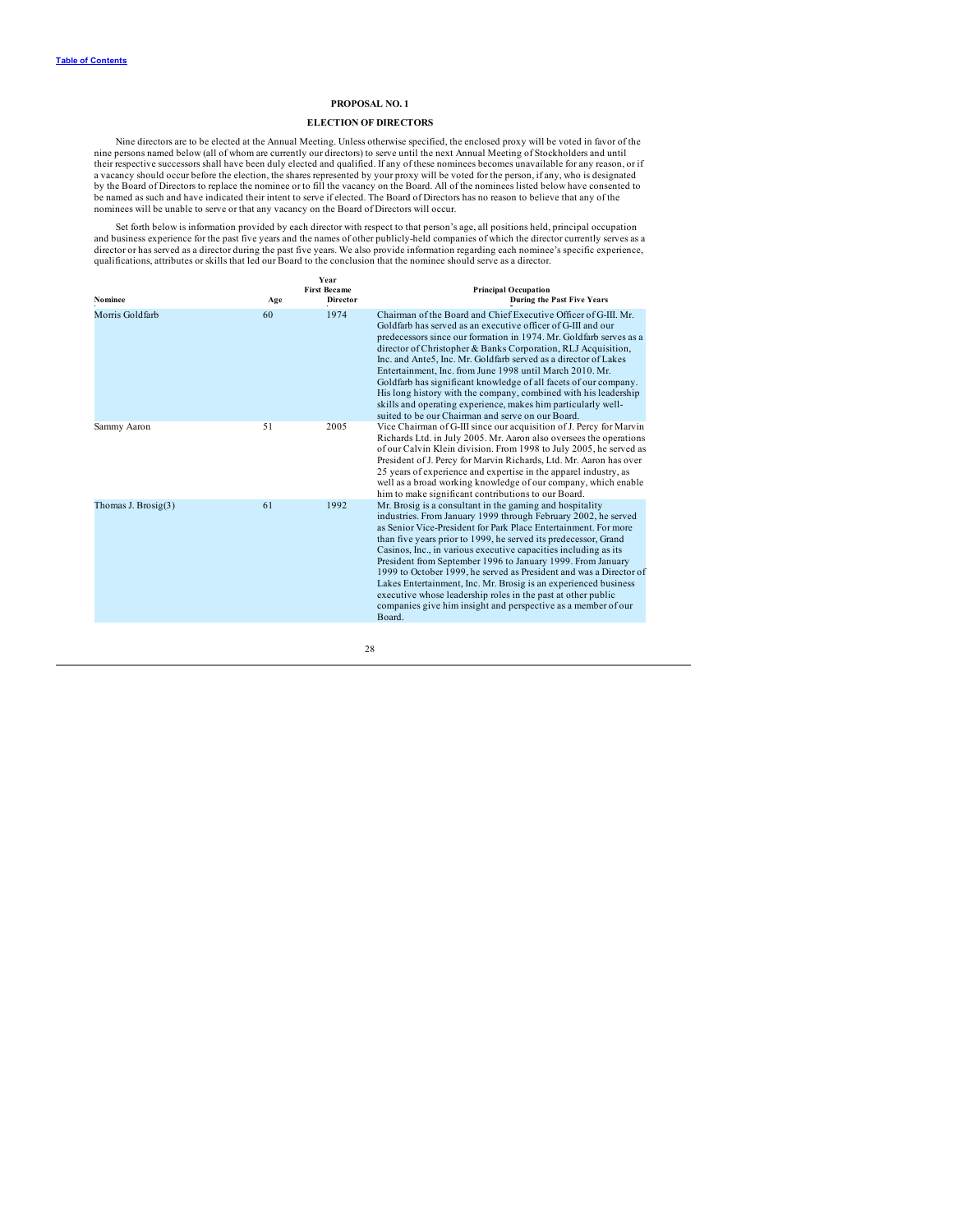[Table of Contents](#)

## PROPOSAL NO. 1

## ELECTION OF DIRECTORS

Nine directors are to be elected at the Annual Meeting. Unless otherwise specified, the enclosed proxy will be voted in favor of the nine persons named below (all of whom are currently our directors) to serve until the next Annual Meeting of Stockholders and until their respective successors shall have been duly elected and qualified. If any of these nominees becomes unavailable for any reason, or if a vacancy should occur before the election, the shares represented by your proxy will be voted for the person, if any, who is designated by the Board of Directors to replace the nominee or to fill the vacancy on the Board. All of the nominees listed below have consented to be named as such and have indicated their intent to serve if elected. The Board of Directors has no reason to believe that any of the nominees will be unable to serve or that any vacancy on the Board of Directors will occur.

Set forth below is information provided by each director with respect to that person's age, all positions held, principal occupation and business experience for the past five years and the names of other publicly-held companies of which the director currently serves as a director or has served as a director during the past five years. We also provide information regarding each nominee's specific experience, qualifications, attributes or skills that led our Board to the conclusion that the nominee should serve as a director.

| Nominee | Age | Year First Became Director | Principal Occupation During the Past Five Years |
|---|---|---|---|
| Morris Goldfarb | 60 | 1974 | Chairman of the Board and Chief Executive Officer of G-III. Mr. Goldfarb has served as an executive officer of G-III and our predecessors since our formation in 1974. Mr. Goldfarb serves as a director of Christopher & Banks Corporation, RLJ Acquisition, Inc. and Ante5, Inc. Mr. Goldfarb served as a director of Lakes Entertainment, Inc. from June 1998 until March 2010. Mr. Goldfarb has significant knowledge of all facets of our company. His long history with the company, combined with his leadership skills and operating experience, makes him particularly well-suited to be our Chairman and serve on our Board. |
| Sammy Aaron | 51 | 2005 | Vice Chairman of G-III since our acquisition of J. Percy for Marvin Richards Ltd. in July 2005. Mr. Aaron also oversees the operations of our Calvin Klein division. From 1998 to July 2005, he served as President of J. Percy for Marvin Richards, Ltd. Mr. Aaron has over 25 years of experience and expertise in the apparel industry, as well as a broad working knowledge of our company, which enable him to make significant contributions to our Board. |
| Thomas J. Brosig(3) | 61 | 1992 | Mr. Brosig is a consultant in the gaming and hospitality industries. From January 1999 through February 2002, he served as Senior Vice-President for Park Place Entertainment. For more than five years prior to 1999, he served its predecessor, Grand Casinos, Inc., in various executive capacities including as its President from September 1996 to January 1999. From January 1999 to October 1999, he served as President and was a Director of Lakes Entertainment, Inc. Mr. Brosig is an experienced business executive whose leadership roles in the past at other public companies give him insight and perspective as a member of our Board. |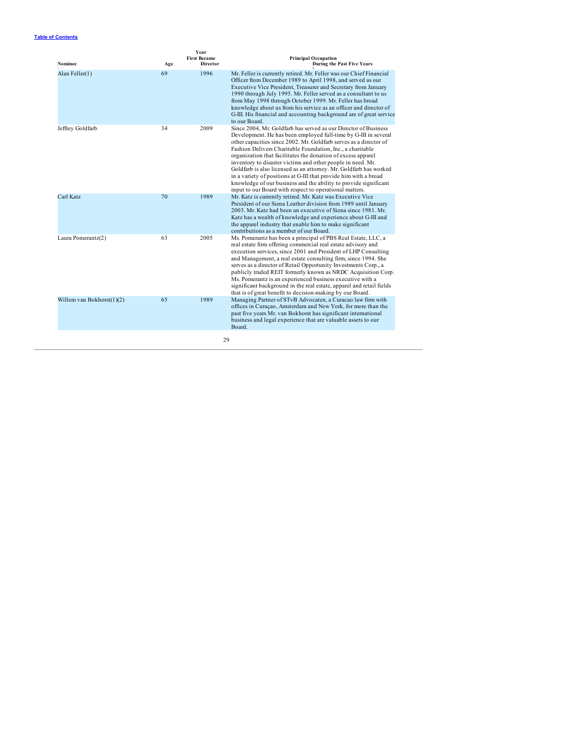[Table of Contents](#)

| Nominee | Age | Year First Became Director | Principal Occupation During the Past Five Years |
|---|---|---|---|
| Alan Feller(1) | 69 | 1996 | Mr. Feller is currently retired. Mr. Feller was our Chief Financial Officer from December 1989 to April 1998, and served as our Executive Vice President, Treasurer and Secretary from January 1990 through July 1995. Mr. Feller served as a consultant to us from May 1998 through October 1999. Mr. Feller has broad knowledge about us from his service as an officer and director of G-III. His financial and accounting background are of great service to our Board. |
| Jeffrey Goldfarb | 34 | 2009 | Since 2004, Mr. Goldfarb has served as our Director of Business Development. He has been employed full-time by G-III in several other capacities since 2002. Mr. Goldfarb serves as a director of Fashion Delivers Charitable Foundation, Inc., a charitable organization that facilitates the donation of excess apparel inventory to disaster victims and other people in need. Mr. Goldfarb is also licensed as an attorney. Mr. Goldfarb has worked in a variety of positions at G-III that provide him with a broad knowledge of our business and the ability to provide significant input to our Board with respect to operational matters. |
| Carl Katz | 70 | 1989 | Mr. Katz is currently retired. Mr. Katz was Executive Vice President of our Siena Leather division from 1989 until January 2003. Mr. Katz had been an executive of Siena since 1981. Mr. Katz has a wealth of knowledge and experience about G-III and the apparel industry that enable him to make significant contributions as a member of our Board. |
| Laura Pomerantz(2) | 63 | 2005 | Ms. Pomerantz has been a principal of PBS Real Estate, LLC, a real estate firm offering commercial real estate advisory and execution services, since 2001 and President of LHP Consulting and Management, a real estate consulting firm, since 1994. She serves as a director of Retail Opportunity Investments Corp., a publicly traded REIT formerly known as NRDC Acquisition Corp. Ms. Pomerantz is an experienced business executive with a significant background in the real estate, apparel and retail fields that is of great benefit to decision-making by our Board. |
| Willem van Bokhorst(1)(2) | 65 | 1989 | Managing Partner of STvB Advocaten, a Curacao law firm with offices in Curaçao, Amsterdam and New York, for more than the past five years Mr. van Bokhorst has significant international business and legal experience that are valuable assets to our Board. |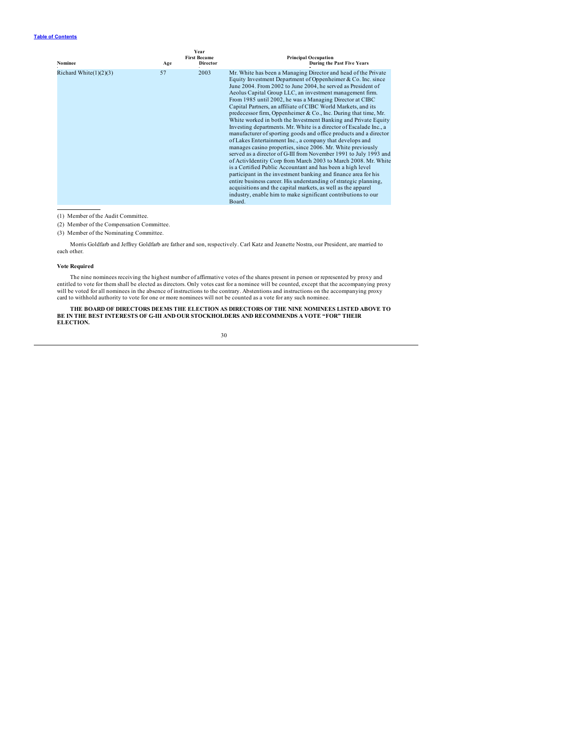| Nominee | Age | Year First Became Director | Principal Occupation During the Past Five Years |
|---|---|---|---|
| Richard White(1)(2)(3) | 57 | 2003 | Mr. White has been a Managing Director and head of the Private Equity Investment Department of Oppenheimer & Co. Inc. since June 2004. From 2002 to June 2004, he served as President of Aeolus Capital Group LLC, an investment management firm. From 1985 until 2002, he was a Managing Director at CIBC Capital Partners, an affiliate of CIBC World Markets, and its predecessor firm, Oppenheimer & Co., Inc. During that time, Mr. White worked in both the Investment Banking and Private Equity Investing departments. Mr. White is a director of Escalade Inc., a manufacturer of sporting goods and office products and a director of Lakes Entertainment Inc., a company that develops and manages casino properties, since 2006. Mr. White previously served as a director of G-III from November 1991 to July 1993 and of ActivIdentity Corp from March 2003 to March 2008. Mr. White is a Certified Public Accountant and has been a high level participant in the investment banking and finance area for his entire business career. His understanding of strategic planning, acquisitions and the capital markets, as well as the apparel industry, enable him to make significant contributions to our Board. |

(1) Member of the Audit Committee.

(2) Member of the Compensation Committee.

(3) Member of the Nominating Committee.

Morris Goldfarb and Jeffrey Goldfarb are father and son, respectively. Carl Katz and Jeanette Nostra, our President, are married to each other.

**Vote Required**

The nine nominees receiving the highest number of affirmative votes of the shares present in person or represented by proxy and entitled to vote for them shall be elected as directors. Only votes cast for a nominee will be counted, except that the accompanying proxy will be voted for all nominees in the absence of instructions to the contrary. Abstentions and instructions on the accompanying proxy card to withhold authority to vote for one or more nominees will not be counted as a vote for any such nominee.

**THE BOARD OF DIRECTORS DEEMS THE ELECTION AS DIRECTORS OF THE NINE NOMINEES LISTED ABOVE TO BE IN THE BEST INTERESTS OF G-III AND OUR STOCKHOLDERS AND RECOMMENDS A VOTE "FOR" THEIR ELECTION.**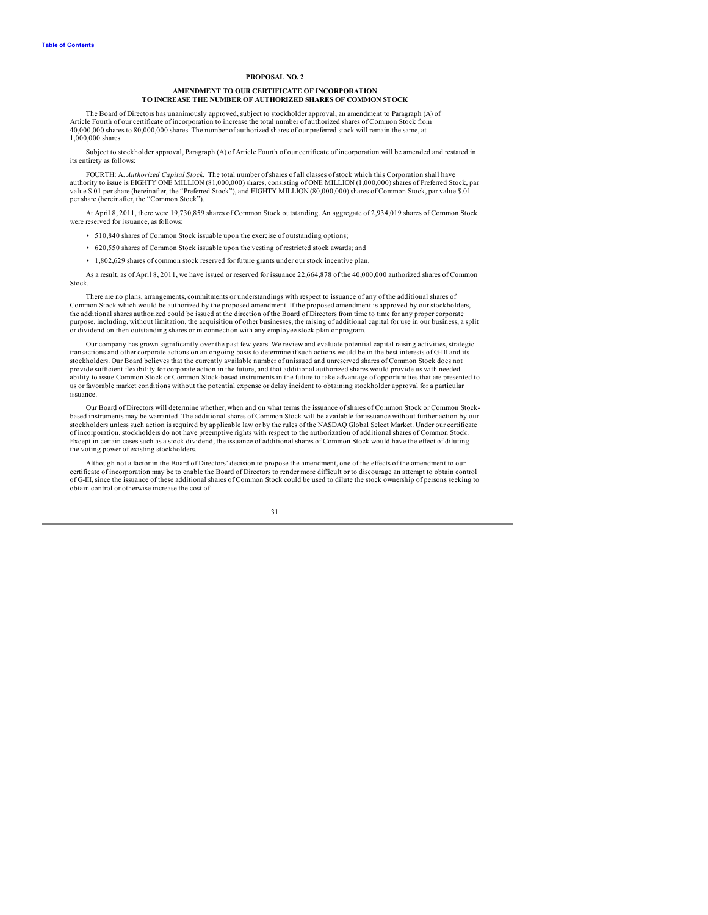**PROPOSAL NO. 2**

**AMENDMENT TO OUR CERTIFICATE OF INCORPORATION TO INCREASE THE NUMBER OF AUTHORIZED SHARES OF COMMON STOCK**

The Board of Directors has unanimously approved, subject to stockholder approval, an amendment to Paragraph (A) of Article Fourth of our certificate of incorporation to increase the total number of authorized shares of Common Stock from 40,000,000 shares to 80,000,000 shares. The number of authorized shares of our preferred stock will remain the same, at 1,000,000 shares.

Subject to stockholder approval, Paragraph (A) of Article Fourth of our certificate of incorporation will be amended and restated in its entirety as follows:

FOURTH: A. *Authorized Capital Stock.* The total number of shares of all classes of stock which this Corporation shall have authority to issue is EIGHTY ONE MILLION (81,000,000) shares, consisting of ONE MILLION (1,000,000) shares of Preferred Stock, par value $.01 per share (hereinafter, the "Preferred Stock"), and EIGHTY MILLION (80,000,000) shares of Common Stock, par value $.01 per share (hereinafter, the "Common Stock").

At April 8, 2011, there were 19,730,859 shares of Common Stock outstanding. An aggregate of 2,934,019 shares of Common Stock were reserved for issuance, as follows:

- 510,840 shares of Common Stock issuable upon the exercise of outstanding options;
- 620,550 shares of Common Stock issuable upon the vesting of restricted stock awards; and
- 1,802,629 shares of common stock reserved for future grants under our stock incentive plan.

As a result, as of April 8, 2011, we have issued or reserved for issuance 22,664,878 of the 40,000,000 authorized shares of Common Stock.

There are no plans, arrangements, commitments or understandings with respect to issuance of any of the additional shares of Common Stock which would be authorized by the proposed amendment. If the proposed amendment is approved by our stockholders, the additional shares authorized could be issued at the direction of the Board of Directors from time to time for any proper corporate purpose, including, without limitation, the acquisition of other businesses, the raising of additional capital for use in our business, a split or dividend on then outstanding shares or in connection with any employee stock plan or program.

Our company has grown significantly over the past few years. We review and evaluate potential capital raising activities, strategic transactions and other corporate actions on an ongoing basis to determine if such actions would be in the best interests of G-III and its stockholders. Our Board believes that the currently available number of unissued and unreserved shares of Common Stock does not provide sufficient flexibility for corporate action in the future, and that additional authorized shares would provide us with needed ability to issue Common Stock or Common Stock-based instruments in the future to take advantage of opportunities that are presented to us or favorable market conditions without the potential expense or delay incident to obtaining stockholder approval for a particular issuance.

Our Board of Directors will determine whether, when and on what terms the issuance of shares of Common Stock or Common Stock-based instruments may be warranted. The additional shares of Common Stock will be available for issuance without further action by our stockholders unless such action is required by applicable law or by the rules of the NASDAQ Global Select Market. Under our certificate of incorporation, stockholders do not have preemptive rights with respect to the authorization of additional shares of Common Stock. Except in certain cases such as a stock dividend, the issuance of additional shares of Common Stock would have the effect of diluting the voting power of existing stockholders.

Although not a factor in the Board of Directors' decision to propose the amendment, one of the effects of the amendment to our certificate of incorporation may be to enable the Board of Directors to render more difficult or to discourage an attempt to obtain control of G-III, since the issuance of these additional shares of Common Stock could be used to dilute the stock ownership of persons seeking to obtain control or otherwise increase the cost of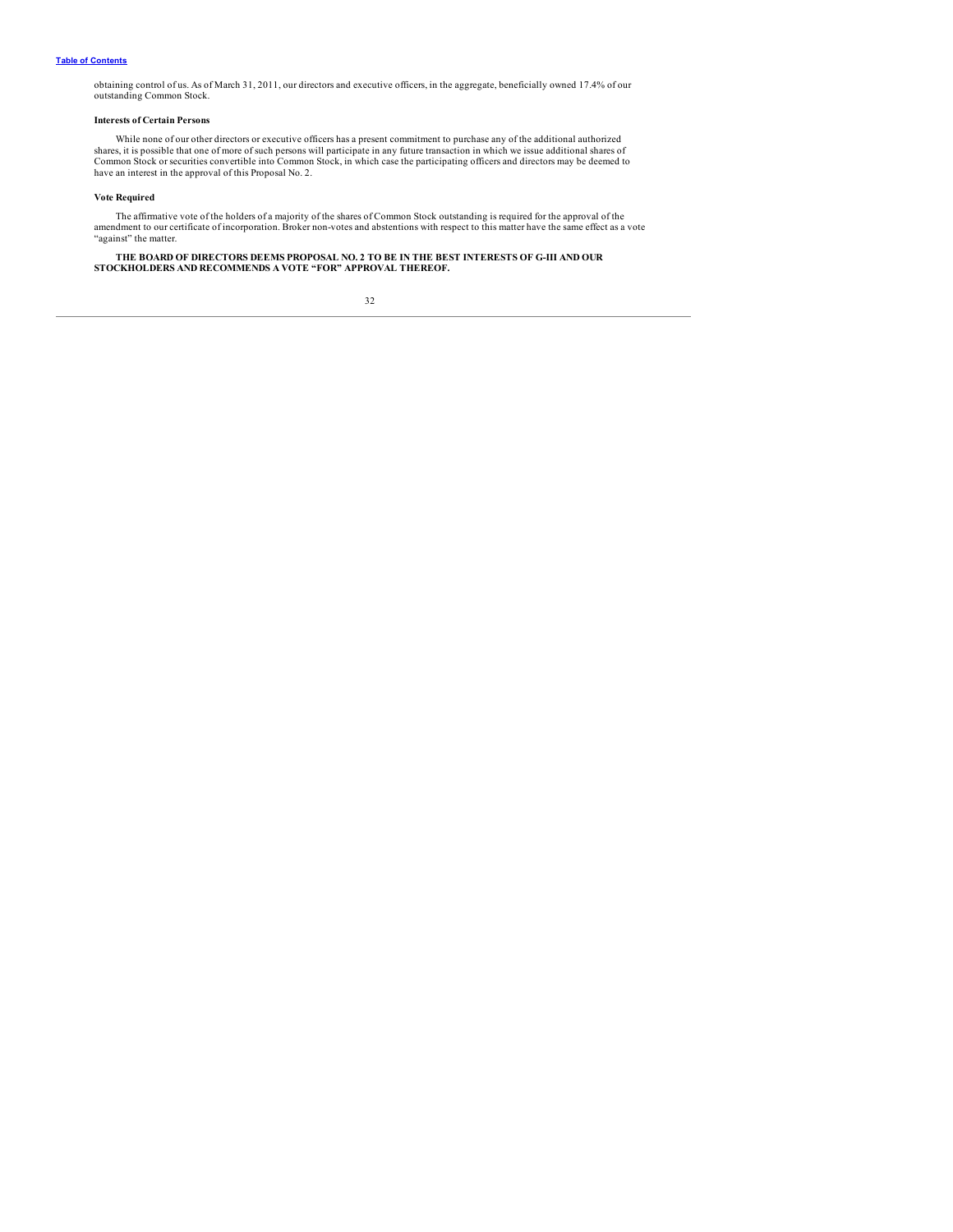obtaining control of us. As of March 31, 2011, our directors and executive officers, in the aggregate, beneficially owned 17.4% of our outstanding Common Stock.

**Interests of Certain Persons**

While none of our other directors or executive officers has a present commitment to purchase any of the additional authorized shares, it is possible that one of more of such persons will participate in any future transaction in which we issue additional shares of Common Stock or securities convertible into Common Stock, in which case the participating officers and directors may be deemed to have an interest in the approval of this Proposal No. 2.

**Vote Required**

The affirmative vote of the holders of a majority of the shares of Common Stock outstanding is required for the approval of the amendment to our certificate of incorporation. Broker non-votes and abstentions with respect to this matter have the same effect as a vote "against" the matter.

**THE BOARD OF DIRECTORS DEEMS PROPOSAL NO. 2 TO BE IN THE BEST INTERESTS OF G-III AND OUR STOCKHOLDERS AND RECOMMENDS A VOTE "FOR" APPROVAL THEREOF.**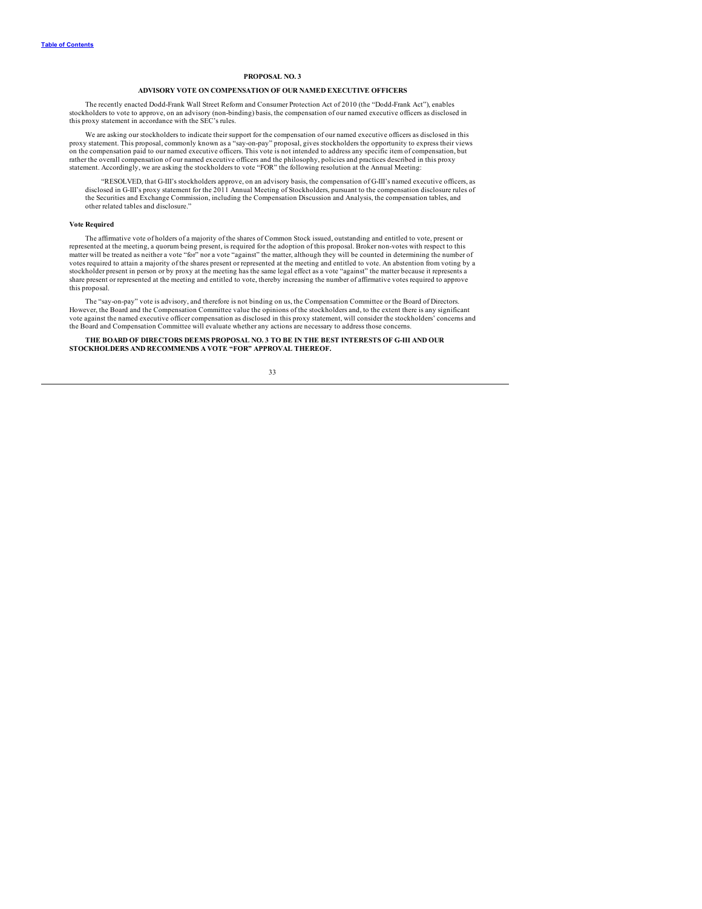## PROPOSAL NO. 3

### ADVISORY VOTE ON COMPENSATION OF OUR NAMED EXECUTIVE OFFICERS

The recently enacted Dodd-Frank Wall Street Reform and Consumer Protection Act of 2010 (the "Dodd-Frank Act"), enables stockholders to vote to approve, on an advisory (non-binding) basis, the compensation of our named executive officers as disclosed in this proxy statement in accordance with the SEC's rules.

We are asking our stockholders to indicate their support for the compensation of our named executive officers as disclosed in this proxy statement. This proposal, commonly known as a "say-on-pay" proposal, gives stockholders the opportunity to express their views on the compensation paid to our named executive officers. This vote is not intended to address any specific item of compensation, but rather the overall compensation of our named executive officers and the philosophy, policies and practices described in this proxy statement. Accordingly, we are asking the stockholders to vote "FOR" the following resolution at the Annual Meeting:

> "RESOLVED, that G-III's stockholders approve, on an advisory basis, the compensation of G-III's named executive officers, as disclosed in G-III's proxy statement for the 2011 Annual Meeting of Stockholders, pursuant to the compensation disclosure rules of the Securities and Exchange Commission, including the Compensation Discussion and Analysis, the compensation tables, and other related tables and disclosure."

**Vote Required**

The affirmative vote of holders of a majority of the shares of Common Stock issued, outstanding and entitled to vote, present or represented at the meeting, a quorum being present, is required for the adoption of this proposal. Broker non-votes with respect to this matter will be treated as neither a vote "for" nor a vote "against" the matter, although they will be counted in determining the number of votes required to attain a majority of the shares present or represented at the meeting and entitled to vote. An abstention from voting by a stockholder present in person or by proxy at the meeting has the same legal effect as a vote "against" the matter because it represents a share present or represented at the meeting and entitled to vote, thereby increasing the number of affirmative votes required to approve this proposal.

The "say-on-pay" vote is advisory, and therefore is not binding on us, the Compensation Committee or the Board of Directors. However, the Board and the Compensation Committee value the opinions of the stockholders and, to the extent there is any significant vote against the named executive officer compensation as disclosed in this proxy statement, will consider the stockholders' concerns and the Board and Compensation Committee will evaluate whether any actions are necessary to address those concerns.

**THE BOARD OF DIRECTORS DEEMS PROPOSAL NO. 3 TO BE IN THE BEST INTERESTS OF G-III AND OUR STOCKHOLDERS AND RECOMMENDS A VOTE "FOR" APPROVAL THEREOF.**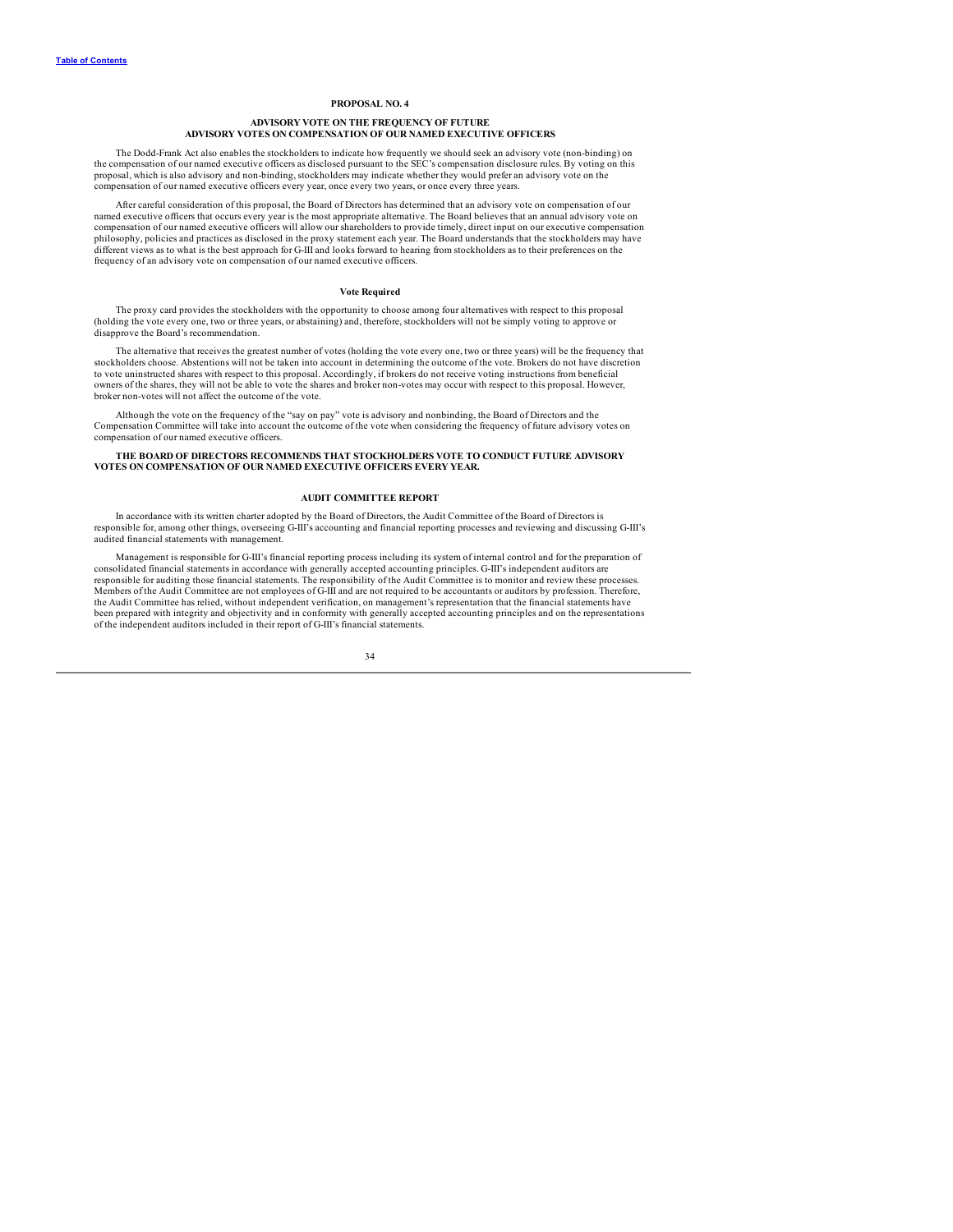## PROPOSAL NO. 4

### ADVISORY VOTE ON THE FREQUENCY OF FUTURE ADVISORY VOTES ON COMPENSATION OF OUR NAMED EXECUTIVE OFFICERS

The Dodd-Frank Act also enables the stockholders to indicate how frequently we should seek an advisory vote (non-binding) on the compensation of our named executive officers as disclosed pursuant to the SEC's compensation disclosure rules. By voting on this proposal, which is also advisory and non-binding, stockholders may indicate whether they would prefer an advisory vote on the compensation of our named executive officers every year, once every two years, or once every three years.

After careful consideration of this proposal, the Board of Directors has determined that an advisory vote on compensation of our named executive officers that occurs every year is the most appropriate alternative. The Board believes that an annual advisory vote on compensation of our named executive officers will allow our shareholders to provide timely, direct input on our executive compensation philosophy, policies and practices as disclosed in the proxy statement each year. The Board understands that the stockholders may have different views as to what is the best approach for G-III and looks forward to hearing from stockholders as to their preferences on the frequency of an advisory vote on compensation of our named executive officers.

### Vote Required

The proxy card provides the stockholders with the opportunity to choose among four alternatives with respect to this proposal (holding the vote every one, two or three years, or abstaining) and, therefore, stockholders will not be simply voting to approve or disapprove the Board's recommendation.

The alternative that receives the greatest number of votes (holding the vote every one, two or three years) will be the frequency that stockholders choose. Abstentions will not be taken into account in determining the outcome of the vote. Brokers do not have discretion to vote uninstructed shares with respect to this proposal. Accordingly, if brokers do not receive voting instructions from beneficial owners of the shares, they will not be able to vote the shares and broker non-votes may occur with respect to this proposal. However, broker non-votes will not affect the outcome of the vote.

Although the vote on the frequency of the "say on pay" vote is advisory and nonbinding, the Board of Directors and the Compensation Committee will take into account the outcome of the vote when considering the frequency of future advisory votes on compensation of our named executive officers.

**THE BOARD OF DIRECTORS RECOMMENDS THAT STOCKHOLDERS VOTE TO CONDUCT FUTURE ADVISORY VOTES ON COMPENSATION OF OUR NAMED EXECUTIVE OFFICERS EVERY YEAR.**

## AUDIT COMMITTEE REPORT

In accordance with its written charter adopted by the Board of Directors, the Audit Committee of the Board of Directors is responsible for, among other things, overseeing G-III's accounting and financial reporting processes and reviewing and discussing G-III's audited financial statements with management.

Management is responsible for G-III's financial reporting process including its system of internal control and for the preparation of consolidated financial statements in accordance with generally accepted accounting principles. G-III's independent auditors are responsible for auditing those financial statements. The responsibility of the Audit Committee is to monitor and review these processes. Members of the Audit Committee are not employees of G-III and are not required to be accountants or auditors by profession. Therefore, the Audit Committee has relied, without independent verification, on management's representation that the financial statements have been prepared with integrity and objectivity and in conformity with generally accepted accounting principles and on the representations of the independent auditors included in their report of G-III's financial statements.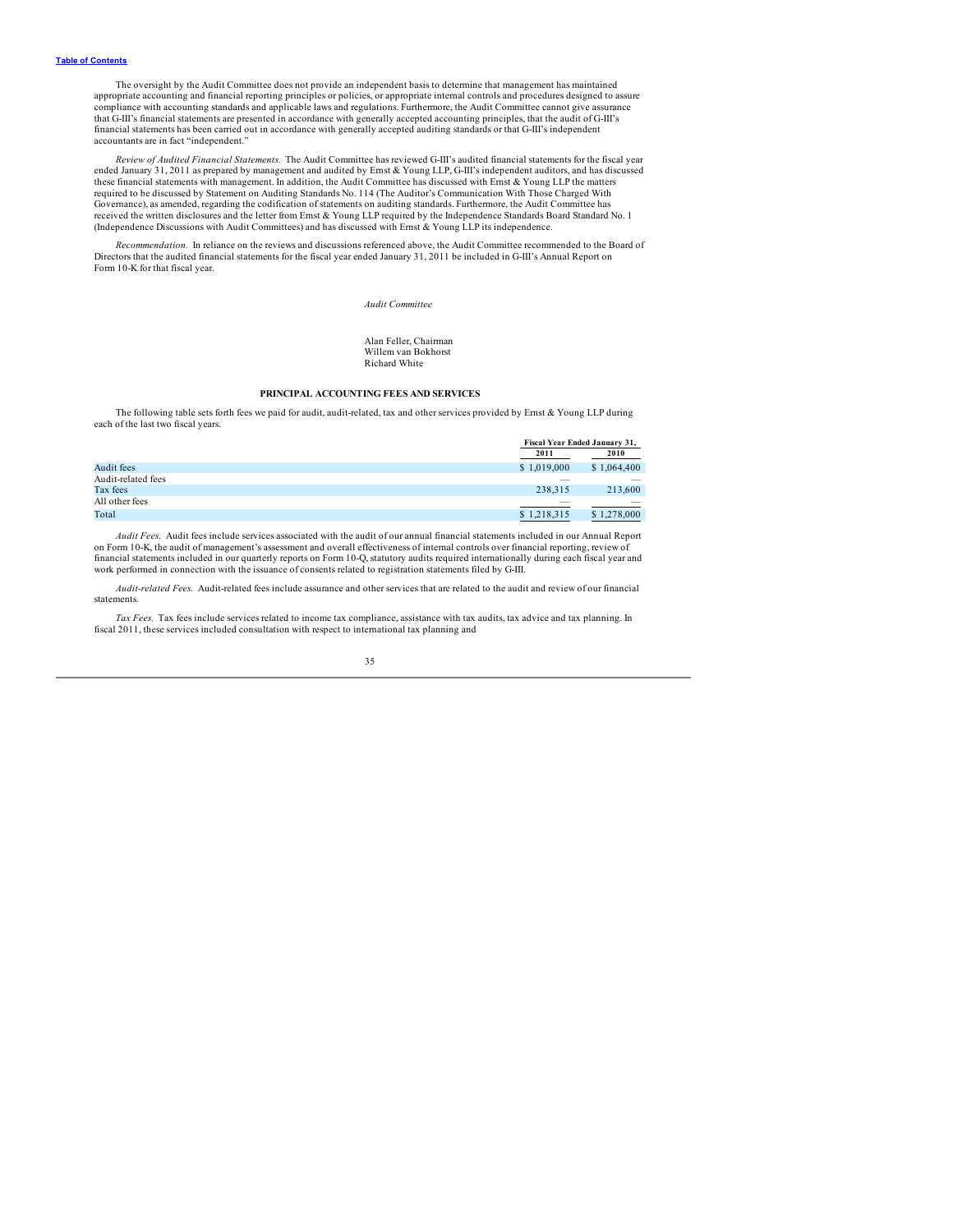The oversight by the Audit Committee does not provide an independent basis to determine that management has maintained appropriate accounting and financial reporting principles or policies, or appropriate internal controls and procedures designed to assure compliance with accounting standards and applicable laws and regulations. Furthermore, the Audit Committee cannot give assurance that G-III's financial statements are presented in accordance with generally accepted accounting principles, that the audit of G-III's financial statements has been carried out in accordance with generally accepted auditing standards or that G-III's independent accountants are in fact "independent."

*Review of Audited Financial Statements.* The Audit Committee has reviewed G-III's audited financial statements for the fiscal year ended January 31, 2011 as prepared by management and audited by Ernst & Young LLP, G-III's independent auditors, and has discussed these financial statements with management. In addition, the Audit Committee has discussed with Ernst & Young LLP the matters required to be discussed by Statement on Auditing Standards No. 114 (The Auditor's Communication With Those Charged With Governance), as amended, regarding the codification of statements on auditing standards. Furthermore, the Audit Committee has received the written disclosures and the letter from Ernst & Young LLP required by the Independence Standards Board Standard No. 1 (Independence Discussions with Audit Committees) and has discussed with Ernst & Young LLP its independence.

*Recommendation.* In reliance on the reviews and discussions referenced above, the Audit Committee recommended to the Board of Directors that the audited financial statements for the fiscal year ended January 31, 2011 be included in G-III's Annual Report on Form 10-K for that fiscal year.

*Audit Committee*

Alan Feller, Chairman
Willem van Bokhorst
Richard White

## PRINCIPAL ACCOUNTING FEES AND SERVICES

The following table sets forth fees we paid for audit, audit-related, tax and other services provided by Ernst & Young LLP during each of the last two fiscal years.

| | Fiscal Year Ended January 31, | |
|---|---|---|
| | 2011 | 2010 |
| Audit fees | $ 1,019,000 | $ 1,064,400 |
| Audit-related fees | — | — |
| Tax fees | 238,315 | 213,600 |
| All other fees | — | — |
| Total | $ 1,218,315 | $ 1,278,000 |

*Audit Fees.* Audit fees include services associated with the audit of our annual financial statements included in our Annual Report on Form 10-K, the audit of management's assessment and overall effectiveness of internal controls over financial reporting, review of financial statements included in our quarterly reports on Form 10-Q, statutory audits required internationally during each fiscal year and work performed in connection with the issuance of consents related to registration statements filed by G-III.

*Audit-related Fees.* Audit-related fees include assurance and other services that are related to the audit and review of our financial statements.

*Tax Fees.* Tax fees include services related to income tax compliance, assistance with tax audits, tax advice and tax planning. In fiscal 2011, these services included consultation with respect to international tax planning and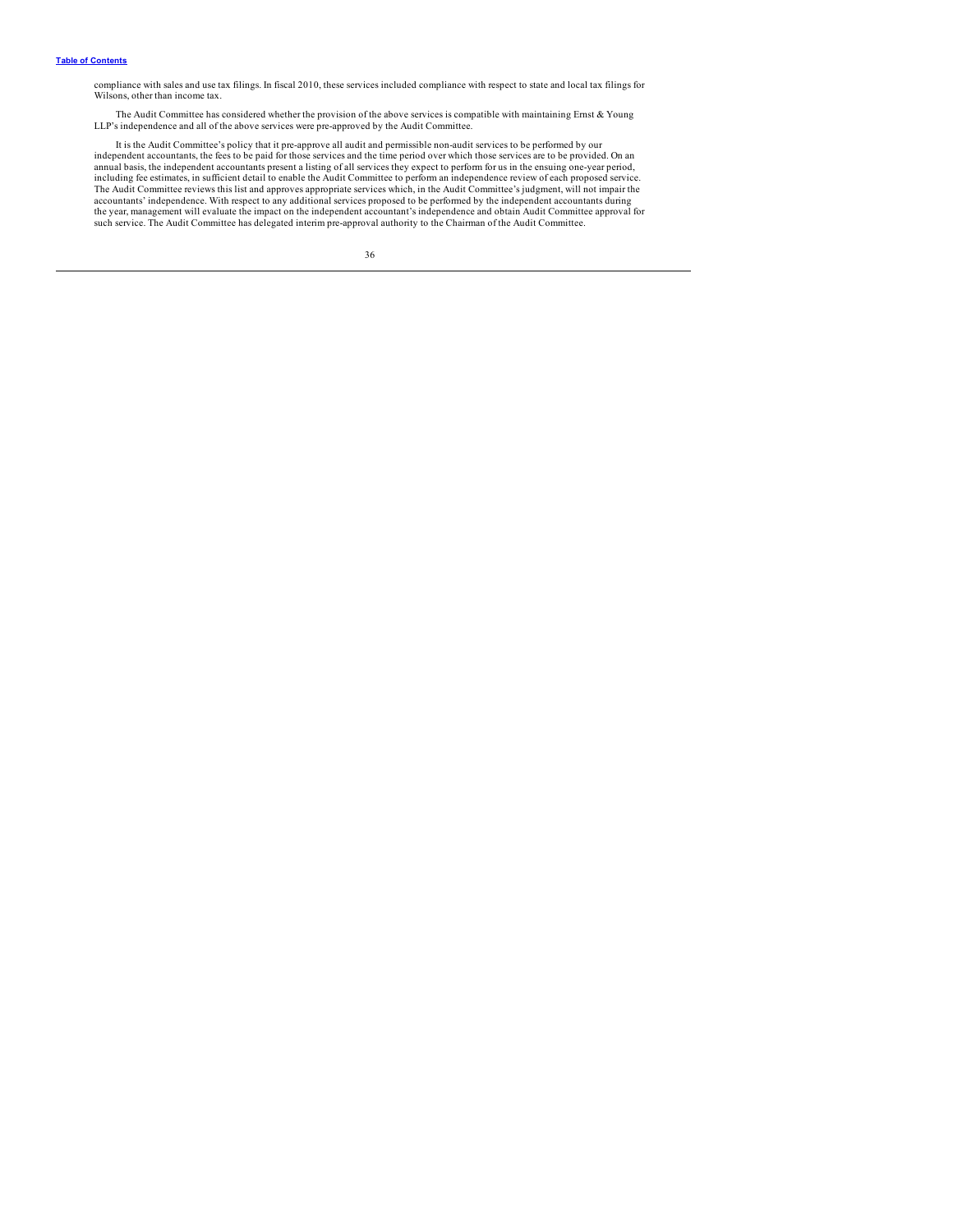compliance with sales and use tax filings. In fiscal 2010, these services included compliance with respect to state and local tax filings for Wilsons, other than income tax.

The Audit Committee has considered whether the provision of the above services is compatible with maintaining Ernst & Young LLP's independence and all of the above services were pre-approved by the Audit Committee.

It is the Audit Committee's policy that it pre-approve all audit and permissible non-audit services to be performed by our independent accountants, the fees to be paid for those services and the time period over which those services are to be provided. On an annual basis, the independent accountants present a listing of all services they expect to perform for us in the ensuing one-year period, including fee estimates, in sufficient detail to enable the Audit Committee to perform an independence review of each proposed service. The Audit Committee reviews this list and approves appropriate services which, in the Audit Committee's judgment, will not impair the accountants' independence. With respect to any additional services proposed to be performed by the independent accountants during the year, management will evaluate the impact on the independent accountant's independence and obtain Audit Committee approval for such service. The Audit Committee has delegated interim pre-approval authority to the Chairman of the Audit Committee.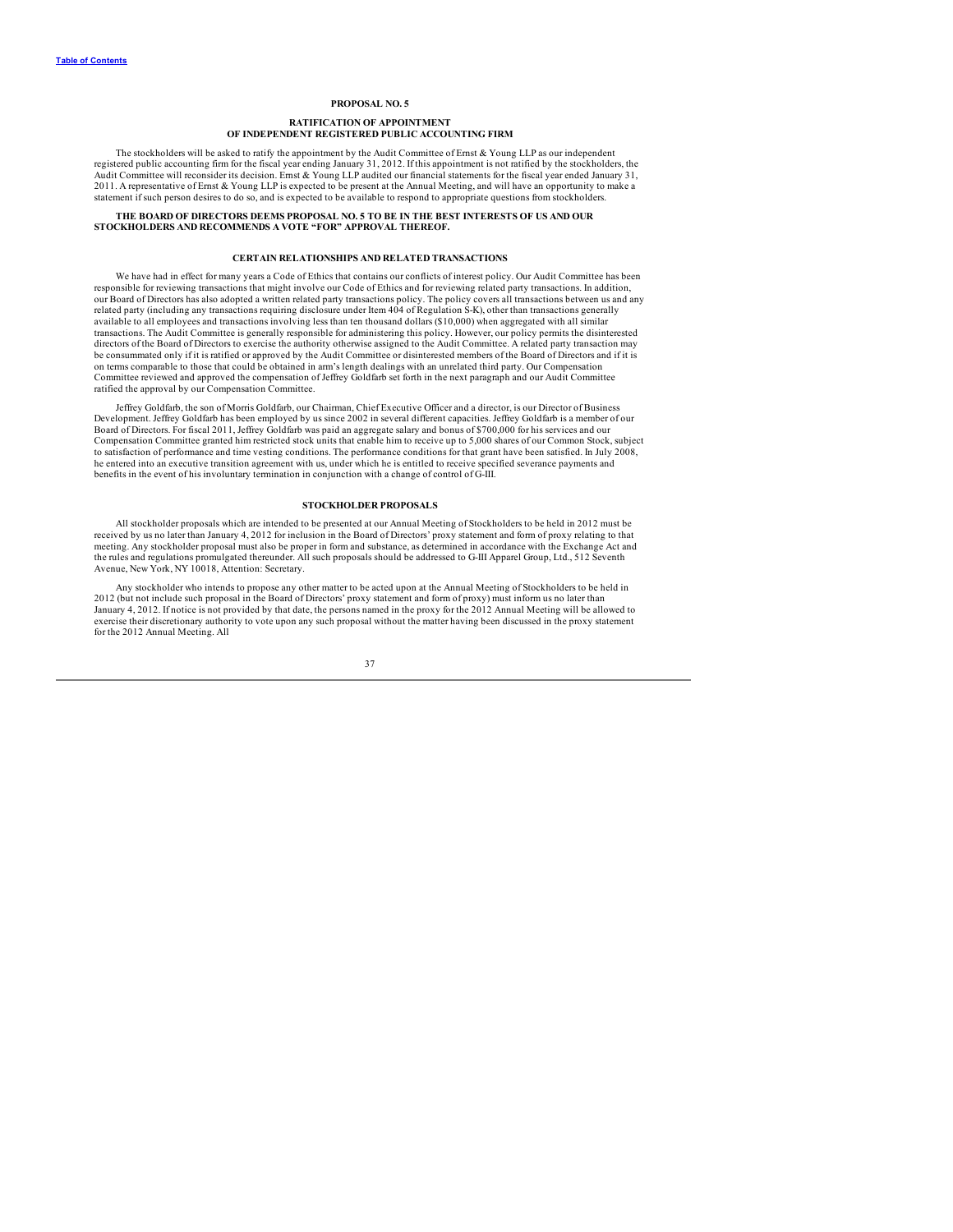## PROPOSAL NO. 5

### RATIFICATION OF APPOINTMENT OF INDEPENDENT REGISTERED PUBLIC ACCOUNTING FIRM

The stockholders will be asked to ratify the appointment by the Audit Committee of Ernst & Young LLP as our independent registered public accounting firm for the fiscal year ending January 31, 2012. If this appointment is not ratified by the stockholders, the Audit Committee will reconsider its decision. Ernst & Young LLP audited our financial statements for the fiscal year ended January 31, 2011. A representative of Ernst & Young LLP is expected to be present at the Annual Meeting, and will have an opportunity to make a statement if such person desires to do so, and is expected to be available to respond to appropriate questions from stockholders.

**THE BOARD OF DIRECTORS DEEMS PROPOSAL NO. 5 TO BE IN THE BEST INTERESTS OF US AND OUR STOCKHOLDERS AND RECOMMENDS A VOTE "FOR" APPROVAL THEREOF.**

## CERTAIN RELATIONSHIPS AND RELATED TRANSACTIONS

We have had in effect for many years a Code of Ethics that contains our conflicts of interest policy. Our Audit Committee has been responsible for reviewing transactions that might involve our Code of Ethics and for reviewing related party transactions. In addition, our Board of Directors has also adopted a written related party transactions policy. The policy covers all transactions between us and any related party (including any transactions requiring disclosure under Item 404 of Regulation S-K), other than transactions generally available to all employees and transactions involving less than ten thousand dollars ($10,000) when aggregated with all similar transactions. The Audit Committee is generally responsible for administering this policy. However, our policy permits the disinterested directors of the Board of Directors to exercise the authority otherwise assigned to the Audit Committee. A related party transaction may be consummated only if it is ratified or approved by the Audit Committee or disinterested members of the Board of Directors and if it is on terms comparable to those that could be obtained in arm's length dealings with an unrelated third party. Our Compensation Committee reviewed and approved the compensation of Jeffrey Goldfarb set forth in the next paragraph and our Audit Committee ratified the approval by our Compensation Committee.

Jeffrey Goldfarb, the son of Morris Goldfarb, our Chairman, Chief Executive Officer and a director, is our Director of Business Development. Jeffrey Goldfarb has been employed by us since 2002 in several different capacities. Jeffrey Goldfarb is a member of our Board of Directors. For fiscal 2011, Jeffrey Goldfarb was paid an aggregate salary and bonus of $700,000 for his services and our Compensation Committee granted him restricted stock units that enable him to receive up to 5,000 shares of our Common Stock, subject to satisfaction of performance and time vesting conditions. The performance conditions for that grant have been satisfied. In July 2008, he entered into an executive transition agreement with us, under which he is entitled to receive specified severance payments and benefits in the event of his involuntary termination in conjunction with a change of control of G-III.

## STOCKHOLDER PROPOSALS

All stockholder proposals which are intended to be presented at our Annual Meeting of Stockholders to be held in 2012 must be received by us no later than January 4, 2012 for inclusion in the Board of Directors' proxy statement and form of proxy relating to that meeting. Any stockholder proposal must also be proper in form and substance, as determined in accordance with the Exchange Act and the rules and regulations promulgated thereunder. All such proposals should be addressed to G-III Apparel Group, Ltd., 512 Seventh Avenue, New York, NY 10018, Attention: Secretary.

Any stockholder who intends to propose any other matter to be acted upon at the Annual Meeting of Stockholders to be held in 2012 (but not include such proposal in the Board of Directors' proxy statement and form of proxy) must inform us no later than January 4, 2012. If notice is not provided by that date, the persons named in the proxy for the 2012 Annual Meeting will be allowed to exercise their discretionary authority to vote upon any such proposal without the matter having been discussed in the proxy statement for the 2012 Annual Meeting. All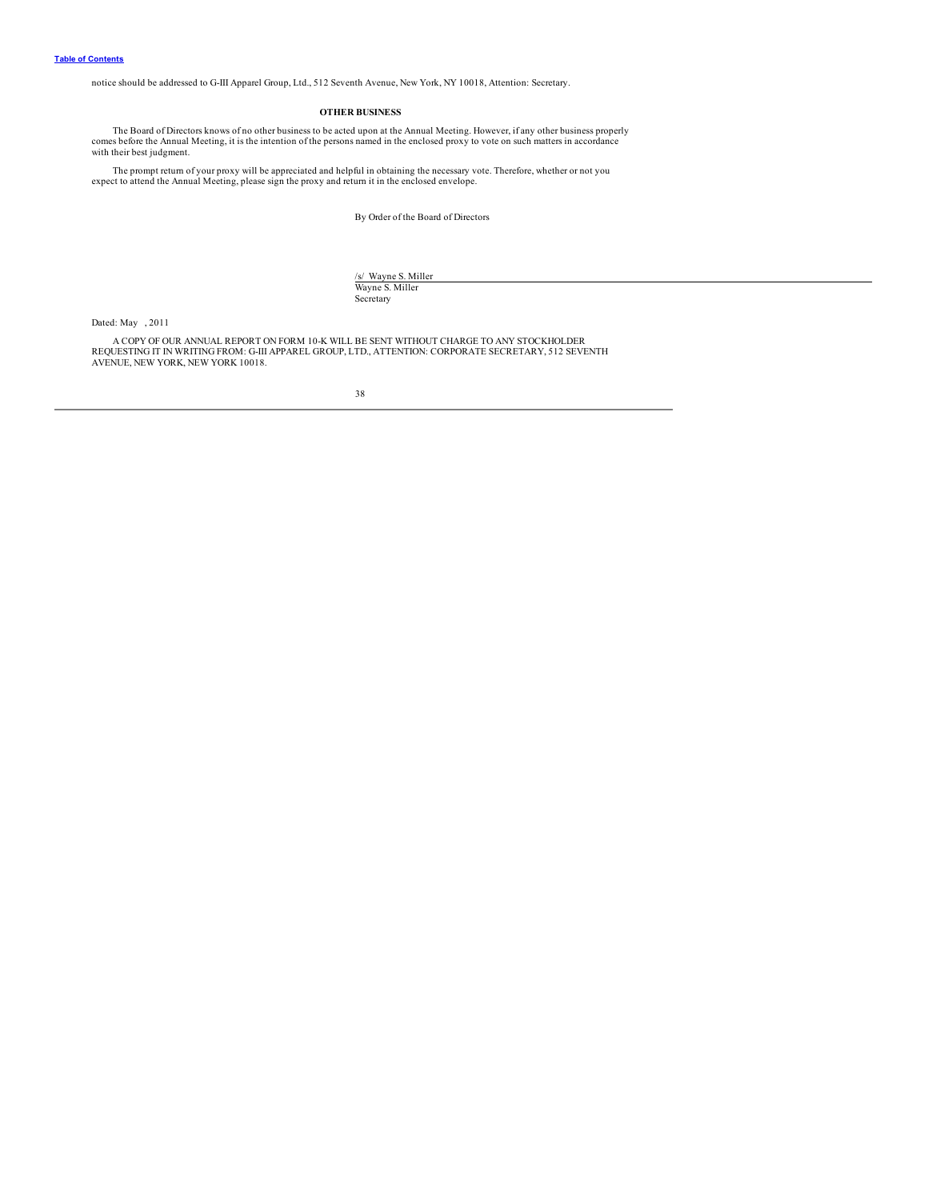notice should be addressed to G-III Apparel Group, Ltd., 512 Seventh Avenue, New York, NY 10018, Attention: Secretary.

## OTHER BUSINESS

The Board of Directors knows of no other business to be acted upon at the Annual Meeting. However, if any other business properly comes before the Annual Meeting, it is the intention of the persons named in the enclosed proxy to vote on such matters in accordance with their best judgment.

The prompt return of your proxy will be appreciated and helpful in obtaining the necessary vote. Therefore, whether or not you expect to attend the Annual Meeting, please sign the proxy and return it in the enclosed envelope.

By Order of the Board of Directors

/s/ Wayne S. Miller
Wayne S. Miller
Secretary

Dated: May , 2011

A COPY OF OUR ANNUAL REPORT ON FORM 10-K WILL BE SENT WITHOUT CHARGE TO ANY STOCKHOLDER REQUESTING IT IN WRITING FROM: G-III APPAREL GROUP, LTD., ATTENTION: CORPORATE SECRETARY, 512 SEVENTH AVENUE, NEW YORK, NEW YORK 10018.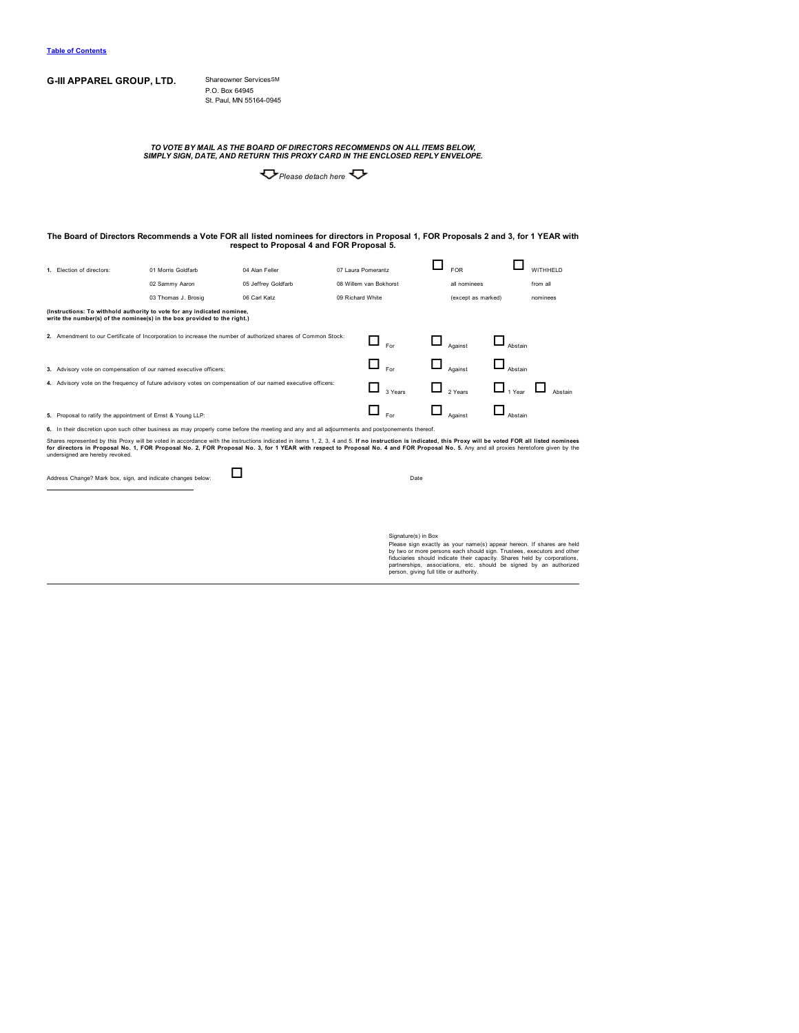[Table of Contents](#)

**G-III APPAREL GROUP, LTD.**

Shareowner Services[SM]
P.O. Box 64945
St. Paul, MN 55164-0945

***TO VOTE BY MAIL AS THE BOARD OF DIRECTORS RECOMMENDS ON ALL ITEMS BELOW, SIMPLY SIGN, DATE, AND RETURN THIS PROXY CARD IN THE ENCLOSED REPLY ENVELOPE.***

*Please detach here*

**The Board of Directors Recommends a Vote FOR all listed nominees for directors in Proposal 1, FOR Proposals 2 and 3, for 1 YEAR with respect to Proposal 4 and FOR Proposal 5.**

| 1. Election of directors: | 01 Morris Goldfarb | 04 Alan Feller | 07 Laura Pomerantz | ☐ FOR all nominees (except as marked) | ☐ WITHHELD from all nominees |
|---|---|---|---|---|---|
| | 02 Sammy Aaron | 05 Jeffrey Goldfarb | 08 Willem van Bokhorst | | |
| | 03 Thomas J. Brosig | 06 Carl Katz | 09 Richard White | | |

**(Instructions: To withhold authority to vote for any indicated nominee, write the number(s) of the nominee(s) in the box provided to the right.)**

| | | | | |
|---|---|---|---|---|
| **2.** Amendment to our Certificate of Incorporation to increase the number of authorized shares of Common Stock: | ☐ For | ☐ Against | ☐ Abstain | |
| **3.** Advisory vote on compensation of our named executive officers: | ☐ For | ☐ Against | ☐ Abstain | |
| **4.** Advisory vote on the frequency of future advisory votes on compensation of our named executive officers: | ☐ 3 Years | ☐ 2 Years | ☐ 1 Year | ☐ Abstain |
| **5.** Proposal to ratify the appointment of Ernst & Young LLP: | ☐ For | ☐ Against | ☐ Abstain | |

**6.** In their discretion upon such other business as may properly come before the meeting and any and all adjournments and postponements thereof.

Shares represented by this Proxy will be voted in accordance with the instructions indicated in items 1, 2, 3, 4 and 5. **If no instruction is indicated, this Proxy will be voted FOR all listed nominees for directors in Proposal No. 1, FOR Proposal No. 2, FOR Proposal No. 3, for 1 YEAR with respect to Proposal No. 4 and FOR Proposal No. 5.** Any and all proxies heretofore given by the undersigned are hereby revoked.

Address Change? Mark box, sign, and indicate changes below: ☐

Date

Signature(s) in Box

Please sign exactly as your name(s) appear hereon. If shares are held by two or more persons each should sign. Trustees, executors and other fiduciaries should indicate their capacity. Shares held by corporations, partnerships, associations, etc. should be signed by an authorized person, giving full title or authority.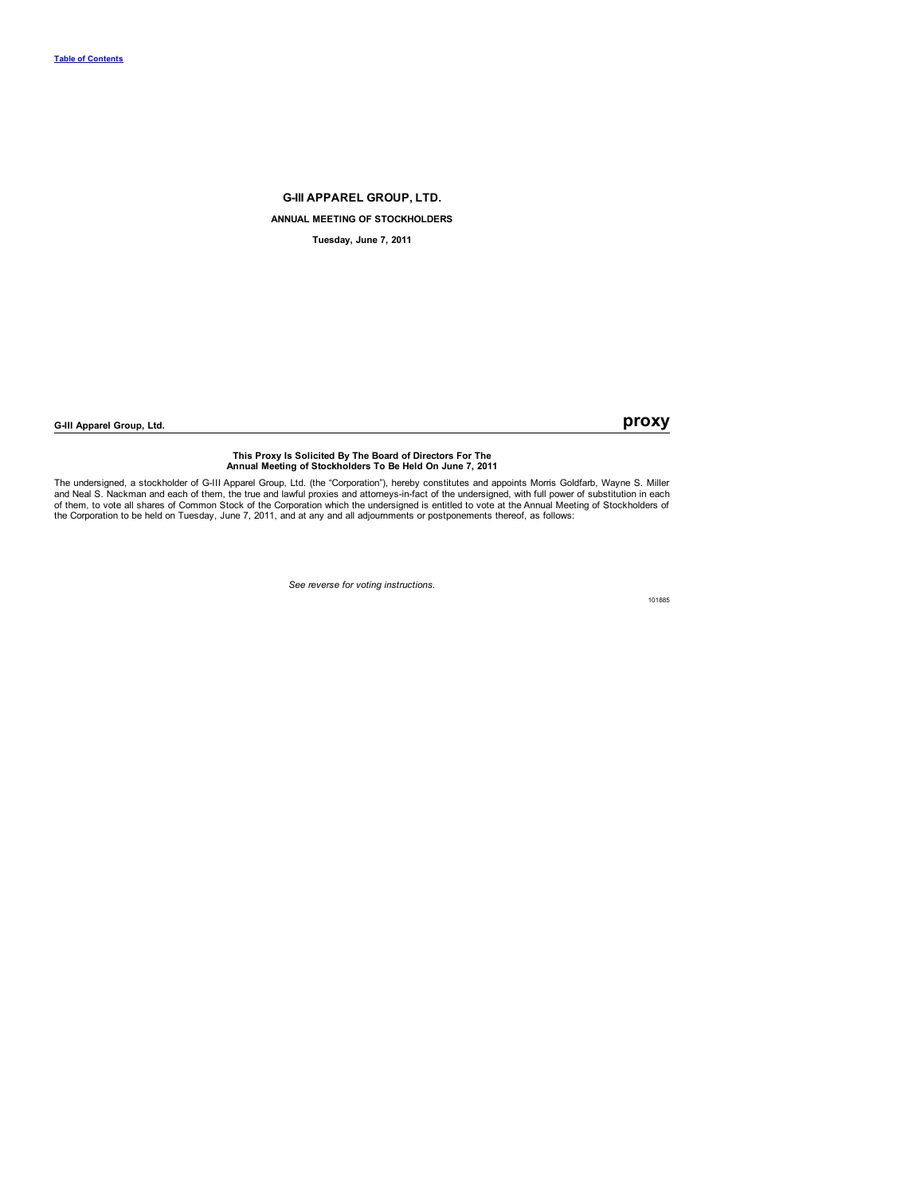[Table of Contents](#)

# G-III APPAREL GROUP, LTD.

**ANNUAL MEETING OF STOCKHOLDERS**

**Tuesday, June 7, 2011**

**G-III Apparel Group, Ltd.** **proxy**

**This Proxy Is Solicited By The Board of Directors For The Annual Meeting of Stockholders To Be Held On June 7, 2011**

The undersigned, a stockholder of G-III Apparel Group, Ltd. (the "Corporation"), hereby constitutes and appoints Morris Goldfarb, Wayne S. Miller and Neal S. Nackman and each of them, the true and lawful proxies and attorneys-in-fact of the undersigned, with full power of substitution in each of them, to vote all shares of Common Stock of the Corporation which the undersigned is entitled to vote at the Annual Meeting of Stockholders of the Corporation to be held on Tuesday, June 7, 2011, and at any and all adjournments or postponements thereof, as follows:

*See reverse for voting instructions.*

101885